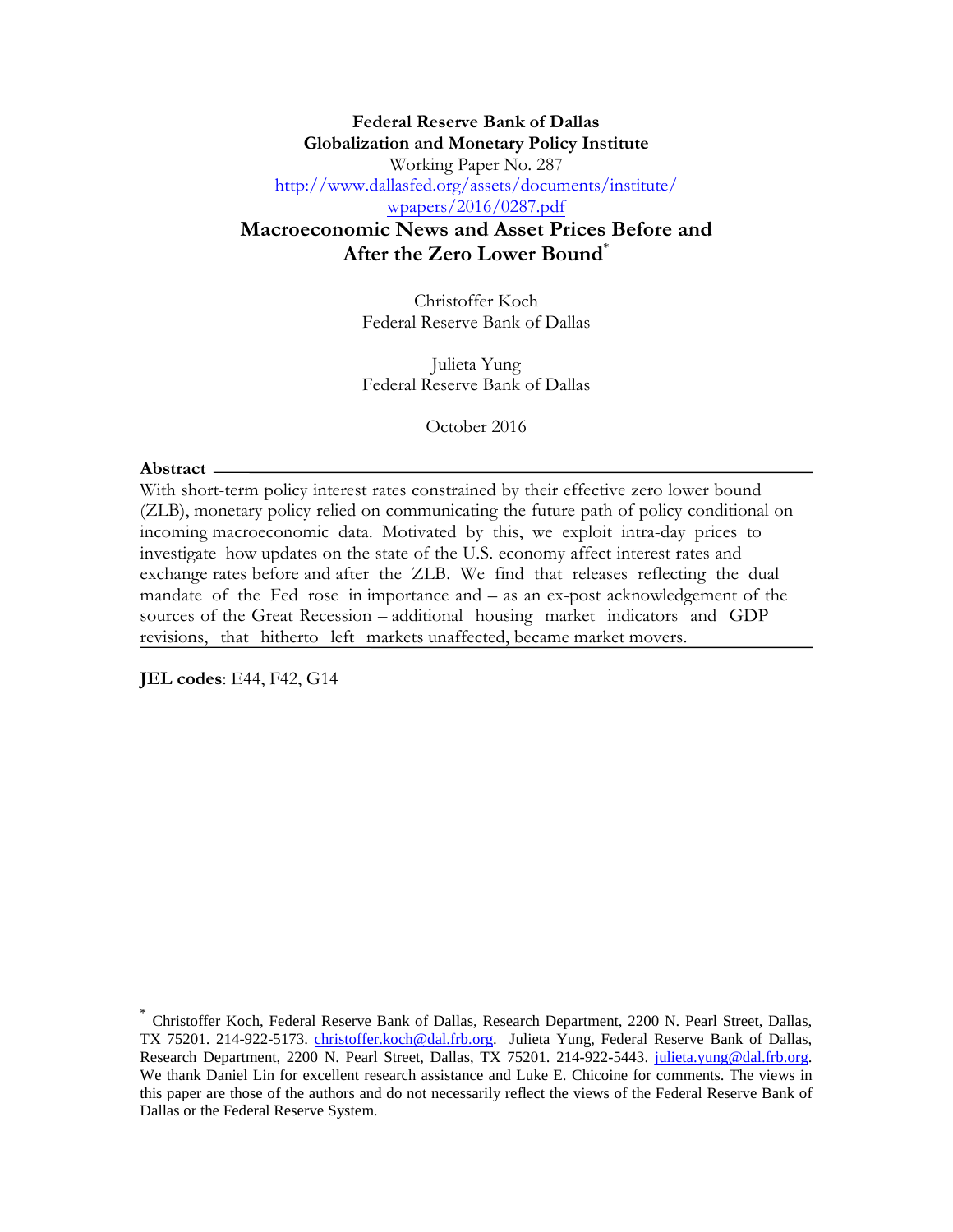**Federal Reserve Bank of Dallas**
**Globalization and Monetary Policy Institute**
Working Paper No. 287
http://www.dallasfed.org/assets/documents/institute/wpapers/2016/0287.pdf

# Macroeconomic News and Asset Prices Before and After the Zero Lower Bound*

Christoffer Koch
Federal Reserve Bank of Dallas

Julieta Yung
Federal Reserve Bank of Dallas

October 2016

**Abstract**

With short-term policy interest rates constrained by their effective zero lower bound (ZLB), monetary policy relied on communicating the future path of policy conditional on incoming macroeconomic data. Motivated by this, we exploit intra-day prices to investigate how updates on the state of the U.S. economy affect interest rates and exchange rates before and after the ZLB. We find that releases reflecting the dual mandate of the Fed rose in importance and – as an ex-post acknowledgement of the sources of the Great Recession – additional housing market indicators and GDP revisions, that hitherto left markets unaffected, became market movers.

**JEL codes**: E44, F42, G14

---

* Christoffer Koch, Federal Reserve Bank of Dallas, Research Department, 2200 N. Pearl Street, Dallas, TX 75201. 214-922-5173. christoffer.koch@dal.frb.org. Julieta Yung, Federal Reserve Bank of Dallas, Research Department, 2200 N. Pearl Street, Dallas, TX 75201. 214-922-5443. julieta.yung@dal.frb.org. We thank Daniel Lin for excellent research assistance and Luke E. Chicoine for comments. The views in this paper are those of the authors and do not necessarily reflect the views of the Federal Reserve Bank of Dallas or the Federal Reserve System.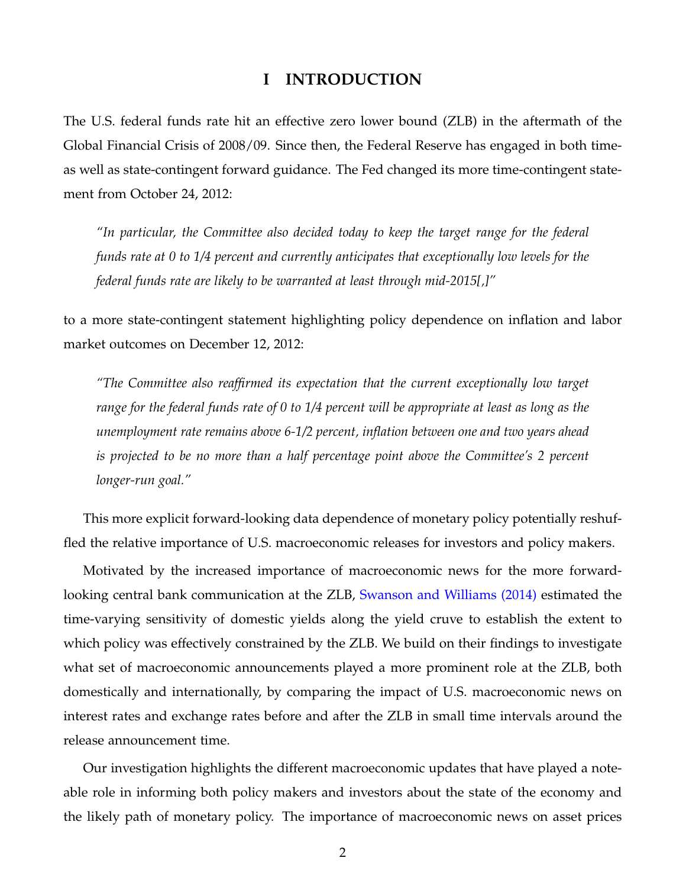# I INTRODUCTION

The U.S. federal funds rate hit an effective zero lower bound (ZLB) in the aftermath of the Global Financial Crisis of 2008/09. Since then, the Federal Reserve has engaged in both time- as well as state-contingent forward guidance. The Fed changed its more time-contingent statement from October 24, 2012:

> *"In particular, the Committee also decided today to keep the target range for the federal funds rate at 0 to 1/4 percent and currently anticipates that exceptionally low levels for the federal funds rate are likely to be warranted at least through mid-2015[,]"*

to a more state-contingent statement highlighting policy dependence on inflation and labor market outcomes on December 12, 2012:

> *"The Committee also reaffirmed its expectation that the current exceptionally low target range for the federal funds rate of 0 to 1/4 percent will be appropriate at least as long as the unemployment rate remains above 6-1/2 percent, inflation between one and two years ahead is projected to be no more than a half percentage point above the Committee's 2 percent longer-run goal."*

This more explicit forward-looking data dependence of monetary policy potentially reshuffled the relative importance of U.S. macroeconomic releases for investors and policy makers.

Motivated by the increased importance of macroeconomic news for the more forward-looking central bank communication at the ZLB, Swanson and Williams (2014) estimated the time-varying sensitivity of domestic yields along the yield cruve to establish the extent to which policy was effectively constrained by the ZLB. We build on their findings to investigate what set of macroeconomic announcements played a more prominent role at the ZLB, both domestically and internationally, by comparing the impact of U.S. macroeconomic news on interest rates and exchange rates before and after the ZLB in small time intervals around the release announcement time.

Our investigation highlights the different macroeconomic updates that have played a noteable role in informing both policy makers and investors about the state of the economy and the likely path of monetary policy. The importance of macroeconomic news on asset prices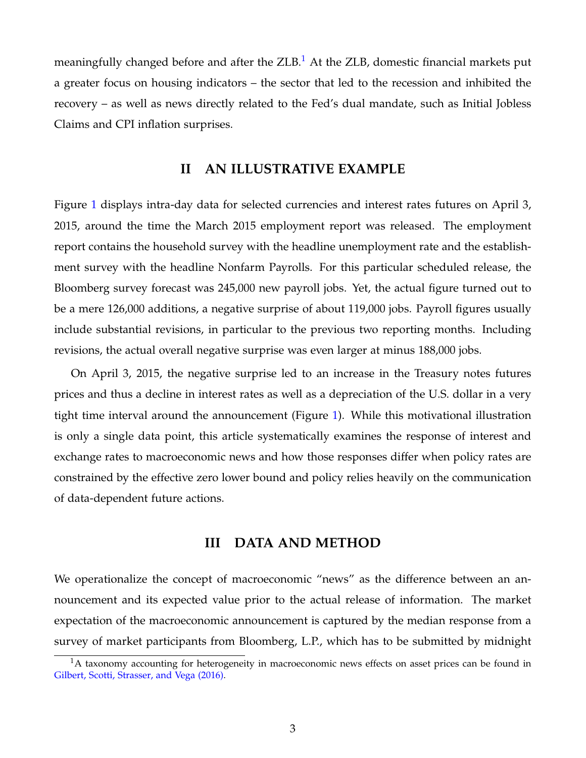meaningfully changed before and after the ZLB.[1] At the ZLB, domestic financial markets put a greater focus on housing indicators – the sector that led to the recession and inhibited the recovery – as well as news directly related to the Fed's dual mandate, such as Initial Jobless Claims and CPI inflation surprises.

## II AN ILLUSTRATIVE EXAMPLE

Figure 1 displays intra-day data for selected currencies and interest rates futures on April 3, 2015, around the time the March 2015 employment report was released. The employment report contains the household survey with the headline unemployment rate and the establishment survey with the headline Nonfarm Payrolls. For this particular scheduled release, the Bloomberg survey forecast was 245,000 new payroll jobs. Yet, the actual figure turned out to be a mere 126,000 additions, a negative surprise of about 119,000 jobs. Payroll figures usually include substantial revisions, in particular to the previous two reporting months. Including revisions, the actual overall negative surprise was even larger at minus 188,000 jobs.

On April 3, 2015, the negative surprise led to an increase in the Treasury notes futures prices and thus a decline in interest rates as well as a depreciation of the U.S. dollar in a very tight time interval around the announcement (Figure 1). While this motivational illustration is only a single data point, this article systematically examines the response of interest and exchange rates to macroeconomic news and how those responses differ when policy rates are constrained by the effective zero lower bound and policy relies heavily on the communication of data-dependent future actions.

## III DATA AND METHOD

We operationalize the concept of macroeconomic "news" as the difference between an announcement and its expected value prior to the actual release of information. The market expectation of the macroeconomic announcement is captured by the median response from a survey of market participants from Bloomberg, L.P., which has to be submitted by midnight

[1] A taxonomy accounting for heterogeneity in macroeconomic news effects on asset prices can be found in Gilbert, Scotti, Strasser, and Vega (2016).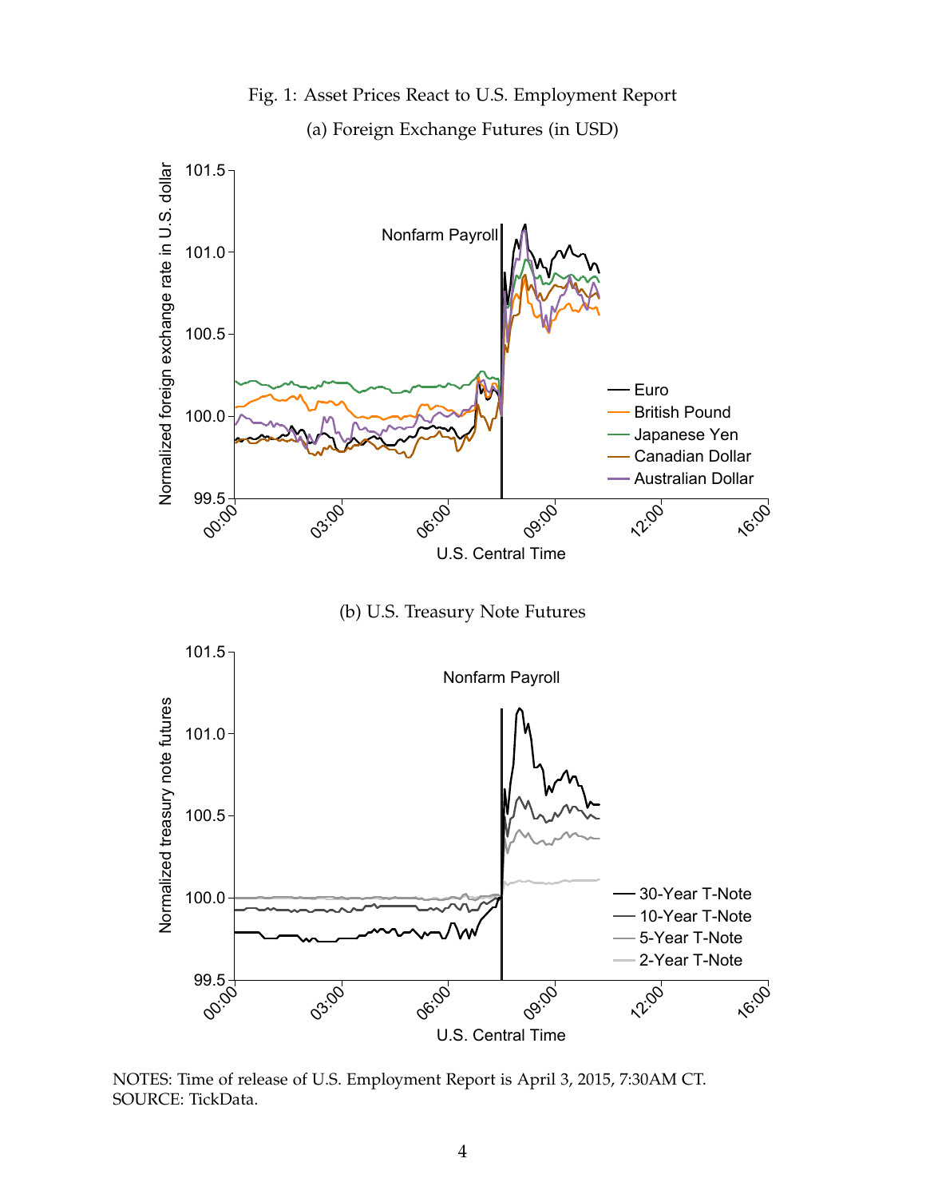Fig. 1: Asset Prices React to U.S. Employment Report

(a) Foreign Exchange Futures (in USD)

(b) U.S. Treasury Note Futures

NOTES: Time of release of U.S. Employment Report is April 3, 2015, 7:30AM CT.
SOURCE: TickData.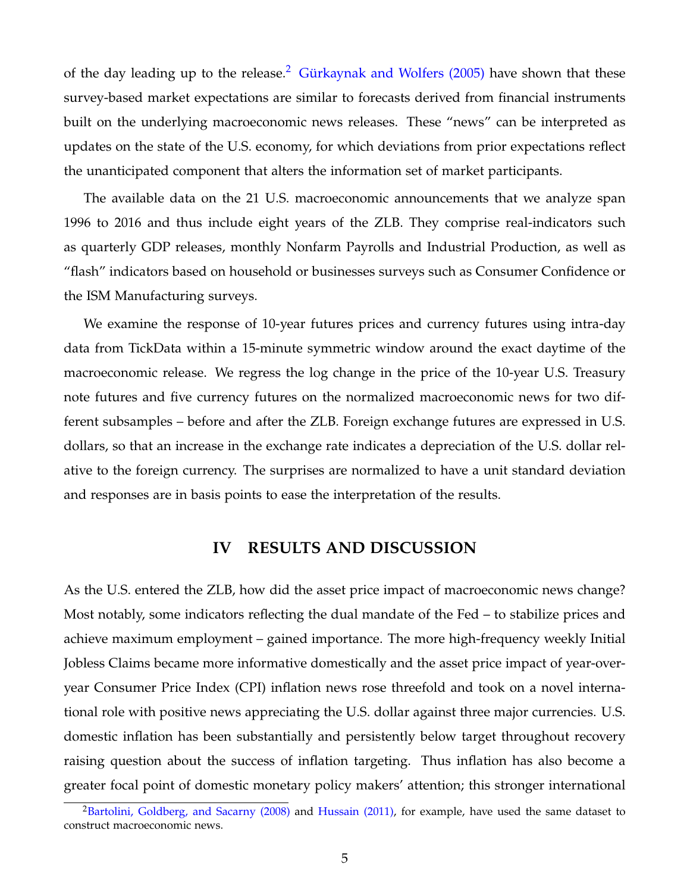of the day leading up to the release.[2] Gürkaynak and Wolfers (2005) have shown that these survey-based market expectations are similar to forecasts derived from financial instruments built on the underlying macroeconomic news releases. These "news" can be interpreted as updates on the state of the U.S. economy, for which deviations from prior expectations reflect the unanticipated component that alters the information set of market participants.

The available data on the 21 U.S. macroeconomic announcements that we analyze span 1996 to 2016 and thus include eight years of the ZLB. They comprise real-indicators such as quarterly GDP releases, monthly Nonfarm Payrolls and Industrial Production, as well as "flash" indicators based on household or businesses surveys such as Consumer Confidence or the ISM Manufacturing surveys.

We examine the response of 10-year futures prices and currency futures using intra-day data from TickData within a 15-minute symmetric window around the exact daytime of the macroeconomic release. We regress the log change in the price of the 10-year U.S. Treasury note futures and five currency futures on the normalized macroeconomic news for two different subsamples – before and after the ZLB. Foreign exchange futures are expressed in U.S. dollars, so that an increase in the exchange rate indicates a depreciation of the U.S. dollar relative to the foreign currency. The surprises are normalized to have a unit standard deviation and responses are in basis points to ease the interpretation of the results.

## IV RESULTS AND DISCUSSION

As the U.S. entered the ZLB, how did the asset price impact of macroeconomic news change? Most notably, some indicators reflecting the dual mandate of the Fed – to stabilize prices and achieve maximum employment – gained importance. The more high-frequency weekly Initial Jobless Claims became more informative domestically and the asset price impact of year-over-year Consumer Price Index (CPI) inflation news rose threefold and took on a novel international role with positive news appreciating the U.S. dollar against three major currencies. U.S. domestic inflation has been substantially and persistently below target throughout recovery raising question about the success of inflation targeting. Thus inflation has also become a greater focal point of domestic monetary policy makers' attention; this stronger international

[2] Bartolini, Goldberg, and Sacarny (2008) and Hussain (2011), for example, have used the same dataset to construct macroeconomic news.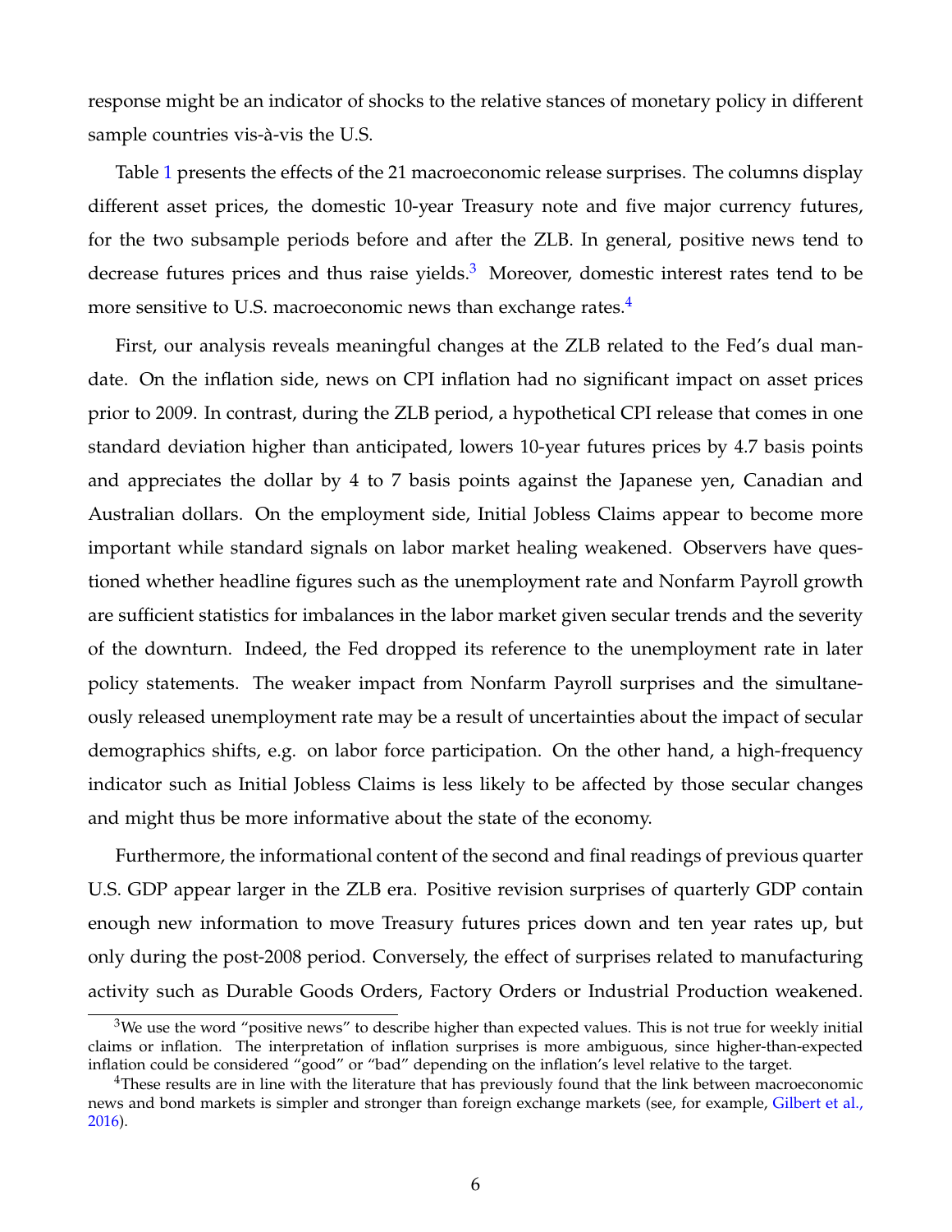response might be an indicator of shocks to the relative stances of monetary policy in different sample countries vis-à-vis the U.S.

Table 1 presents the effects of the 21 macroeconomic release surprises. The columns display different asset prices, the domestic 10-year Treasury note and five major currency futures, for the two subsample periods before and after the ZLB. In general, positive news tend to decrease futures prices and thus raise yields.[3] Moreover, domestic interest rates tend to be more sensitive to U.S. macroeconomic news than exchange rates.[4]

First, our analysis reveals meaningful changes at the ZLB related to the Fed's dual mandate. On the inflation side, news on CPI inflation had no significant impact on asset prices prior to 2009. In contrast, during the ZLB period, a hypothetical CPI release that comes in one standard deviation higher than anticipated, lowers 10-year futures prices by 4.7 basis points and appreciates the dollar by 4 to 7 basis points against the Japanese yen, Canadian and Australian dollars. On the employment side, Initial Jobless Claims appear to become more important while standard signals on labor market healing weakened. Observers have questioned whether headline figures such as the unemployment rate and Nonfarm Payroll growth are sufficient statistics for imbalances in the labor market given secular trends and the severity of the downturn. Indeed, the Fed dropped its reference to the unemployment rate in later policy statements. The weaker impact from Nonfarm Payroll surprises and the simultaneously released unemployment rate may be a result of uncertainties about the impact of secular demographics shifts, e.g. on labor force participation. On the other hand, a high-frequency indicator such as Initial Jobless Claims is less likely to be affected by those secular changes and might thus be more informative about the state of the economy.

Furthermore, the informational content of the second and final readings of previous quarter U.S. GDP appear larger in the ZLB era. Positive revision surprises of quarterly GDP contain enough new information to move Treasury futures prices down and ten year rates up, but only during the post-2008 period. Conversely, the effect of surprises related to manufacturing activity such as Durable Goods Orders, Factory Orders or Industrial Production weakened.

---

[3] We use the word "positive news" to describe higher than expected values. This is not true for weekly initial claims or inflation. The interpretation of inflation surprises is more ambiguous, since higher-than-expected inflation could be considered "good" or "bad" depending on the inflation's level relative to the target.

[4] These results are in line with the literature that has previously found that the link between macroeconomic news and bond markets is simpler and stronger than foreign exchange markets (see, for example, Gilbert et al., 2016).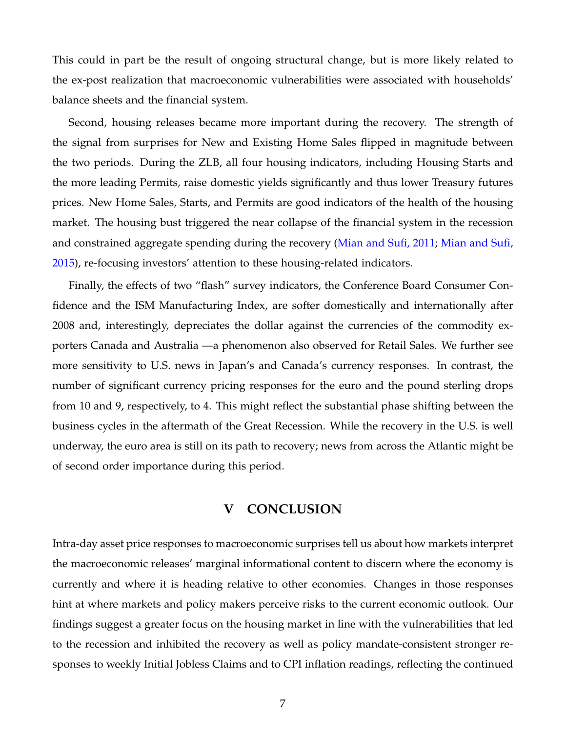This could in part be the result of ongoing structural change, but is more likely related to the ex-post realization that macroeconomic vulnerabilities were associated with households' balance sheets and the financial system.

Second, housing releases became more important during the recovery. The strength of the signal from surprises for New and Existing Home Sales flipped in magnitude between the two periods. During the ZLB, all four housing indicators, including Housing Starts and the more leading Permits, raise domestic yields significantly and thus lower Treasury futures prices. New Home Sales, Starts, and Permits are good indicators of the health of the housing market. The housing bust triggered the near collapse of the financial system in the recession and constrained aggregate spending during the recovery (Mian and Sufi, 2011; Mian and Sufi, 2015), re-focusing investors' attention to these housing-related indicators.

Finally, the effects of two "flash" survey indicators, the Conference Board Consumer Confidence and the ISM Manufacturing Index, are softer domestically and internationally after 2008 and, interestingly, depreciates the dollar against the currencies of the commodity exporters Canada and Australia —a phenomenon also observed for Retail Sales. We further see more sensitivity to U.S. news in Japan's and Canada's currency responses. In contrast, the number of significant currency pricing responses for the euro and the pound sterling drops from 10 and 9, respectively, to 4. This might reflect the substantial phase shifting between the business cycles in the aftermath of the Great Recession. While the recovery in the U.S. is well underway, the euro area is still on its path to recovery; news from across the Atlantic might be of second order importance during this period.

## V CONCLUSION

Intra-day asset price responses to macroeconomic surprises tell us about how markets interpret the macroeconomic releases' marginal informational content to discern where the economy is currently and where it is heading relative to other economies. Changes in those responses hint at where markets and policy makers perceive risks to the current economic outlook. Our findings suggest a greater focus on the housing market in line with the vulnerabilities that led to the recession and inhibited the recovery as well as policy mandate-consistent stronger responses to weekly Initial Jobless Claims and to CPI inflation readings, reflecting the continued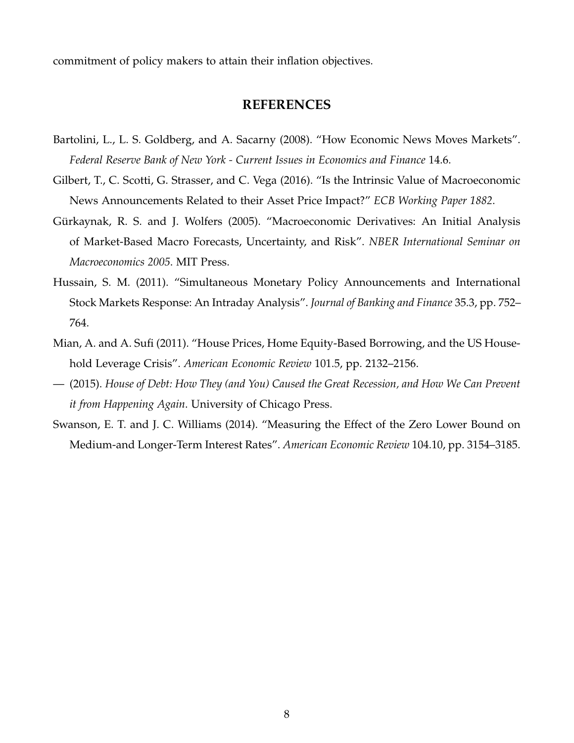commitment of policy makers to attain their inflation objectives.

## REFERENCES

Bartolini, L., L. S. Goldberg, and A. Sacarny (2008). "How Economic News Moves Markets". *Federal Reserve Bank of New York - Current Issues in Economics and Finance* 14.6.

Gilbert, T., C. Scotti, G. Strasser, and C. Vega (2016). "Is the Intrinsic Value of Macroeconomic News Announcements Related to their Asset Price Impact?" *ECB Working Paper 1882*.

Gürkaynak, R. S. and J. Wolfers (2005). "Macroeconomic Derivatives: An Initial Analysis of Market-Based Macro Forecasts, Uncertainty, and Risk". *NBER International Seminar on Macroeconomics 2005*. MIT Press.

Hussain, S. M. (2011). "Simultaneous Monetary Policy Announcements and International Stock Markets Response: An Intraday Analysis". *Journal of Banking and Finance* 35.3, pp. 752–764.

Mian, A. and A. Sufi (2011). "House Prices, Home Equity-Based Borrowing, and the US Household Leverage Crisis". *American Economic Review* 101.5, pp. 2132–2156.

— (2015). *House of Debt: How They (and You) Caused the Great Recession, and How We Can Prevent it from Happening Again*. University of Chicago Press.

Swanson, E. T. and J. C. Williams (2014). "Measuring the Effect of the Zero Lower Bound on Medium-and Longer-Term Interest Rates". *American Economic Review* 104.10, pp. 3154–3185.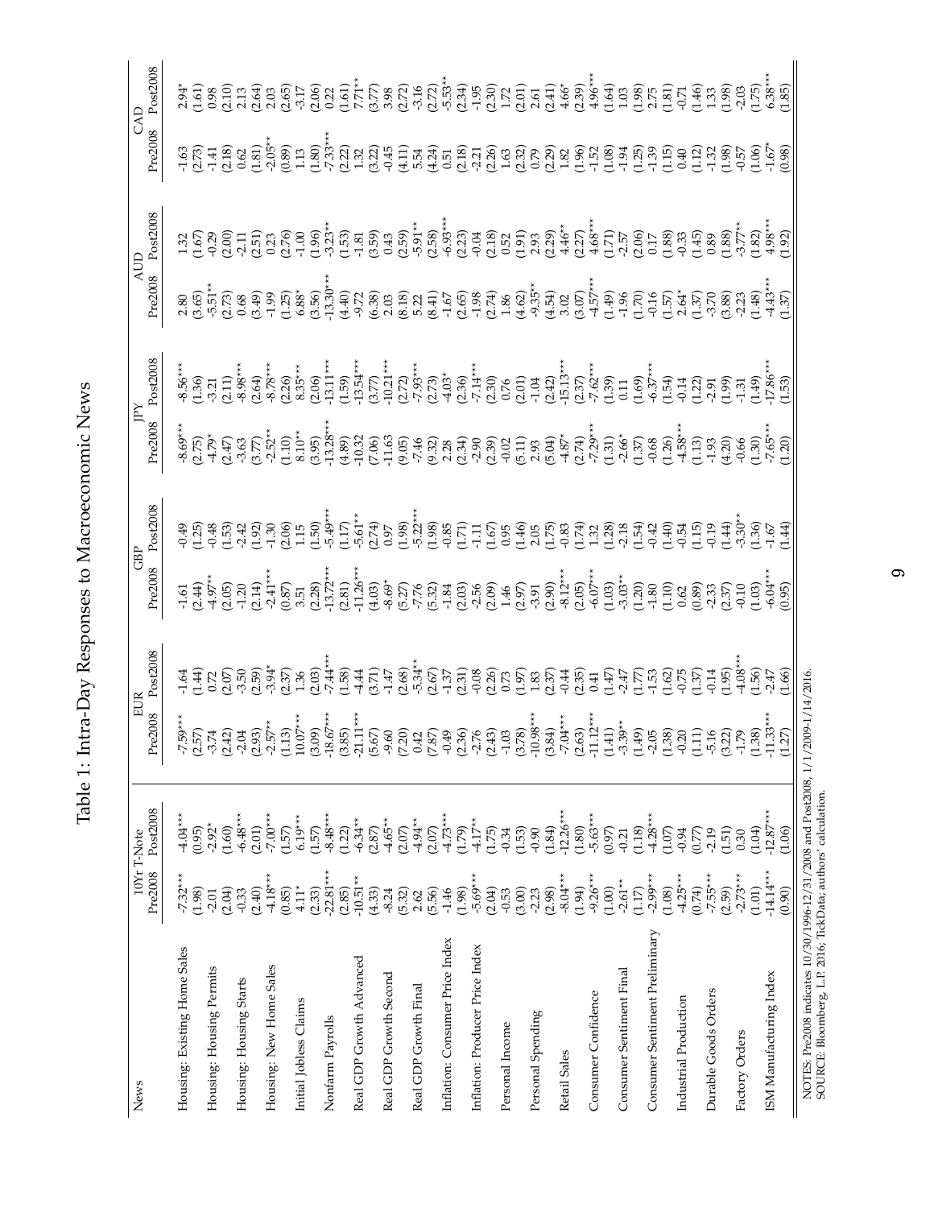# Table 1: Intra-Day Responses to Macroeconomic News

| News | 10Yr T-Note | | EUR | | GBP | | JPY | | AUD | | CAD | |
|---|---|---|---|---|---|---|---|---|---|---|---|---|
| | Pre2008 | Post2008 | Pre2008 | Post2008 | Pre2008 | Post2008 | Pre2008 | Post2008 | Pre2008 | Post2008 | Pre2008 | Post2008 |
| Housing: Existing Home Sales | -7.32*** | -4.04*** | -7.59*** | -1.64 | -1.61 | -0.49 | -8.69*** | -8.56*** | 2.80 | 1.32 | -1.63 | 2.94* |
| | (1.98) | (0.95) | (2.57) | (1.44) | (2.44) | (1.25) | (2.75) | (1.36) | (3.65) | (1.67) | (2.73) | (1.61) |
| Housing: Housing Permits | -2.01 | -2.92* | -3.74 | 0.72 | -4.97** | -0.48 | -4.79* | -3.21 | -5.51** | -0.29 | -1.41 | 0.98 |
| | (2.04) | (1.60) | (2.42) | (2.07) | (2.05) | (1.53) | (2.47) | (2.11) | (2.73) | (2.00) | (2.18) | (2.10) |
| Housing: Housing Starts | -0.33 | -6.48*** | -2.04 | -3.50 | -1.20 | -2.42 | -3.63 | -8.98*** | 0.68 | -2.11 | 0.62 | 2.13 |
| | (2.40) | (2.01) | (2.93) | (2.59) | (2.14) | (1.92) | (3.77) | (2.64) | (3.49) | (2.51) | (1.81) | (2.64) |
| Housing: New Home Sales | -4.18*** | -7.00*** | -2.57** | -3.94* | -2.41*** | -1.30 | -2.52** | -8.78*** | -1.99 | 0.23 | -2.05** | 2.03 |
| | (0.85) | (1.57) | (1.13) | (2.37) | (0.87) | (2.06) | (1.10) | (2.26) | (1.25) | (2.76) | (0.89) | (2.65) |
| Initial Jobless Claims | 4.11* | 6.19*** | 10.07*** | 1.36 | 3.51 | 1.15 | 8.10** | 8.35*** | 6.88* | -1.00 | 1.13 | -3.17 |
| | (2.33) | (1.57) | (3.09) | (2.03) | (2.28) | (1.50) | (3.95) | (2.06) | (3.56) | (1.96) | (1.80) | (2.06) |
| Nonfarm Payrolls | -22.81*** | -8.48*** | -18.67*** | -7.44*** | -13.72*** | -5.49*** | -13.28*** | -13.11*** | -13.30*** | -3.23** | -7.33*** | 0.22 |
| | (2.85) | (1.22) | (3.85) | (1.58) | (2.81) | (1.17) | (4.89) | (1.59) | (4.40) | (1.53) | (2.22) | (1.61) |
| Real GDP Growth Advanced | -10.51** | -6.34** | -21.11*** | -4.44 | -11.26*** | -5.61** | -10.32 | -13.54*** | -9.72 | -1.81 | 1.32 | 7.71** |
| | (4.33) | (2.87) | (5.67) | (3.71) | (4.03) | (2.74) | (7.06) | (3.77) | (6.38) | (3.59) | (3.22) | (3.77) |
| Real GDP Growth Second | -8.24 | -4.65** | -9.60 | -1.47 | -8.69* | 0.97 | -11.63 | -10.21*** | 2.03 | 0.43 | -0.45 | 3.98 |
| | (5.32) | (2.07) | (7.20) | (2.68) | (5.27) | (1.98) | (9.05) | (2.72) | (8.18) | (2.59) | (4.11) | (2.72) |
| Real GDP Growth Final | 2.62 | -4.94** | 0.42 | -5.34** | -7.76 | -5.22*** | -7.46 | -7.93*** | 5.22 | -5.91** | 5.54 | -3.16 |
| | (5.56) | (2.07) | (7.87) | (2.67) | (5.32) | (1.98) | (9.32) | (2.73) | (8.41) | (2.58) | (4.24) | (2.72) |
| Inflation: Consumer Price Index | -1.46 | -4.73*** | -0.49 | -1.37 | -1.84 | -0.85 | 2.28 | -4.03* | -1.67 | -6.93*** | 0.51 | -5.53** |
| | (1.98) | (1.79) | (2.36) | (2.31) | (2.03) | (1.71) | (2.34) | (2.36) | (2.65) | (2.23) | (2.18) | (2.34) |
| Inflation: Producer Price Index | -5.69*** | -4.17** | -2.76 | -0.08 | -2.56 | -1.11 | -2.90 | -7.14*** | -1.98 | -0.04 | -2.21 | -1.95 |
| | (2.04) | (1.75) | (2.43) | (2.26) | (2.09) | (1.67) | (2.39) | (2.30) | (2.74) | (2.18) | (2.26) | (2.30) |
| Personal Income | -0.53 | -0.34 | -1.03 | 0.73 | 1.46 | 0.95 | -0.02 | 0.76 | 1.86 | 0.52 | 1.63 | 1.72 |
| | (3.00) | (1.53) | (3.78) | (1.97) | (2.97) | (1.46) | (5.11) | (2.01) | (4.62) | (1.91) | (2.32) | (2.01) |
| Personal Spending | -2.23 | -0.90 | -10.98*** | 1.83 | -3.91 | 2.05 | 2.93 | -1.04 | -9.35** | 2.93 | 0.79 | 2.61 |
| | (2.98) | (1.84) | (3.84) | (2.37) | (2.90) | (1.75) | (5.04) | (2.42) | (4.54) | (2.29) | (2.29) | (2.41) |
| Retail Sales | -8.04*** | -12.26*** | -7.04*** | -0.44 | -8.12*** | -0.83 | -4.87* | -15.13*** | 3.02 | 4.46** | 1.82 | 4.66* |
| | (1.94) | (1.80) | (2.63) | (2.35) | (2.05) | (1.74) | (2.74) | (2.37) | (3.07) | (2.27) | (1.96) | (2.39) |
| Consumer Confidence | -9.26*** | -5.63*** | -11.12*** | 0.41 | -6.07*** | 1.32 | -7.29*** | -7.62*** | -4.57*** | 4.68*** | -1.52 | 4.96*** |
| | (1.00) | (0.97) | (1.41) | (1.47) | (1.03) | (1.28) | (1.31) | (1.39) | (1.49) | (1.71) | (1.08) | (1.64) |
| Consumer Sentiment Final | -2.61** | -0.21 | -3.39** | -2.47 | -3.03** | -2.18 | -2.66* | 0.11 | -1.96 | -2.57 | -1.94 | 1.03 |
| | (1.17) | (1.18) | (1.49) | (1.77) | (1.20) | (1.54) | (1.37) | (1.69) | (1.70) | (2.06) | (1.25) | (1.98) |
| Consumer Sentiment Preliminary | -2.99*** | -4.28*** | -2.05 | -1.53 | -1.80 | -0.42 | -0.68 | -6.37*** | -0.16 | 0.17 | -1.39 | 2.75 |
| | (1.08) | (1.07) | (1.38) | (1.62) | (1.10) | (1.40) | (1.26) | (1.54) | (1.57) | (1.88) | (1.15) | (1.81) |
| Industrial Production | -4.25*** | -0.94 | -0.20 | -0.75 | 0.62 | -0.54 | -4.58*** | -0.14 | 2.64* | -0.33 | 0.40 | -0.71 |
| | (0.74) | (0.77) | (1.11) | (1.37) | (0.89) | (1.15) | (1.13) | (1.22) | (1.37) | (1.45) | (1.12) | (1.46) |
| Durable Goods Orders | -7.55*** | -2.19 | -5.16 | -0.14 | -2.33 | -0.19 | -1.93 | -2.91 | -3.70 | 0.89 | -1.32 | 1.33 |
| | (2.59) | (1.51) | (3.22) | (1.95) | (2.37) | (1.44) | (4.20) | (1.99) | (3.88) | (1.88) | (1.98) | (1.98) |
| Factory Orders | -2.73*** | 0.30 | -1.79 | -4.08*** | -0.10 | -3.30** | -0.66 | -1.31 | -2.23 | -3.77** | -0.57 | -2.03 |
| | (1.01) | (1.04) | (1.38) | (1.56) | (1.03) | (1.36) | (1.30) | (1.49) | (1.48) | (1.82) | (1.06) | (1.75) |
| ISM Manufacturing Index | -14.14*** | -12.87*** | -11.33*** | -2.47 | -6.04*** | -1.67 | -7.65*** | -17.86*** | -4.43*** | 4.98*** | -1.67* | 6.38*** |
| | (0.90) | (1.06) | (1.27) | (1.66) | (0.95) | (1.44) | (1.20) | (1.53) | (1.37) | (1.92) | (0.98) | (1.85) |

NOTES: Pre2008 indicates 10/30/1996-12/31/2008 and Post2008, 1/1/2009-1/14/2016.
SOURCE: Bloomberg, L.P. 2016; TickData; authors' calculation.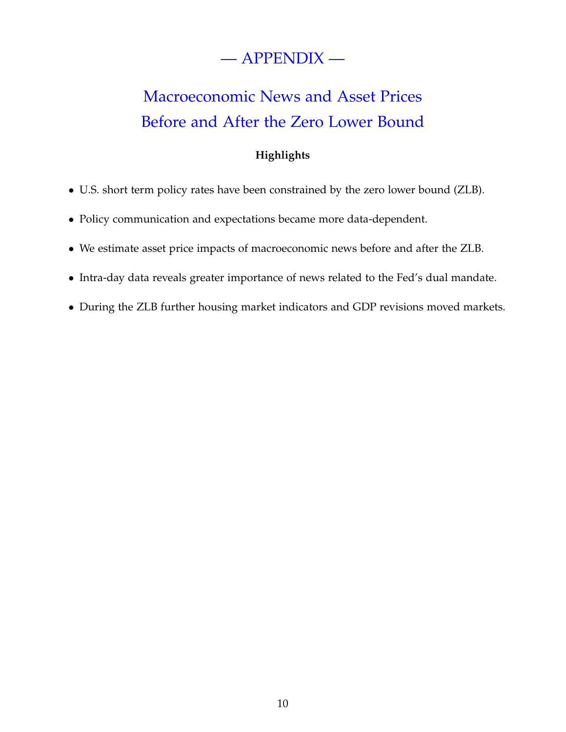# — APPENDIX —

# Macroeconomic News and Asset Prices Before and After the Zero Lower Bound

**Highlights**

- U.S. short term policy rates have been constrained by the zero lower bound (ZLB).
- Policy communication and expectations became more data-dependent.
- We estimate asset price impacts of macroeconomic news before and after the ZLB.
- Intra-day data reveals greater importance of news related to the Fed's dual mandate.
- During the ZLB further housing market indicators and GDP revisions moved markets.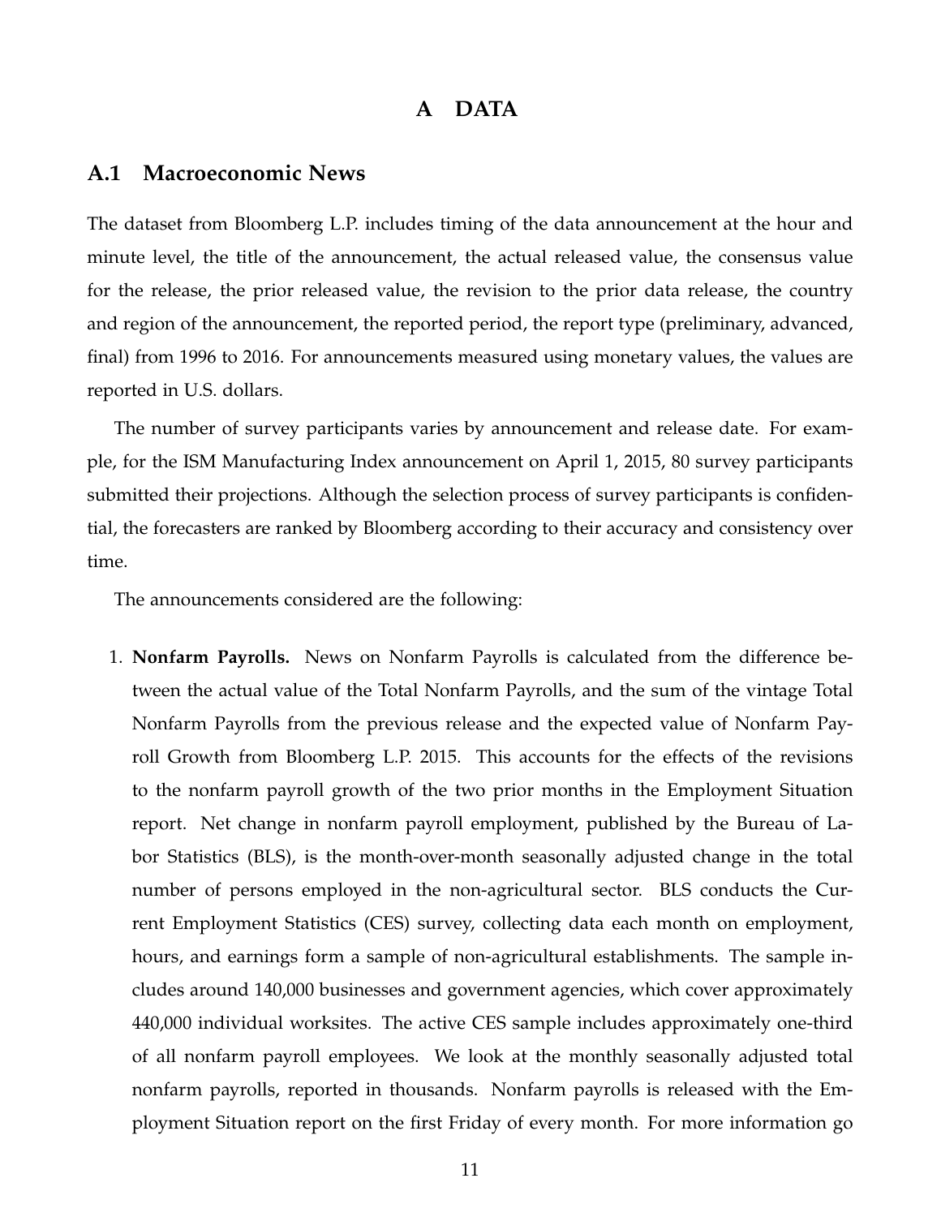# A DATA

## A.1 Macroeconomic News

The dataset from Bloomberg L.P. includes timing of the data announcement at the hour and minute level, the title of the announcement, the actual released value, the consensus value for the release, the prior released value, the revision to the prior data release, the country and region of the announcement, the reported period, the report type (preliminary, advanced, final) from 1996 to 2016. For announcements measured using monetary values, the values are reported in U.S. dollars.

The number of survey participants varies by announcement and release date. For example, for the ISM Manufacturing Index announcement on April 1, 2015, 80 survey participants submitted their projections. Although the selection process of survey participants is confidential, the forecasters are ranked by Bloomberg according to their accuracy and consistency over time.

The announcements considered are the following:

1. **Nonfarm Payrolls.** News on Nonfarm Payrolls is calculated from the difference between the actual value of the Total Nonfarm Payrolls, and the sum of the vintage Total Nonfarm Payrolls from the previous release and the expected value of Nonfarm Payroll Growth from Bloomberg L.P. 2015. This accounts for the effects of the revisions to the nonfarm payroll growth of the two prior months in the Employment Situation report. Net change in nonfarm payroll employment, published by the Bureau of Labor Statistics (BLS), is the month-over-month seasonally adjusted change in the total number of persons employed in the non-agricultural sector. BLS conducts the Current Employment Statistics (CES) survey, collecting data each month on employment, hours, and earnings form a sample of non-agricultural establishments. The sample includes around 140,000 businesses and government agencies, which cover approximately 440,000 individual worksites. The active CES sample includes approximately one-third of all nonfarm payroll employees. We look at the monthly seasonally adjusted total nonfarm payrolls, reported in thousands. Nonfarm payrolls is released with the Employment Situation report on the first Friday of every month. For more information go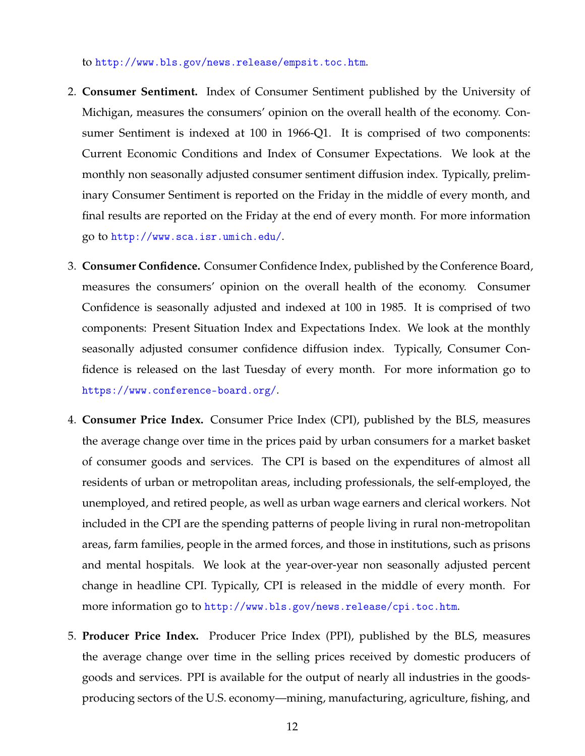to http://www.bls.gov/news.release/empsit.toc.htm.

2. **Consumer Sentiment.** Index of Consumer Sentiment published by the University of Michigan, measures the consumers' opinion on the overall health of the economy. Consumer Sentiment is indexed at 100 in 1966-Q1. It is comprised of two components: Current Economic Conditions and Index of Consumer Expectations. We look at the monthly non seasonally adjusted consumer sentiment diffusion index. Typically, preliminary Consumer Sentiment is reported on the Friday in the middle of every month, and final results are reported on the Friday at the end of every month. For more information go to http://www.sca.isr.umich.edu/.

3. **Consumer Confidence.** Consumer Confidence Index, published by the Conference Board, measures the consumers' opinion on the overall health of the economy. Consumer Confidence is seasonally adjusted and indexed at 100 in 1985. It is comprised of two components: Present Situation Index and Expectations Index. We look at the monthly seasonally adjusted consumer confidence diffusion index. Typically, Consumer Confidence is released on the last Tuesday of every month. For more information go to https://www.conference-board.org/.

4. **Consumer Price Index.** Consumer Price Index (CPI), published by the BLS, measures the average change over time in the prices paid by urban consumers for a market basket of consumer goods and services. The CPI is based on the expenditures of almost all residents of urban or metropolitan areas, including professionals, the self-employed, the unemployed, and retired people, as well as urban wage earners and clerical workers. Not included in the CPI are the spending patterns of people living in rural non-metropolitan areas, farm families, people in the armed forces, and those in institutions, such as prisons and mental hospitals. We look at the year-over-year non seasonally adjusted percent change in headline CPI. Typically, CPI is released in the middle of every month. For more information go to http://www.bls.gov/news.release/cpi.toc.htm.

5. **Producer Price Index.** Producer Price Index (PPI), published by the BLS, measures the average change over time in the selling prices received by domestic producers of goods and services. PPI is available for the output of nearly all industries in the goods-producing sectors of the U.S. economy—mining, manufacturing, agriculture, fishing, and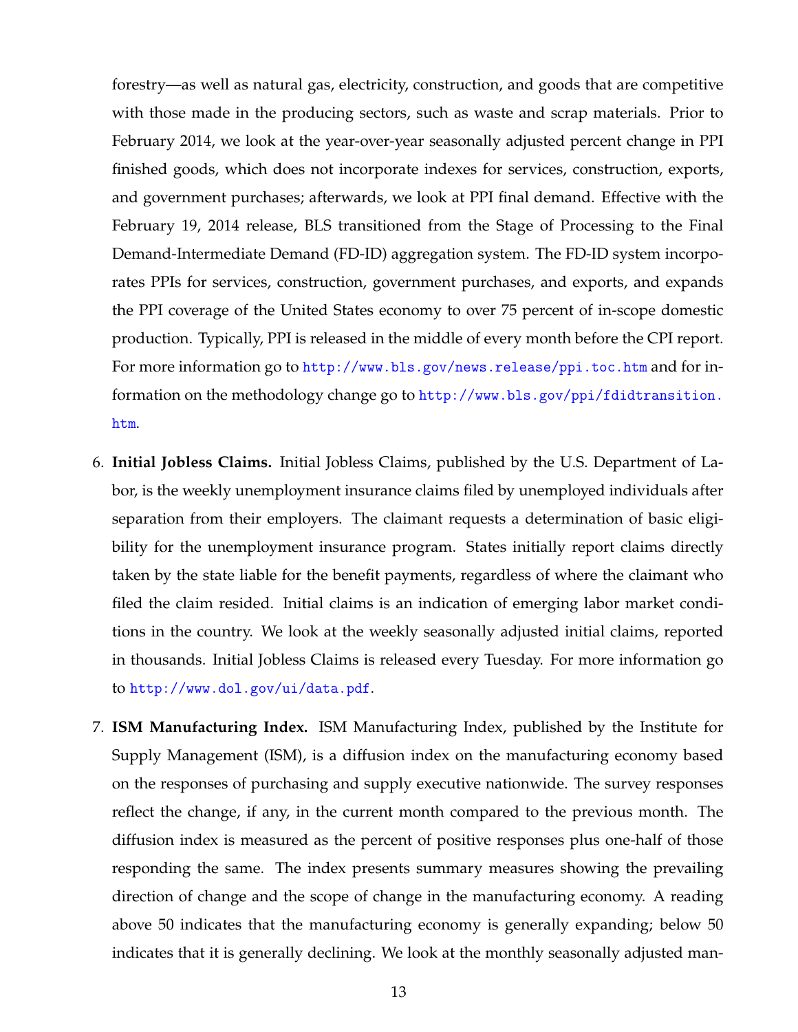forestry—as well as natural gas, electricity, construction, and goods that are competitive with those made in the producing sectors, such as waste and scrap materials. Prior to February 2014, we look at the year-over-year seasonally adjusted percent change in PPI finished goods, which does not incorporate indexes for services, construction, exports, and government purchases; afterwards, we look at PPI final demand. Effective with the February 19, 2014 release, BLS transitioned from the Stage of Processing to the Final Demand-Intermediate Demand (FD-ID) aggregation system. The FD-ID system incorporates PPIs for services, construction, government purchases, and exports, and expands the PPI coverage of the United States economy to over 75 percent of in-scope domestic production. Typically, PPI is released in the middle of every month before the CPI report. For more information go to http://www.bls.gov/news.release/ppi.toc.htm and for information on the methodology change go to http://www.bls.gov/ppi/fdidtransition.htm.

6. **Initial Jobless Claims.** Initial Jobless Claims, published by the U.S. Department of Labor, is the weekly unemployment insurance claims filed by unemployed individuals after separation from their employers. The claimant requests a determination of basic eligibility for the unemployment insurance program. States initially report claims directly taken by the state liable for the benefit payments, regardless of where the claimant who filed the claim resided. Initial claims is an indication of emerging labor market conditions in the country. We look at the weekly seasonally adjusted initial claims, reported in thousands. Initial Jobless Claims is released every Tuesday. For more information go to http://www.dol.gov/ui/data.pdf.

7. **ISM Manufacturing Index.** ISM Manufacturing Index, published by the Institute for Supply Management (ISM), is a diffusion index on the manufacturing economy based on the responses of purchasing and supply executive nationwide. The survey responses reflect the change, if any, in the current month compared to the previous month. The diffusion index is measured as the percent of positive responses plus one-half of those responding the same. The index presents summary measures showing the prevailing direction of change and the scope of change in the manufacturing economy. A reading above 50 indicates that the manufacturing economy is generally expanding; below 50 indicates that it is generally declining. We look at the monthly seasonally adjusted man-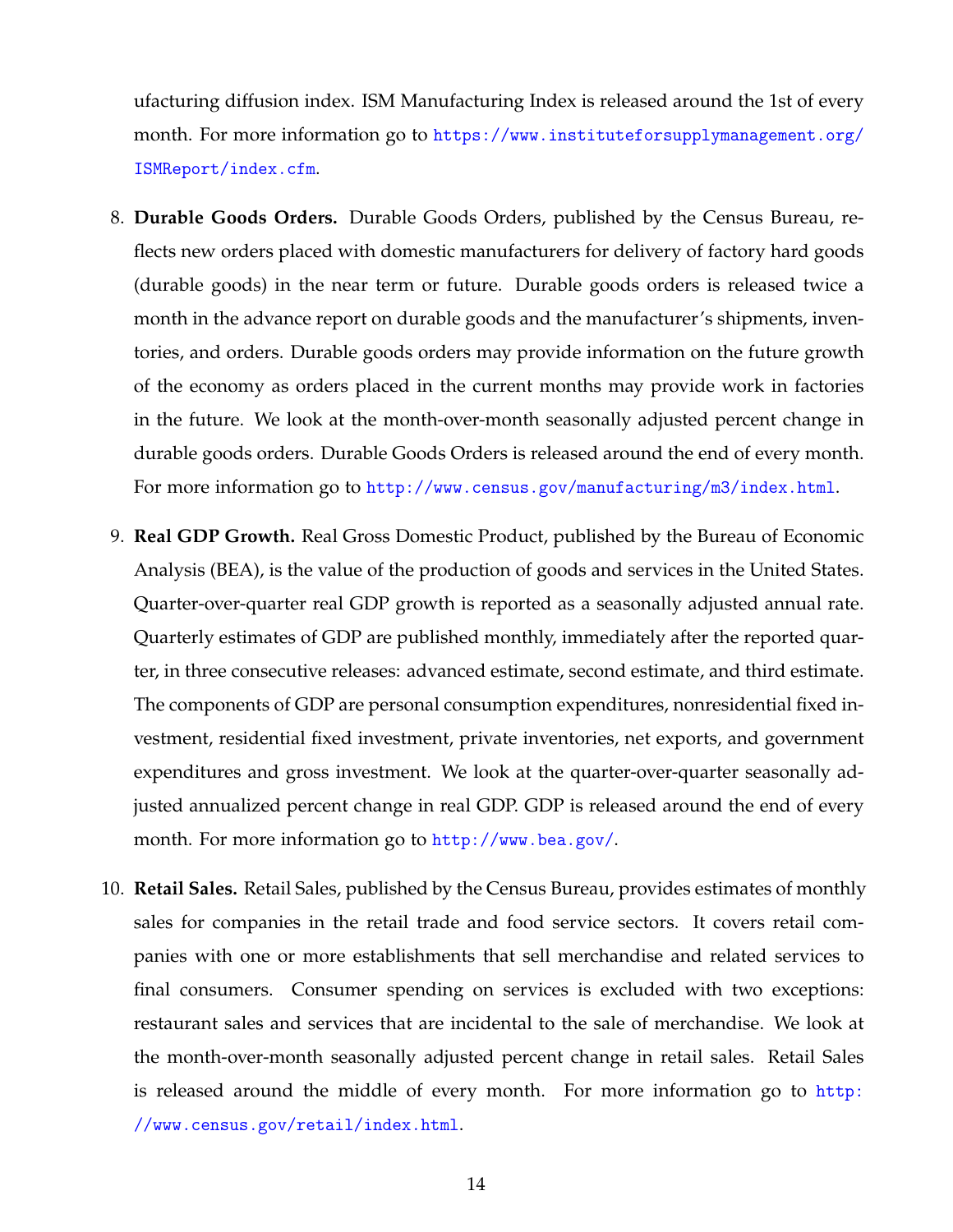ufacturing diffusion index. ISM Manufacturing Index is released around the 1st of every month. For more information go to https://www.instituteforsupplymanagement.org/ISMReport/index.cfm.

8. **Durable Goods Orders.** Durable Goods Orders, published by the Census Bureau, reflects new orders placed with domestic manufacturers for delivery of factory hard goods (durable goods) in the near term or future. Durable goods orders is released twice a month in the advance report on durable goods and the manufacturer's shipments, inventories, and orders. Durable goods orders may provide information on the future growth of the economy as orders placed in the current months may provide work in factories in the future. We look at the month-over-month seasonally adjusted percent change in durable goods orders. Durable Goods Orders is released around the end of every month. For more information go to http://www.census.gov/manufacturing/m3/index.html.

9. **Real GDP Growth.** Real Gross Domestic Product, published by the Bureau of Economic Analysis (BEA), is the value of the production of goods and services in the United States. Quarter-over-quarter real GDP growth is reported as a seasonally adjusted annual rate. Quarterly estimates of GDP are published monthly, immediately after the reported quarter, in three consecutive releases: advanced estimate, second estimate, and third estimate. The components of GDP are personal consumption expenditures, nonresidential fixed investment, residential fixed investment, private inventories, net exports, and government expenditures and gross investment. We look at the quarter-over-quarter seasonally adjusted annualized percent change in real GDP. GDP is released around the end of every month. For more information go to http://www.bea.gov/.

10. **Retail Sales.** Retail Sales, published by the Census Bureau, provides estimates of monthly sales for companies in the retail trade and food service sectors. It covers retail companies with one or more establishments that sell merchandise and related services to final consumers. Consumer spending on services is excluded with two exceptions: restaurant sales and services that are incidental to the sale of merchandise. We look at the month-over-month seasonally adjusted percent change in retail sales. Retail Sales is released around the middle of every month. For more information go to http://www.census.gov/retail/index.html.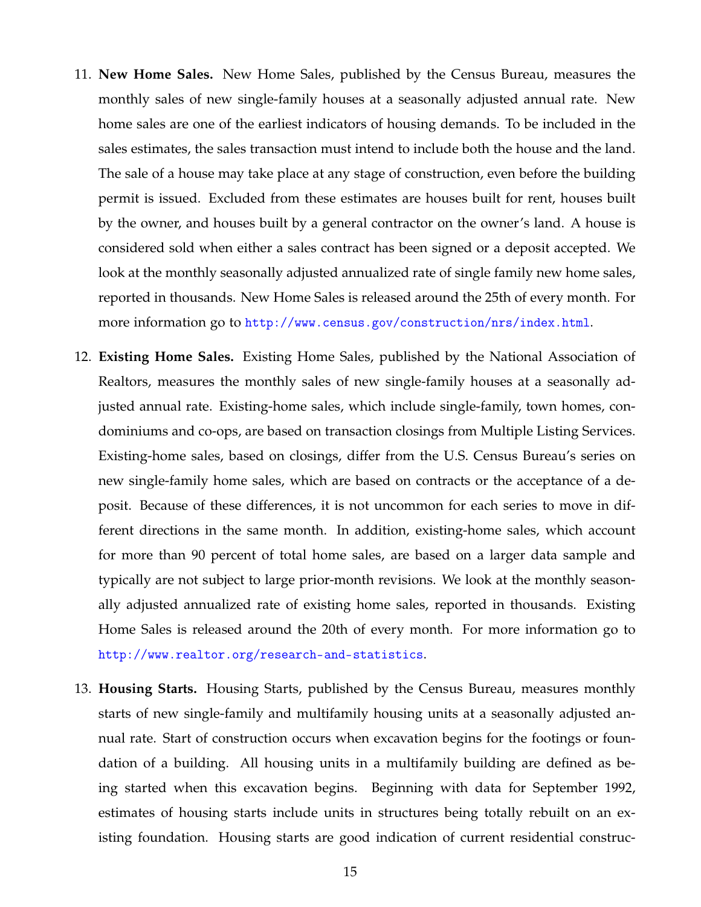11. **New Home Sales.** New Home Sales, published by the Census Bureau, measures the monthly sales of new single-family houses at a seasonally adjusted annual rate. New home sales are one of the earliest indicators of housing demands. To be included in the sales estimates, the sales transaction must intend to include both the house and the land. The sale of a house may take place at any stage of construction, even before the building permit is issued. Excluded from these estimates are houses built for rent, houses built by the owner, and houses built by a general contractor on the owner's land. A house is considered sold when either a sales contract has been signed or a deposit accepted. We look at the monthly seasonally adjusted annualized rate of single family new home sales, reported in thousands. New Home Sales is released around the 25th of every month. For more information go to http://www.census.gov/construction/nrs/index.html.

12. **Existing Home Sales.** Existing Home Sales, published by the National Association of Realtors, measures the monthly sales of new single-family houses at a seasonally adjusted annual rate. Existing-home sales, which include single-family, town homes, condominiums and co-ops, are based on transaction closings from Multiple Listing Services. Existing-home sales, based on closings, differ from the U.S. Census Bureau's series on new single-family home sales, which are based on contracts or the acceptance of a deposit. Because of these differences, it is not uncommon for each series to move in different directions in the same month. In addition, existing-home sales, which account for more than 90 percent of total home sales, are based on a larger data sample and typically are not subject to large prior-month revisions. We look at the monthly seasonally adjusted annualized rate of existing home sales, reported in thousands. Existing Home Sales is released around the 20th of every month. For more information go to http://www.realtor.org/research-and-statistics.

13. **Housing Starts.** Housing Starts, published by the Census Bureau, measures monthly starts of new single-family and multifamily housing units at a seasonally adjusted annual rate. Start of construction occurs when excavation begins for the footings or foundation of a building. All housing units in a multifamily building are defined as being started when this excavation begins. Beginning with data for September 1992, estimates of housing starts include units in structures being totally rebuilt on an existing foundation. Housing starts are good indication of current residential construc-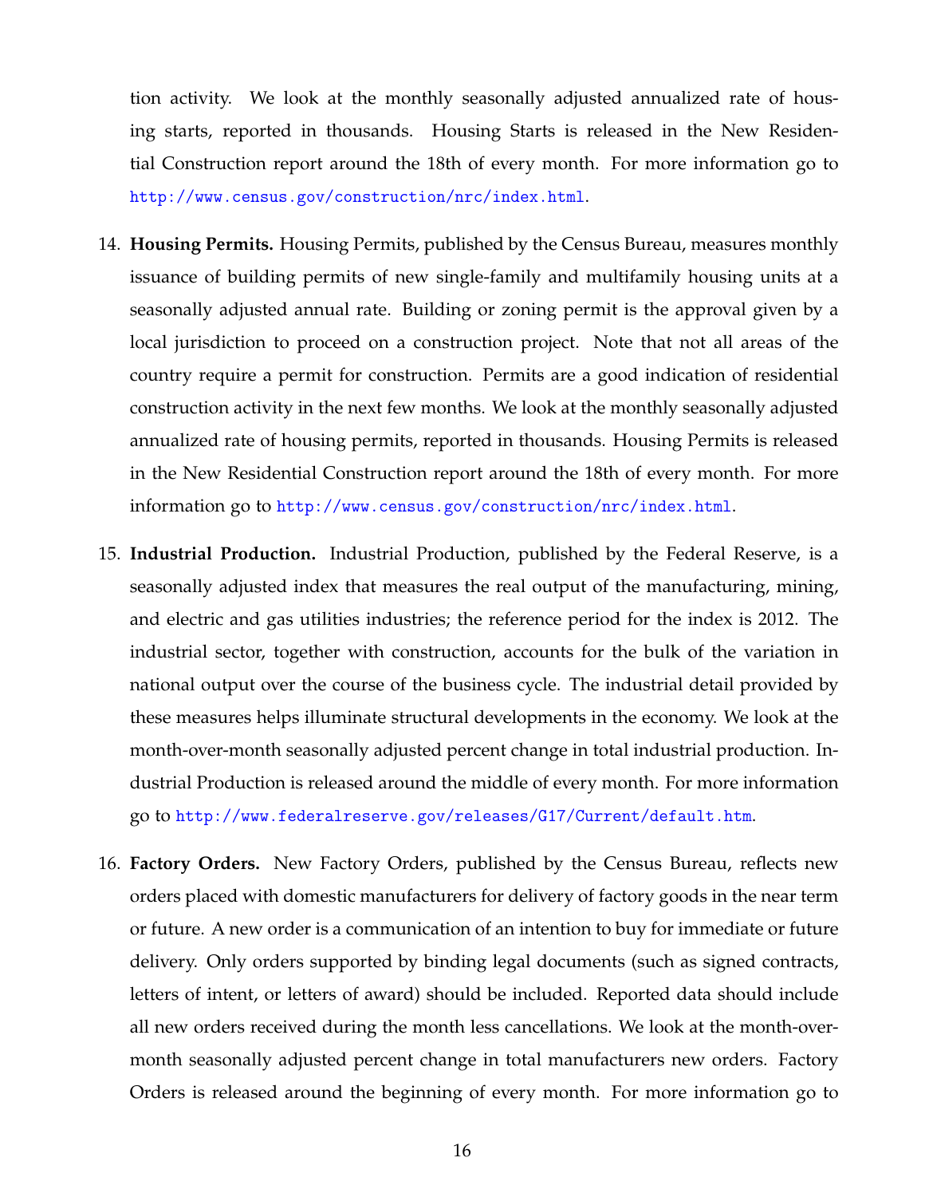tion activity. We look at the monthly seasonally adjusted annualized rate of housing starts, reported in thousands. Housing Starts is released in the New Residential Construction report around the 18th of every month. For more information go to http://www.census.gov/construction/nrc/index.html.

14. **Housing Permits.** Housing Permits, published by the Census Bureau, measures monthly issuance of building permits of new single-family and multifamily housing units at a seasonally adjusted annual rate. Building or zoning permit is the approval given by a local jurisdiction to proceed on a construction project. Note that not all areas of the country require a permit for construction. Permits are a good indication of residential construction activity in the next few months. We look at the monthly seasonally adjusted annualized rate of housing permits, reported in thousands. Housing Permits is released in the New Residential Construction report around the 18th of every month. For more information go to http://www.census.gov/construction/nrc/index.html.

15. **Industrial Production.** Industrial Production, published by the Federal Reserve, is a seasonally adjusted index that measures the real output of the manufacturing, mining, and electric and gas utilities industries; the reference period for the index is 2012. The industrial sector, together with construction, accounts for the bulk of the variation in national output over the course of the business cycle. The industrial detail provided by these measures helps illuminate structural developments in the economy. We look at the month-over-month seasonally adjusted percent change in total industrial production. Industrial Production is released around the middle of every month. For more information go to http://www.federalreserve.gov/releases/G17/Current/default.htm.

16. **Factory Orders.** New Factory Orders, published by the Census Bureau, reflects new orders placed with domestic manufacturers for delivery of factory goods in the near term or future. A new order is a communication of an intention to buy for immediate or future delivery. Only orders supported by binding legal documents (such as signed contracts, letters of intent, or letters of award) should be included. Reported data should include all new orders received during the month less cancellations. We look at the month-over-month seasonally adjusted percent change in total manufacturers new orders. Factory Orders is released around the beginning of every month. For more information go to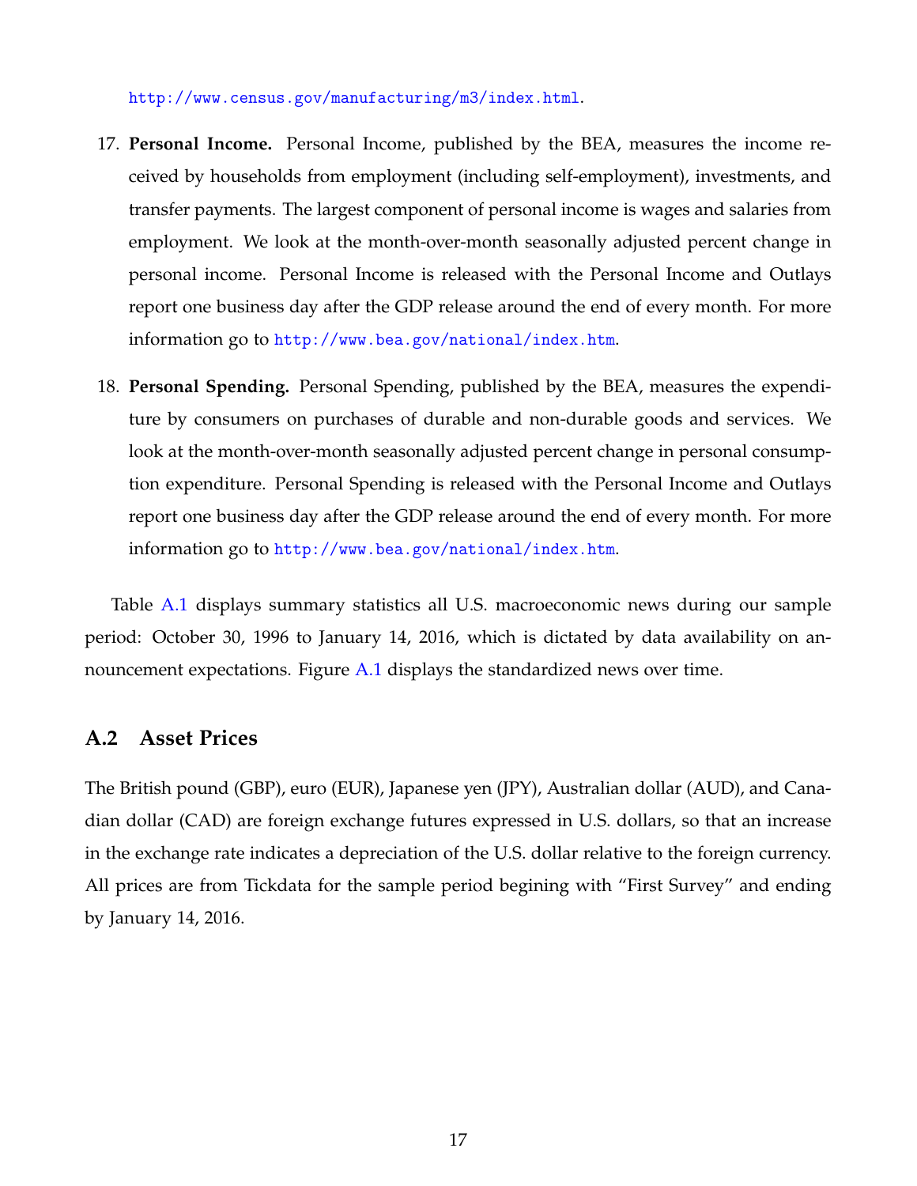http://www.census.gov/manufacturing/m3/index.html.

17. **Personal Income.** Personal Income, published by the BEA, measures the income received by households from employment (including self-employment), investments, and transfer payments. The largest component of personal income is wages and salaries from employment. We look at the month-over-month seasonally adjusted percent change in personal income. Personal Income is released with the Personal Income and Outlays report one business day after the GDP release around the end of every month. For more information go to http://www.bea.gov/national/index.htm.

18. **Personal Spending.** Personal Spending, published by the BEA, measures the expenditure by consumers on purchases of durable and non-durable goods and services. We look at the month-over-month seasonally adjusted percent change in personal consumption expenditure. Personal Spending is released with the Personal Income and Outlays report one business day after the GDP release around the end of every month. For more information go to http://www.bea.gov/national/index.htm.

Table A.1 displays summary statistics all U.S. macroeconomic news during our sample period: October 30, 1996 to January 14, 2016, which is dictated by data availability on announcement expectations. Figure A.1 displays the standardized news over time.

## A.2 Asset Prices

The British pound (GBP), euro (EUR), Japanese yen (JPY), Australian dollar (AUD), and Canadian dollar (CAD) are foreign exchange futures expressed in U.S. dollars, so that an increase in the exchange rate indicates a depreciation of the U.S. dollar relative to the foreign currency. All prices are from Tickdata for the sample period begining with "First Survey" and ending by January 14, 2016.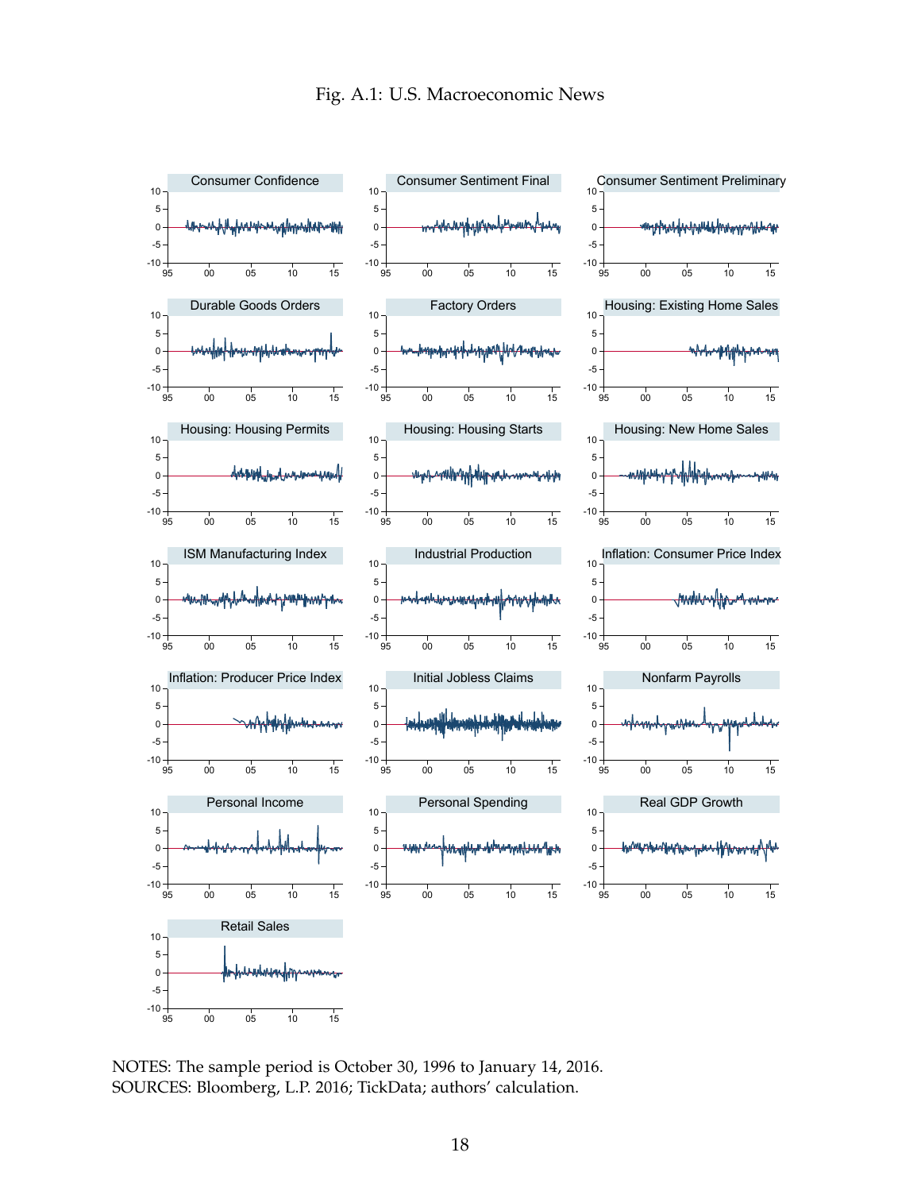Fig. A.1: U.S. Macroeconomic News

NOTES: The sample period is October 30, 1996 to January 14, 2016.
SOURCES: Bloomberg, L.P. 2016; TickData; authors' calculation.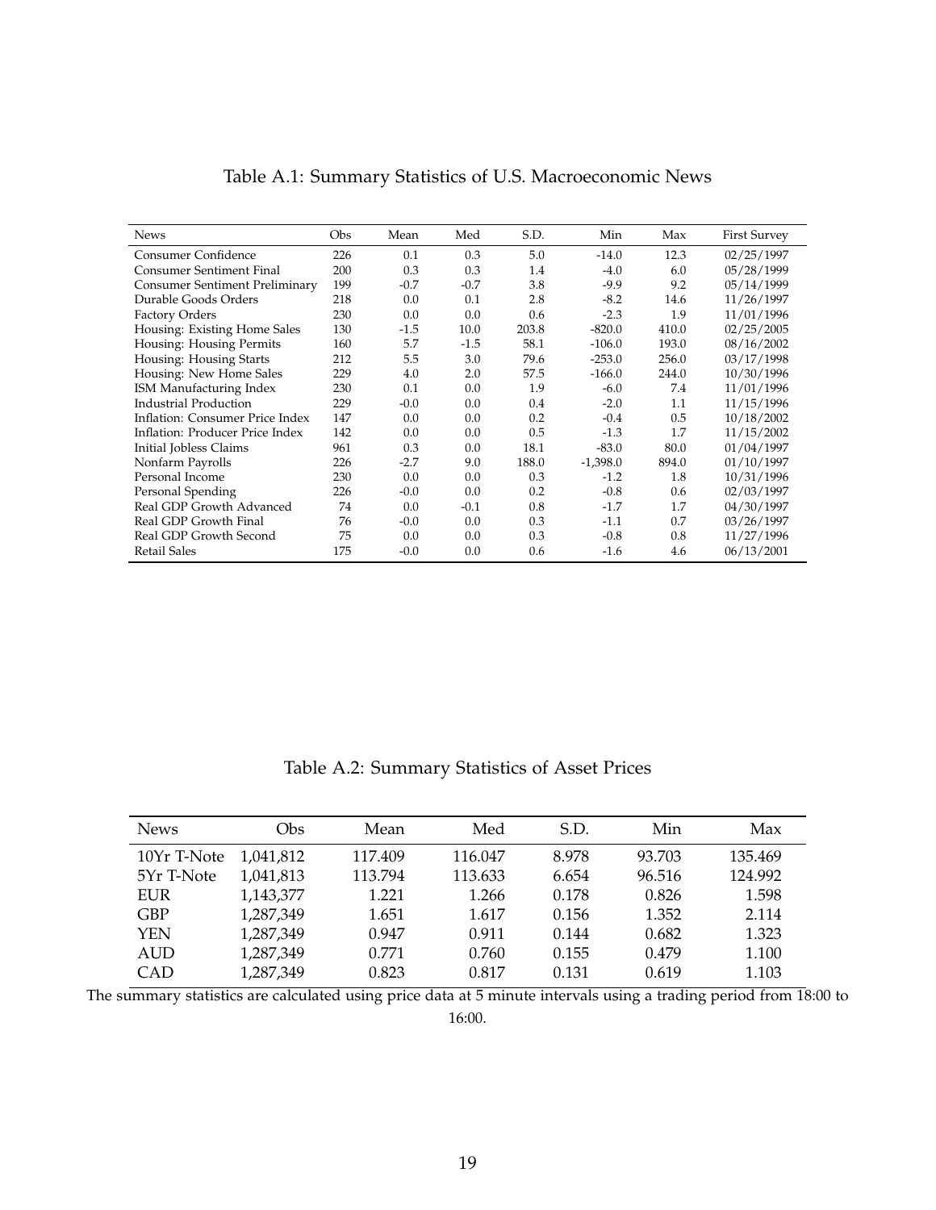Table A.1: Summary Statistics of U.S. Macroeconomic News

| News | Obs | Mean | Med | S.D. | Min | Max | First Survey |
|---|---|---|---|---|---|---|---|
| Consumer Confidence | 226 | 0.1 | 0.3 | 5.0 | -14.0 | 12.3 | 02/25/1997 |
| Consumer Sentiment Final | 200 | 0.3 | 0.3 | 1.4 | -4.0 | 6.0 | 05/28/1999 |
| Consumer Sentiment Preliminary | 199 | -0.7 | -0.7 | 3.8 | -9.9 | 9.2 | 05/14/1999 |
| Durable Goods Orders | 218 | 0.0 | 0.1 | 2.8 | -8.2 | 14.6 | 11/26/1997 |
| Factory Orders | 230 | 0.0 | 0.0 | 0.6 | -2.3 | 1.9 | 11/01/1996 |
| Housing: Existing Home Sales | 130 | -1.5 | 10.0 | 203.8 | -820.0 | 410.0 | 02/25/2005 |
| Housing: Housing Permits | 160 | 5.7 | -1.5 | 58.1 | -106.0 | 193.0 | 08/16/2002 |
| Housing: Housing Starts | 212 | 5.5 | 3.0 | 79.6 | -253.0 | 256.0 | 03/17/1998 |
| Housing: New Home Sales | 229 | 4.0 | 2.0 | 57.5 | -166.0 | 244.0 | 10/30/1996 |
| ISM Manufacturing Index | 230 | 0.1 | 0.0 | 1.9 | -6.0 | 7.4 | 11/01/1996 |
| Industrial Production | 229 | -0.0 | 0.0 | 0.4 | -2.0 | 1.1 | 11/15/1996 |
| Inflation: Consumer Price Index | 147 | 0.0 | 0.0 | 0.2 | -0.4 | 0.5 | 10/18/2002 |
| Inflation: Producer Price Index | 142 | 0.0 | 0.0 | 0.5 | -1.3 | 1.7 | 11/15/2002 |
| Initial Jobless Claims | 961 | 0.3 | 0.0 | 18.1 | -83.0 | 80.0 | 01/04/1997 |
| Nonfarm Payrolls | 226 | -2.7 | 9.0 | 188.0 | -1,398.0 | 894.0 | 01/10/1997 |
| Personal Income | 230 | 0.0 | 0.0 | 0.3 | -1.2 | 1.8 | 10/31/1996 |
| Personal Spending | 226 | -0.0 | 0.0 | 0.2 | -0.8 | 0.6 | 02/03/1997 |
| Real GDP Growth Advanced | 74 | 0.0 | -0.1 | 0.8 | -1.7 | 1.7 | 04/30/1997 |
| Real GDP Growth Final | 76 | -0.0 | 0.0 | 0.3 | -1.1 | 0.7 | 03/26/1997 |
| Real GDP Growth Second | 75 | 0.0 | 0.0 | 0.3 | -0.8 | 0.8 | 11/27/1996 |
| Retail Sales | 175 | -0.0 | 0.0 | 0.6 | -1.6 | 4.6 | 06/13/2001 |

Table A.2: Summary Statistics of Asset Prices

| News | Obs | Mean | Med | S.D. | Min | Max |
|---|---|---|---|---|---|---|
| 10Yr T-Note | 1,041,812 | 117.409 | 116.047 | 8.978 | 93.703 | 135.469 |
| 5Yr T-Note | 1,041,813 | 113.794 | 113.633 | 6.654 | 96.516 | 124.992 |
| EUR | 1,143,377 | 1.221 | 1.266 | 0.178 | 0.826 | 1.598 |
| GBP | 1,287,349 | 1.651 | 1.617 | 0.156 | 1.352 | 2.114 |
| YEN | 1,287,349 | 0.947 | 0.911 | 0.144 | 0.682 | 1.323 |
| AUD | 1,287,349 | 0.771 | 0.760 | 0.155 | 0.479 | 1.100 |
| CAD | 1,287,349 | 0.823 | 0.817 | 0.131 | 0.619 | 1.103 |

The summary statistics are calculated using price data at 5 minute intervals using a trading period from 18:00 to 16:00.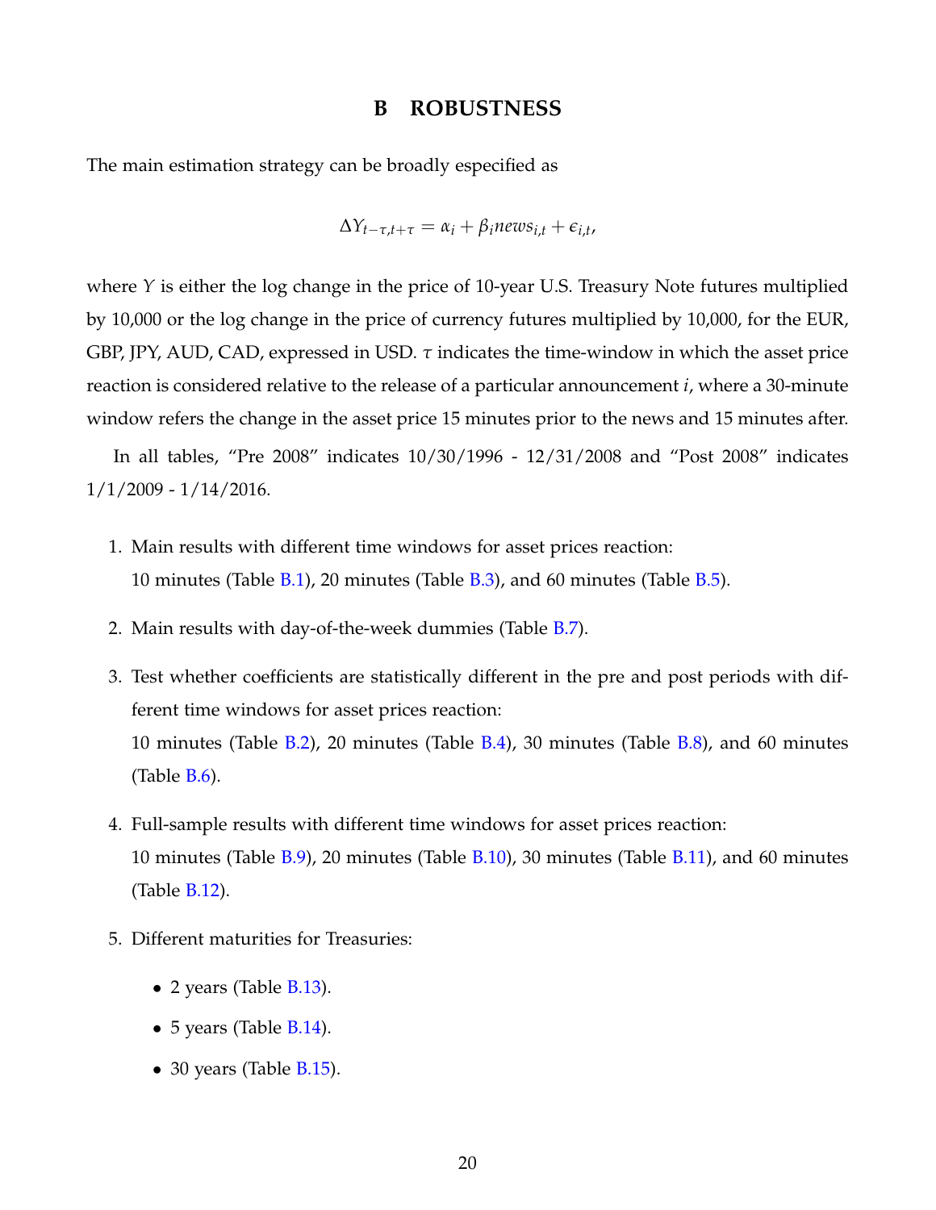# B ROBUSTNESS

The main estimation strategy can be broadly especified as

$$\Delta Y_{t-\tau,t+\tau} = \alpha_i + \beta_i news_{i,t} + \epsilon_{i,t},$$

where $Y$ is either the log change in the price of 10-year U.S. Treasury Note futures multiplied by 10,000 or the log change in the price of currency futures multiplied by 10,000, for the EUR, GBP, JPY, AUD, CAD, expressed in USD. $\tau$ indicates the time-window in which the asset price reaction is considered relative to the release of a particular announcement $i$, where a 30-minute window refers the change in the asset price 15 minutes prior to the news and 15 minutes after.

In all tables, "Pre 2008" indicates 10/30/1996 - 12/31/2008 and "Post 2008" indicates 1/1/2009 - 1/14/2016.

1. Main results with different time windows for asset prices reaction:
   10 minutes (Table B.1), 20 minutes (Table B.3), and 60 minutes (Table B.5).

2. Main results with day-of-the-week dummies (Table B.7).

3. Test whether coefficients are statistically different in the pre and post periods with different time windows for asset prices reaction:
   10 minutes (Table B.2), 20 minutes (Table B.4), 30 minutes (Table B.8), and 60 minutes (Table B.6).

4. Full-sample results with different time windows for asset prices reaction:
   10 minutes (Table B.9), 20 minutes (Table B.10), 30 minutes (Table B.11), and 60 minutes (Table B.12).

5. Different maturities for Treasuries:

   - 2 years (Table B.13).
   - 5 years (Table B.14).
   - 30 years (Table B.15).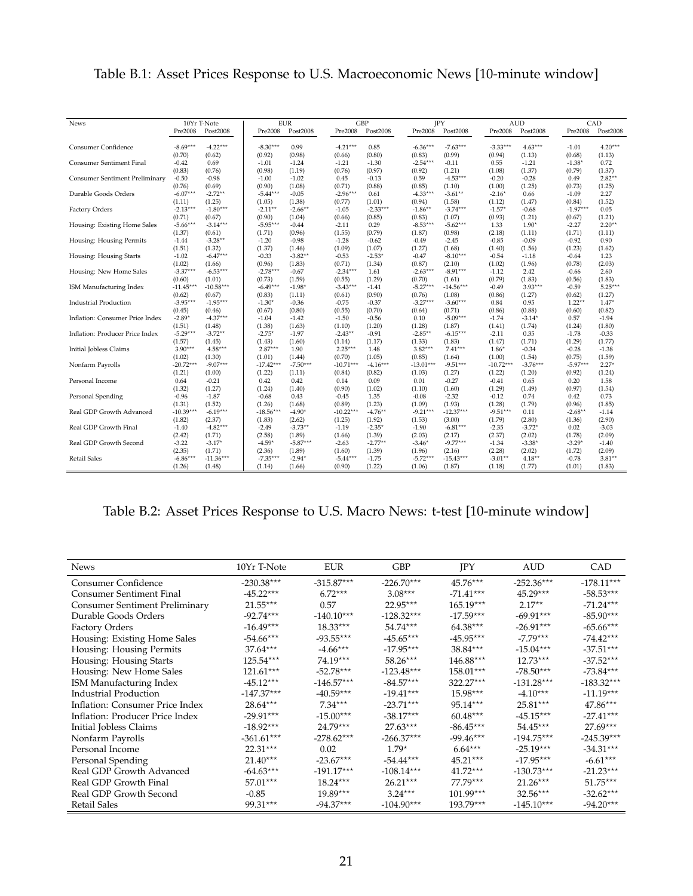## Table B.1: Asset Prices Response to U.S. Macroeconomic News [10-minute window]

| News | 10Yr T-Note | | EUR | | GBP | | JPY | | AUD | | CAD | |
|---|---|---|---|---|---|---|---|---|---|---|---|---|
| | Pre2008 | Post2008 | Pre2008 | Post2008 | Pre2008 | Post2008 | Pre2008 | Post2008 | Pre2008 | Post2008 | Pre2008 | Post2008 |
| Consumer Confidence | -8.69*** | -4.22*** | -8.30*** | 0.99 | -4.21*** | 0.85 | -6.36*** | -7.63*** | -3.33*** | 4.63*** | -1.01 | 4.20*** |
| | (0.70) | (0.62) | (0.92) | (0.98) | (0.66) | (0.80) | (0.83) | (0.99) | (0.94) | (1.13) | (0.68) | (1.13) |
| Consumer Sentiment Final | -0.42 | 0.69 | -1.01 | -1.24 | -1.21 | -1.30 | -2.54*** | -0.11 | 0.55 | -1.21 | -1.38* | 0.72 |
| | (0.83) | (0.76) | (0.98) | (1.19) | (0.76) | (0.97) | (0.92) | (1.21) | (1.08) | (1.37) | (0.79) | (1.37) |
| Consumer Sentiment Preliminary | -0.50 | -0.98 | -1.00 | -1.02 | 0.45 | -0.13 | 0.59 | -4.53*** | -0.20 | -0.28 | 0.49 | 2.82** |
| | (0.76) | (0.69) | (0.90) | (1.08) | (0.71) | (0.88) | (0.85) | (1.10) | (1.00) | (1.25) | (0.73) | (1.25) |
| Durable Goods Orders | -6.07*** | -2.72** | -5.44*** | -0.05 | -2.96*** | 0.61 | -4.33*** | -3.61** | -2.16* | 0.66 | -1.09 | 2.27 |
| | (1.11) | (1.25) | (1.05) | (1.38) | (0.77) | (1.01) | (0.94) | (1.58) | (1.12) | (1.47) | (0.84) | (1.52) |
| Factory Orders | -2.13*** | -1.80*** | -2.11** | -2.66** | -1.05 | -2.33*** | -1.86** | -3.74*** | -1.57* | -0.68 | -1.97*** | 0.05 |
| | (0.71) | (0.67) | (0.90) | (1.04) | (0.66) | (0.85) | (0.83) | (1.07) | (0.93) | (1.21) | (0.67) | (1.21) |
| Housing: Existing Home Sales | -5.66*** | -3.14*** | -5.95*** | -0.44 | -2.11 | 0.29 | -8.53*** | -5.62*** | 1.33 | 1.90* | -2.27 | 2.20** |
| | (1.37) | (0.61) | (1.71) | (0.96) | (1.55) | (0.79) | (1.87) | (0.98) | (2.18) | (1.11) | (1.71) | (1.11) |
| Housing: Housing Permits | -1.44 | -3.28** | -1.20 | -0.98 | -1.28 | -0.62 | -0.49 | -2.45 | -0.85 | -0.09 | -0.92 | 0.90 |
| | (1.51) | (1.32) | (1.37) | (1.46) | (1.09) | (1.07) | (1.27) | (1.68) | (1.40) | (1.56) | (1.23) | (1.62) |
| Housing: Housing Starts | -1.02 | -6.47*** | -0.33 | -3.82** | -0.53 | -2.53* | -0.47 | -8.10*** | -0.54 | -1.18 | -0.64 | 1.23 |
| | (1.02) | (1.66) | (0.96) | (1.83) | (0.71) | (1.34) | (0.87) | (2.10) | (1.02) | (1.96) | (0.78) | (2.03) |
| Housing: New Home Sales | -3.37*** | -6.53*** | -2.78*** | -0.67 | -2.34*** | 1.61 | -2.63*** | -8.91*** | -1.12 | 2.42 | -0.66 | 2.60 |
| | (0.60) | (1.01) | (0.73) | (1.59) | (0.55) | (1.29) | (0.70) | (1.61) | (0.79) | (1.83) | (0.56) | (1.83) |
| ISM Manufacturing Index | -11.45*** | -10.58*** | -6.49*** | -1.98* | -3.43*** | -1.41 | -5.27*** | -14.56*** | -0.49 | 3.93*** | -0.59 | 5.25*** |
| | (0.62) | (0.67) | (0.83) | (1.11) | (0.61) | (0.90) | (0.76) | (1.08) | (0.86) | (1.27) | (0.62) | (1.27) |
| Industrial Production | -3.95*** | -1.95*** | -1.30* | -0.36 | -0.75 | -0.37 | -3.27*** | -3.60*** | 0.84 | 0.95 | 1.22** | 1.47* |
| | (0.45) | (0.46) | (0.67) | (0.80) | (0.55) | (0.70) | (0.64) | (0.71) | (0.86) | (0.88) | (0.60) | (0.82) |
| Inflation: Consumer Price Index | -2.89* | -4.37*** | -1.04 | -1.42 | -1.50 | -0.56 | 0.10 | -5.09*** | -1.74 | -3.14* | 0.57 | -1.94 |
| | (1.51) | (1.48) | (1.38) | (1.63) | (1.10) | (1.20) | (1.28) | (1.87) | (1.41) | (1.74) | (1.24) | (1.80) |
| Inflation: Producer Price Index | -5.29*** | -3.72** | -2.75* | -1.97 | -2.43** | -0.91 | -2.85** | -6.15*** | -2.11 | 0.35 | -1.78 | -0.33 |
| | (1.57) | (1.45) | (1.43) | (1.60) | (1.14) | (1.17) | (1.33) | (1.83) | (1.47) | (1.71) | (1.29) | (1.77) |
| Initial Jobless Claims | 3.90*** | 4.58*** | 2.87*** | 1.90 | 2.25*** | 1.48 | 3.82*** | 7.41*** | 1.86* | -0.34 | -0.28 | -1.38 |
| | (1.02) | (1.30) | (1.01) | (1.44) | (0.70) | (1.05) | (0.85) | (1.64) | (1.00) | (1.54) | (0.75) | (1.59) |
| Nonfarm Payrolls | -20.72*** | -9.07*** | -17.42*** | -7.50*** | -10.71*** | -4.16*** | -13.01*** | -9.51*** | -10.72*** | -3.76*** | -5.97*** | 2.27* |
| | (1.21) | (1.00) | (1.22) | (1.11) | (0.84) | (0.82) | (1.03) | (1.27) | (1.22) | (1.20) | (0.92) | (1.24) |
| Personal Income | 0.64 | -0.21 | 0.42 | 0.42 | 0.14 | 0.09 | 0.01 | -0.27 | -0.41 | 0.65 | 0.20 | 1.58 |
| | (1.32) | (1.27) | (1.24) | (1.40) | (0.90) | (1.02) | (1.10) | (1.60) | (1.29) | (1.49) | (0.97) | (1.54) |
| Personal Spending | -0.96 | -1.87 | -0.68 | 0.43 | -0.45 | 1.35 | -0.08 | -2.32 | -0.12 | 0.74 | 0.42 | 0.73 |
| | (1.31) | (1.52) | (1.26) | (1.68) | (0.89) | (1.23) | (1.09) | (1.93) | (1.28) | (1.79) | (0.96) | (1.85) |
| Real GDP Growth Advanced | -10.39*** | -6.19*** | -18.56*** | -4.90* | -10.22*** | -4.76** | -9.21*** | -12.37*** | -9.51*** | 0.11 | -2.68** | -1.14 |
| | (1.82) | (2.37) | (1.83) | (2.62) | (1.25) | (1.92) | (1.53) | (3.00) | (1.79) | (2.80) | (1.36) | (2.90) |
| Real GDP Growth Final | -1.40 | -4.82*** | -2.49 | -3.73** | -1.19 | -2.35* | -1.90 | -6.81*** | -2.35 | -3.72* | 0.02 | -3.03 |
| | (2.42) | (1.71) | (2.58) | (1.89) | (1.66) | (1.39) | (2.03) | (2.17) | (2.37) | (2.02) | (1.78) | (2.09) |
| Real GDP Growth Second | -3.22 | -3.17* | -4.59* | -5.87*** | -2.63 | -2.77** | -3.46* | -9.77*** | -1.34 | -3.38* | -3.29* | -1.40 |
| | (2.35) | (1.71) | (2.36) | (1.89) | (1.60) | (1.39) | (1.96) | (2.16) | (2.28) | (2.02) | (1.72) | (2.09) |
| Retail Sales | -6.86*** | -11.36*** | -7.35*** | -2.94* | -5.44*** | -1.75 | -5.72*** | -15.43*** | -3.01** | 4.18** | -0.78 | 3.81** |
| | (1.26) | (1.48) | (1.14) | (1.66) | (0.90) | (1.22) | (1.06) | (1.87) | (1.18) | (1.77) | (1.01) | (1.83) |

## Table B.2: Asset Prices Response to U.S. Macro News: t-test [10-minute window]

| News | 10Yr T-Note | EUR | GBP | JPY | AUD | CAD |
|---|---|---|---|---|---|---|
| Consumer Confidence | -230.38*** | -315.87*** | -226.70*** | 45.76*** | -252.36*** | -178.11*** |
| Consumer Sentiment Final | -45.22*** | 6.72*** | 3.08*** | -71.41*** | 45.29*** | -58.53*** |
| Consumer Sentiment Preliminary | 21.55*** | 0.57 | 22.95*** | 165.19*** | 2.17** | -71.24*** |
| Durable Goods Orders | -92.74*** | -140.10*** | -128.32*** | -17.59*** | -69.91*** | -85.90*** |
| Factory Orders | -16.49*** | 18.33*** | 54.74*** | 64.38*** | -26.91*** | -65.66*** |
| Housing: Existing Home Sales | -54.66*** | -93.55*** | -45.65*** | -45.95*** | -7.79*** | -74.42*** |
| Housing: Housing Permits | 37.64*** | -4.66*** | -17.95*** | 38.84*** | -15.04*** | -37.51*** |
| Housing: Housing Starts | 125.54*** | 74.19*** | 58.26*** | 146.88*** | 12.73*** | -37.52*** |
| Housing: New Home Sales | 121.61*** | -52.78*** | -123.48*** | 158.01*** | -78.50*** | -73.84*** |
| ISM Manufacturing Index | -45.12*** | -146.57*** | -84.57*** | 322.27*** | -131.28*** | -183.32*** |
| Industrial Production | -147.37*** | -40.59*** | -19.41*** | 15.98*** | -4.10*** | -11.19*** |
| Inflation: Consumer Price Index | 28.64*** | 7.34*** | -23.71*** | 95.14*** | 25.81*** | 47.86*** |
| Inflation: Producer Price Index | -29.91*** | -15.00*** | -38.17*** | 60.48*** | -45.15*** | -27.41*** |
| Initial Jobless Claims | -18.92*** | 24.79*** | 27.63*** | -86.45*** | 54.45*** | 27.69*** |
| Nonfarm Payrolls | -361.61*** | -278.62*** | -266.37*** | -99.46*** | -194.75*** | -245.39*** |
| Personal Income | 22.31*** | 0.02 | 1.79* | 6.64*** | -25.19*** | -34.31*** |
| Personal Spending | 21.40*** | -23.67*** | -54.44*** | 45.21*** | -17.95*** | -6.61*** |
| Real GDP Growth Advanced | -64.63*** | -191.17*** | -108.14*** | 41.72*** | -130.73*** | -21.23*** |
| Real GDP Growth Final | 57.01*** | 18.24*** | 26.21*** | 77.79*** | 21.26*** | 51.75*** |
| Real GDP Growth Second | -0.85 | 19.89*** | 3.24*** | 101.99*** | 32.56*** | -32.62*** |
| Retail Sales | 99.31*** | -94.37*** | -104.90*** | 193.79*** | -145.10*** | -94.20*** |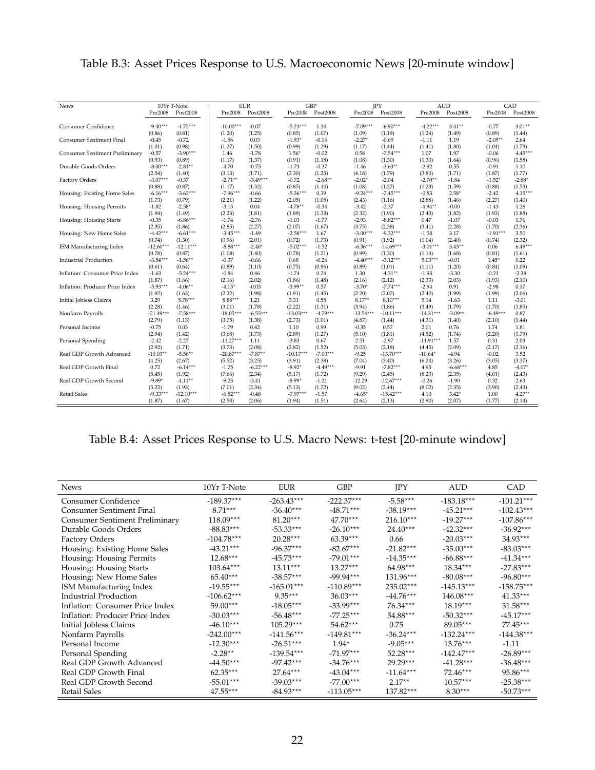# Table B.3: Asset Prices Response to U.S. Macroeconomic News [20-minute window]

| News | 10Yr T-Note | | EUR | | GBP | | JPY | | AUD | | CAD | |
|---|---|---|---|---|---|---|---|---|---|---|---|---|
| | Pre2008 | Post2008 | Pre2008 | Post2008 | Pre2008 | Post2008 | Pre2008 | Post2008 | Pre2008 | Post2008 | Pre2008 | Post2008 |
| Consumer Confidence | -9.40*** | -4.72*** | -10.00*** | -0.07 | -5.23*** | 1.34 | -7.09*** | -6.90*** | -4.22*** | 3.41** | -0.77 | 3.01** |
| | (0.86) | (0.81) | (1.20) | (1.25) | (0.85) | (1.07) | (1.09) | (1.19) | (1.24) | (1.49) | (0.89) | (1.44) |
| Consumer Sentiment Final | -0.45 | -0.72 | -1.56 | 0.03 | -1.93* | -0.16 | -2.27* | -0.69 | -1.11 | 1.19 | -2.05** | 2.64 |
| | (1.01) | (0.98) | (1.27) | (1.50) | (0.99) | (1.29) | (1.17) | (1.44) | (1.41) | (1.80) | (1.04) | (1.73) |
| Consumer Sentiment Preliminary | -0.57 | -3.90*** | 1.46 | -1.78 | 1.56* | -0.02 | 0.58 | -7.54*** | 1.07 | 1.97 | -0.06 | 4.45*** |
| | (0.93) | (0.89) | (1.17) | (1.37) | (0.91) | (1.18) | (1.08) | (1.30) | (1.30) | (1.64) | (0.96) | (1.58) |
| Durable Goods Orders | -8.00*** | -2.81** | -4.70 | -0.75 | -1.73 | -0.37 | -1.46 | -3.63** | -2.92 | 0.55 | -0.91 | 1.10 |
| | (2.54) | (1.40) | (3.13) | (1.71) | (2.30) | (1.25) | (4.18) | (1.79) | (3.80) | (1.71) | (1.87) | (1.77) |
| Factory Orders | -3.07*** | -0.37 | -2.71** | -3.49*** | -0.72 | -2.68** | -2.02* | -2.04 | -2.70** | -1.84 | -1.52* | -2.88* |
| | (0.88) | (0.87) | (1.17) | (1.32) | (0.85) | (1.14) | (1.08) | (1.27) | (1.23) | (1.59) | (0.88) | (1.53) |
| Housing: Existing Home Sales | -6.16*** | -3.63*** | -7.96*** | -0.66 | -5.36*** | 0.39 | -9.24*** | -7.45*** | -0.83 | 2.58* | -2.42 | 4.15*** |
| | (1.73) | (0.79) | (2.21) | (1.22) | (2.05) | (1.05) | (2.43) | (1.16) | (2.88) | (1.46) | (2.27) | (1.40) |
| Housing: Housing Permits | -1.82 | -2.58* | -3.15 | 0.04 | -4.78** | -0.34 | -3.42 | -2.37 | -4.94** | -0.00 | -1.43 | 1.26 |
| | (1.94) | (1.49) | (2.23) | (1.81) | (1.89) | (1.33) | (2.32) | (1.90) | (2.43) | (1.82) | (1.93) | (1.88) |
| Housing: Housing Starts | -0.35 | -6.86*** | -1.74 | -2.76 | -1.03 | -1.77 | -2.93 | -8.82*** | 0.47 | -1.07 | -0.03 | 1.76 |
| | (2.35) | (1.86) | (2.85) | (2.27) | (2.07) | (1.67) | (3.75) | (2.38) | (3.41) | (2.28) | (1.70) | (2.36) |
| Housing: New Home Sales | -4.42*** | -6.61*** | -3.45*** | -1.49 | -2.58*** | 1.67 | -3.00*** | -9.32*** | -1.58 | 3.17 | -1.91*** | 3.50 |
| | (0.74) | (1.30) | (0.96) | (2.01) | (0.72) | (1.73) | (0.91) | (1.92) | (1.04) | (2.40) | (0.74) | (2.32) |
| ISM Manufacturing Index | -12.60*** | -12.11*** | -8.88*** | -2.40* | -5.02*** | -1.52 | -6.36*** | -14.69*** | -3.01*** | 3.43** | 0.06 | 6.49*** |
| | (0.78) | (0.87) | (1.08) | (1.40) | (0.78) | (1.21) | (0.99) | (1.30) | (1.14) | (1.68) | (0.81) | (1.61) |
| Industrial Production | -3.54*** | -1.56** | -0.37 | -0.66 | 0.68 | -0.26 | -4.40*** | -3.12*** | 5.03*** | -0.01 | 1.45* | 0.22 |
| | (0.61) | (0.64) | (0.89) | (1.10) | (0.75) | (0.96) | (0.89) | (1.01) | (1.11) | (1.20) | (0.84) | (1.09) |
| Inflation: Consumer Price Index | -1.63 | -5.24*** | -0.84 | 0.46 | -1.74 | 0.24 | 1.30 | -4.31** | -1.93 | -3.30 | -0.21 | -2.38 |
| | (1.87) | (1.66) | (2.16) | (2.02) | (1.86) | (1.48) | (2.16) | (2.12) | (2.33) | (2.03) | (1.93) | (2.10) |
| Inflation: Producer Price Index | -5.93*** | -4.06** | -4.15* | -0.03 | -3.99** | 0.57 | -3.70* | -7.74*** | -2.94 | 0.91 | -2.98 | 0.17 |
| | (1.92) | (1.63) | (2.22) | (1.98) | (1.91) | (1.45) | (2.20) | (2.07) | (2.40) | (1.99) | (1.99) | (2.06) |
| Initial Jobless Claims | 3.29 | 5.78*** | 8.88*** | 1.21 | 3.31 | 0.55 | 8.17** | 8.10*** | 5.14 | -1.63 | 1.11 | -3.01 |
| | (2.28) | (1.46) | (3.01) | (1.78) | (2.22) | (1.31) | (3.94) | (1.86) | (3.49) | (1.79) | (1.70) | (1.85) |
| Nonfarm Payrolls | -21.49*** | -7.58*** | -18.05*** | -6.55*** | -13.03*** | -4.79*** | -13.54*** | -10.11*** | -14.31*** | -3.09** | -6.49*** | 0.87 |
| | (2.79) | (1.13) | (3.75) | (1.38) | (2.73) | (1.01) | (4.87) | (1.44) | (4.31) | (1.40) | (2.10) | (1.44) |
| Personal Income | -0.75 | 0.03 | -1.79 | 0.42 | 1.10 | 0.99 | -0.35 | 0.57 | 2.01 | 0.76 | 1.74 | 1.81 |
| | (2.94) | (1.42) | (3.68) | (1.73) | (2.89) | (1.27) | (5.10) | (1.81) | (4.52) | (1.74) | (2.20) | (1.79) |
| Personal Spending | -2.42 | -2.27 | -11.27*** | 1.11 | -3.83 | 0.67 | 2.51 | -2.97 | -11.91*** | 1.57 | 0.31 | 2.03 |
| | (2.92) | (1.71) | (3.73) | (2.08) | (2.82) | (1.52) | (5.03) | (2.18) | (4.45) | (2.09) | (2.17) | (2.16) |
| Real GDP Growth Advanced | -10.03** | -5.56** | -20.87*** | -7.87** | -10.17*** | -7.00*** | -9.25 | -13.70*** | -10.64* | -4.94 | -0.02 | 3.52 |
| | (4.25) | (2.67) | (5.52) | (3.25) | (3.91) | (2.38) | (7.04) | (3.40) | (6.24) | (3.26) | (3.05) | (3.37) |
| Real GDP Growth Final | 0.72 | -6.14*** | -1.75 | -6.22*** | -8.92* | -4.49*** | -9.91 | -7.82*** | 4.95 | -6.68*** | 4.85 | -4.07* |
| | (5.45) | (1.92) | (7.66) | (2.34) | (5.17) | (1.72) | (9.29) | (2.45) | (8.23) | (2.35) | (4.01) | (2.43) |
| Real GDP Growth Second | -9.89* | -4.11** | -9.25 | -3.41 | -8.99* | -1.21 | -12.29 | -12.67*** | -0.26 | -1.90 | 0.32 | 2.63 |
| | (5.22) | (1.93) | (7.01) | (2.34) | (5.13) | (1.72) | (9.02) | (2.44) | (8.02) | (2.35) | (3.90) | (2.43) |
| Retail Sales | -9.33*** | -12.10*** | -6.82*** | -0.48 | -7.97*** | -1.57 | -4.65* | -15.42*** | 4.10 | 3.42* | 1.00 | 4.27** |
| | (1.87) | (1.67) | (2.50) | (2.06) | (1.94) | (1.51) | (2.64) | (2.13) | (2.90) | (2.07) | (1.77) | (2.14) |

# Table B.4: Asset Prices Response to U.S. Macro News: t-test [20-minute window]

| News | 10Yr T-Note | EUR | GBP | JPY | AUD | CAD |
|---|---|---|---|---|---|---|
| Consumer Confidence | -189.37*** | -263.43*** | -222.37*** | -5.58*** | -183.18*** | -101.21*** |
| Consumer Sentiment Final | 8.71*** | -36.40*** | -48.71*** | -38.19*** | -45.21*** | -102.43*** |
| Consumer Sentiment Preliminary | 118.09*** | 81.20*** | 47.70*** | 216.10*** | -19.27*** | -107.86*** |
| Durable Goods Orders | -88.83*** | -53.33*** | -26.10*** | 24.40*** | -42.32*** | -36.92*** |
| Factory Orders | -104.78*** | 20.28*** | 63.39*** | 0.66 | -20.03*** | 34.93*** |
| Housing: Existing Home Sales | -43.21*** | -96.37*** | -82.67*** | -21.82*** | -35.00*** | -83.03*** |
| Housing: Housing Permits | 12.68*** | -45.73*** | -79.01*** | -14.35*** | -66.88*** | -41.34*** |
| Housing: Housing Starts | 103.64*** | 13.11*** | 13.27*** | 64.98*** | 18.34*** | -27.83*** |
| Housing: New Home Sales | 65.40*** | -38.57*** | -99.94*** | 131.96*** | -80.08*** | -96.80*** |
| ISM Manufacturing Index | -19.55*** | -165.01*** | -110.89*** | 235.02*** | -145.13*** | -158.75*** |
| Industrial Production | -106.62*** | 9.35*** | 36.03*** | -44.76*** | 146.08*** | 41.33*** |
| Inflation: Consumer Price Index | 59.00*** | -18.05*** | -33.99*** | 76.34*** | 18.19*** | 31.58*** |
| Inflation: Producer Price Index | -30.03*** | -56.48*** | -77.25*** | 54.88*** | -50.32*** | -45.17*** |
| Initial Jobless Claims | -46.10*** | 105.29*** | 54.62*** | 0.75 | 89.05*** | 77.45*** |
| Nonfarm Payrolls | -242.00*** | -141.56*** | -149.81*** | -36.24*** | -132.24*** | -144.38*** |
| Personal Income | -12.30*** | -26.51*** | 1.94* | -9.05*** | 13.76*** | -1.11 |
| Personal Spending | -2.28** | -139.54*** | -71.97*** | 52.28*** | -142.47*** | -26.89*** |
| Real GDP Growth Advanced | -44.50*** | -97.42*** | -34.76*** | 29.29*** | -41.28*** | -36.48*** |
| Real GDP Growth Final | 62.35*** | 27.64*** | -43.04*** | -11.64*** | 72.46*** | 95.86*** |
| Real GDP Growth Second | -55.01*** | -39.03*** | -77.00*** | 2.17** | 10.57*** | -25.38*** |
| Retail Sales | 47.55*** | -84.93*** | -113.05*** | 137.82*** | 8.30*** | -50.73*** |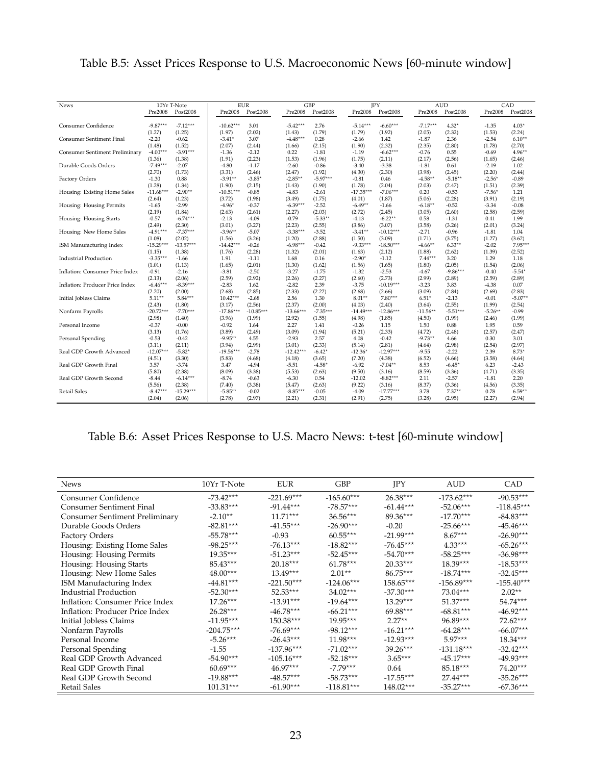# Table B.5: Asset Prices Response to U.S. Macroeconomic News [60-minute window]

| News | 10Yr T-Note | | EUR | | GBP | | JPY | | AUD | | CAD | |
|---|---|---|---|---|---|---|---|---|---|---|---|---|
| | Pre2008 | Post2008 | Pre2008 | Post2008 | Pre2008 | Post2008 | Pre2008 | Post2008 | Pre2008 | Post2008 | Pre2008 | Post2008 |
| Consumer Confidence | -9.87*** | -7.12*** | -10.62*** | 3.01 | -5.42*** | 2.76 | -5.14*** | -6.60*** | -7.17*** | 4.32* | -1.35 | 4.03* |
| | (1.27) | (1.25) | (1.97) | (2.02) | (1.43) | (1.79) | (1.79) | (1.92) | (2.05) | (2.32) | (1.53) | (2.24) |
| Consumer Sentiment Final | -2.20 | -0.62 | -3.41* | 3.07 | -4.48*** | 0.28 | -2.66 | 1.42 | -1.87 | 2.36 | -2.54 | 6.10** |
| | (1.48) | (1.52) | (2.07) | (2.44) | (1.66) | (2.15) | (1.90) | (2.32) | (2.35) | (2.80) | (1.78) | (2.70) |
| Consumer Sentiment Preliminary | -4.00*** | -3.91*** | -1.36 | -2.12 | 0.22 | -1.81 | -1.19 | -6.62*** | -0.76 | 0.55 | -0.69 | 4.96** |
| | (1.36) | (1.38) | (1.91) | (2.23) | (1.53) | (1.96) | (1.75) | (2.11) | (2.17) | (2.56) | (1.65) | (2.46) |
| Durable Goods Orders | -7.49*** | -2.07 | -4.80 | -1.17 | -2.60 | -0.86 | -3.40 | -3.38 | -1.81 | 0.61 | -2.19 | 1.02 |
| | (2.70) | (1.73) | (3.31) | (2.46) | (2.47) | (1.92) | (4.30) | (2.30) | (3.98) | (2.45) | (2.20) | (2.44) |
| Factory Orders | -1.30 | 0.88 | -3.91** | -3.85* | -2.85** | -5.97*** | -0.81 | 0.46 | -4.58** | -5.18** | -2.56* | -0.89 |
| | (1.28) | (1.34) | (1.90) | (2.15) | (1.43) | (1.90) | (1.78) | (2.04) | (2.03) | (2.47) | (1.51) | (2.39) |
| Housing: Existing Home Sales | -11.68*** | -2.90** | -10.51*** | -0.85 | -4.83 | -2.61 | -17.35*** | -7.06*** | 0.20 | -0.53 | -7.56* | 1.21 |
| | (2.64) | (1.23) | (3.72) | (1.98) | (3.49) | (1.75) | (4.01) | (1.87) | (5.06) | (2.28) | (3.91) | (2.19) |
| Housing: Housing Permits | -1.65 | -2.99 | -4.96* | -0.37 | -6.39*** | -2.52 | -6.49** | -1.66 | -6.18** | -0.52 | -3.34 | -0.08 |
| | (2.19) | (1.84) | (2.63) | (2.61) | (2.27) | (2.03) | (2.72) | (2.45) | (3.05) | (2.60) | (2.58) | (2.59) |
| Housing: Housing Starts | -0.57 | -6.74*** | -2.13 | -4.09 | -0.79 | -5.33** | -4.13 | -6.22** | 0.58 | -1.31 | 0.41 | 1.99 |
| | (2.49) | (2.30) | (3.01) | (3.27) | (2.23) | (2.55) | (3.86) | (3.07) | (3.58) | (3.26) | (2.01) | (3.24) |
| Housing: New Home Sales | -4.91*** | -7.37*** | -3.96** | -5.07 | -3.38*** | -3.52 | -3.41** | -10.12*** | -2.71 | -0.96 | -1.81 | 1.04 |
| | (1.08) | (2.02) | (1.56) | (3.26) | (1.20) | (2.88) | (1.50) | (3.09) | (1.71) | (3.75) | (1.27) | (3.62) |
| ISM Manufacturing Index | -15.29*** | -13.57*** | -14.42*** | -0.26 | -6.98*** | -0.42 | -9.33*** | -18.50*** | -4.66** | 6.33** | -2.02 | 7.95*** |
| | (1.15) | (1.38) | (1.76) | (2.28) | (1.32) | (2.01) | (1.63) | (2.12) | (1.88) | (2.62) | (1.39) | (2.52) |
| Industrial Production | -3.35*** | -1.66 | 1.91 | -1.11 | 1.68 | 0.16 | -2.90* | -1.12 | 7.44*** | 3.20 | 1.29 | 1.18 |
| | (1.01) | (1.13) | (1.65) | (2.01) | (1.30) | (1.62) | (1.56) | (1.65) | (1.80) | (2.05) | (1.54) | (2.06) |
| Inflation: Consumer Price Index | -0.91 | -2.16 | -3.81 | -2.50 | -3.27 | -1.75 | -1.32 | -2.53 | -4.67 | -9.86*** | -0.40 | -5.54* |
| | (2.13) | (2.06) | (2.59) | (2.92) | (2.26) | (2.27) | (2.60) | (2.73) | (2.99) | (2.89) | (2.59) | (2.89) |
| Inflation: Producer Price Index | -6.46*** | -8.39*** | -2.83 | 1.62 | -2.82 | 2.39 | -3.75 | -10.19*** | -3.23 | 3.83 | -4.38 | 0.07 |
| | (2.20) | (2.00) | (2.68) | (2.85) | (2.33) | (2.22) | (2.68) | (2.66) | (3.09) | (2.84) | (2.69) | (2.83) |
| Initial Jobless Claims | 5.11** | 5.84*** | 10.42*** | -2.68 | 2.56 | 1.30 | 8.01** | 7.80*** | 6.51* | -2.13 | -0.01 | -5.07** |
| | (2.43) | (1.80) | (3.17) | (2.56) | (2.37) | (2.00) | (4.03) | (2.40) | (3.64) | (2.55) | (1.99) | (2.54) |
| Nonfarm Payrolls | -20.72*** | -7.70*** | -17.86*** | -10.85*** | -13.66*** | -7.35*** | -14.49*** | -12.86*** | -11.56** | -5.51*** | -5.26** | -0.99 |
| | (2.98) | (1.40) | (3.96) | (1.99) | (2.92) | (1.55) | (4.98) | (1.85) | (4.50) | (1.99) | (2.46) | (1.99) |
| Personal Income | -0.37 | -0.00 | -0.92 | 1.64 | 2.27 | 1.41 | -0.26 | 1.15 | 1.50 | 0.88 | 1.95 | 0.59 |
| | (3.13) | (1.76) | (3.89) | (2.49) | (3.09) | (1.94) | (5.21) | (2.33) | (4.72) | (2.48) | (2.57) | (2.47) |
| Personal Spending | -0.53 | -0.42 | -9.95** | 4.55 | -2.93 | 2.57 | 4.08 | -0.42 | -9.73** | 4.66 | 0.30 | 3.01 |
| | (3.11) | (2.11) | (3.94) | (2.99) | (3.01) | (2.33) | (5.14) | (2.81) | (4.64) | (2.98) | (2.54) | (2.97) |
| Real GDP Growth Advanced | -12.07*** | -5.82* | -19.56*** | -2.78 | -12.42*** | -6.42* | -12.36* | -12.97*** | -9.55 | -2.22 | 2.39 | 8.73* |
| | (4.51) | (3.30) | (5.83) | (4.68) | (4.18) | (3.65) | (7.20) | (4.38) | (6.52) | (4.66) | (3.58) | (4.64) |
| Real GDP Growth Final | 3.57 | -3.74 | 3.47 | -4.94 | -5.51 | -4.58* | -6.92 | -7.04** | 8.53 | -6.45* | 6.23 | -2.43 |
| | (5.80) | (2.38) | (8.09) | (3.38) | (5.53) | (2.63) | (9.50) | (3.16) | (8.59) | (3.36) | (4.71) | (3.35) |
| Real GDP Growth Second | -8.44 | -6.14*** | -8.74 | -0.63 | -6.30 | 0.54 | -12.02 | -8.82*** | 2.11 | -2.57 | -1.81 | 2.20 |
| | (5.56) | (2.38) | (7.40) | (3.38) | (5.47) | (2.63) | (9.22) | (3.16) | (8.37) | (3.36) | (4.56) | (3.35) |
| Retail Sales | -8.47*** | -15.29*** | -5.85** | -0.02 | -8.85*** | -0.05 | -4.09 | -17.77*** | 3.78 | 7.37** | 0.78 | 6.59** |
| | (2.04) | (2.06) | (2.78) | (2.97) | (2.21) | (2.31) | (2.91) | (2.75) | (3.28) | (2.95) | (2.27) | (2.94) |

# Table B.6: Asset Prices Response to U.S. Macro News: t-test [60-minute window]

| News | 10Yr T-Note | EUR | GBP | JPY | AUD | CAD |
|---|---|---|---|---|---|---|
| Consumer Confidence | -73.42*** | -221.69*** | -165.60*** | 26.38*** | -173.62*** | -90.53*** |
| Consumer Sentiment Final | -33.83*** | -91.44*** | -78.57*** | -61.44*** | -52.06*** | -118.45*** |
| Consumer Sentiment Preliminary | -2.10** | 11.71*** | 36.56*** | 89.36*** | -17.70*** | -84.83*** |
| Durable Goods Orders | -82.81*** | -41.55*** | -26.90*** | -0.20 | -25.66*** | -45.46*** |
| Factory Orders | -55.78*** | -0.93 | 60.55*** | -21.99*** | 8.67*** | -26.90*** |
| Housing: Existing Home Sales | -98.25*** | -76.13*** | -18.82*** | -76.45*** | 4.33*** | -65.26*** |
| Housing: Housing Permits | 19.35*** | -51.23*** | -52.45*** | -54.70*** | -58.25*** | -36.98*** |
| Housing: Housing Starts | 85.43*** | 20.18*** | 61.78*** | 20.33*** | 18.39*** | -18.53*** |
| Housing: New Home Sales | 48.00*** | 13.49*** | 2.01** | 86.75*** | -18.74*** | -32.45*** |
| ISM Manufacturing Index | -44.81*** | -221.50*** | -124.06*** | 158.65*** | -156.89*** | -155.40*** |
| Industrial Production | -52.30*** | 52.53*** | 34.02*** | -37.30*** | 73.04*** | 2.02** |
| Inflation: Consumer Price Index | 17.26*** | -13.91*** | -19.64*** | 13.29*** | 51.37*** | 54.74*** |
| Inflation: Producer Price Index | 26.28*** | -46.78*** | -66.21*** | 69.88*** | -68.81*** | -46.92*** |
| Initial Jobless Claims | -11.95*** | 150.38*** | 19.95*** | 2.27** | 96.89*** | 72.62*** |
| Nonfarm Payrolls | -204.75*** | -76.69*** | -98.12*** | -16.21*** | -64.28*** | -66.07*** |
| Personal Income | -5.26*** | -26.43*** | 11.98*** | -12.93*** | 5.97*** | 18.34*** |
| Personal Spending | -1.55 | -137.96*** | -71.02*** | 39.26*** | -131.18*** | -32.42*** |
| Real GDP Growth Advanced | -54.90*** | -105.16*** | -52.18*** | 3.65*** | -45.17*** | -49.93*** |
| Real GDP Growth Final | 60.69*** | 46.97*** | -7.79*** | 0.64 | 85.18*** | 74.20*** |
| Real GDP Growth Second | -19.88*** | -48.57*** | -58.73*** | -17.55*** | 27.44*** | -35.26*** |
| Retail Sales | 101.31*** | -61.90*** | -118.81*** | 148.02*** | -35.27*** | -67.36*** |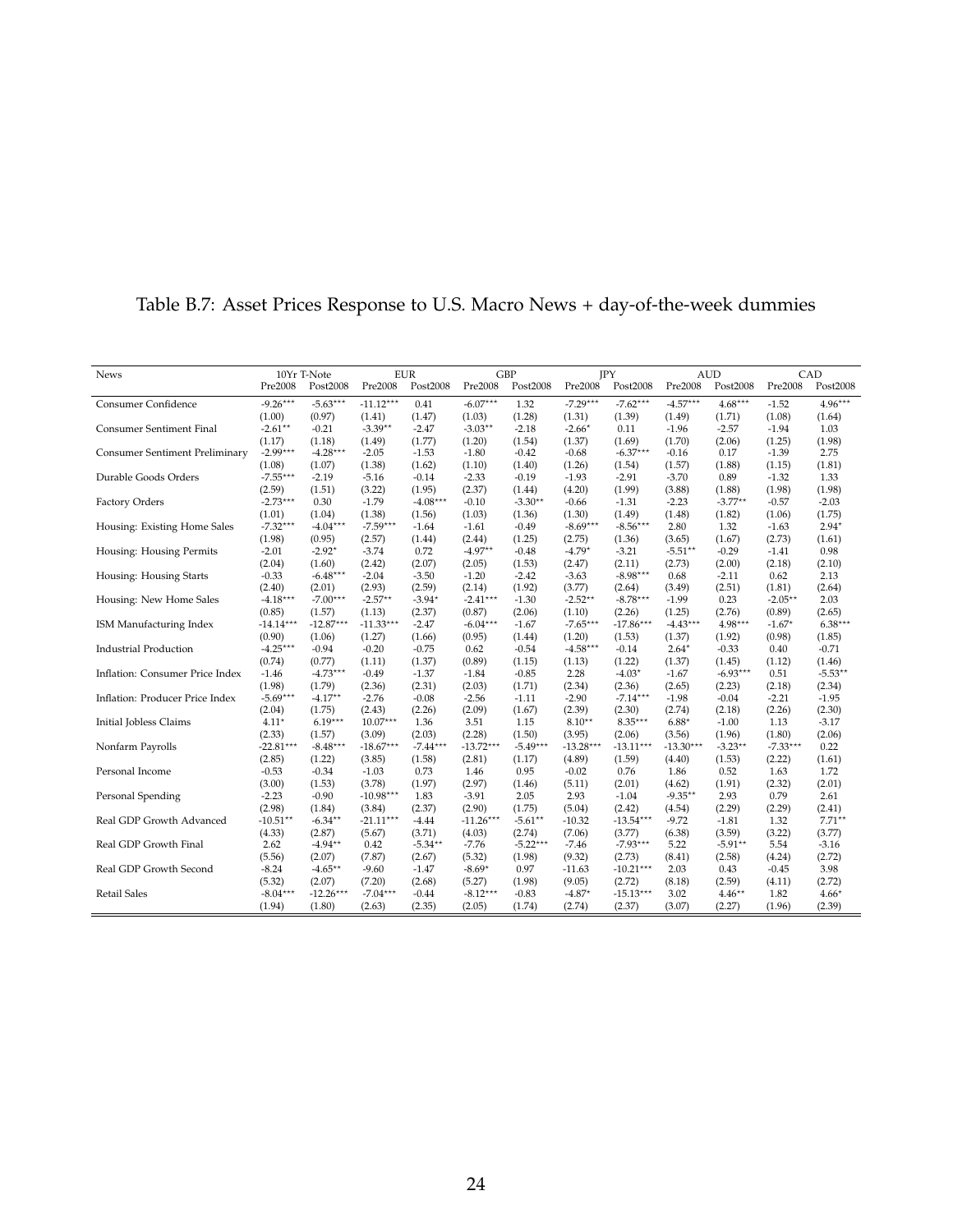Table B.7: Asset Prices Response to U.S. Macro News + day-of-the-week dummies

| News | 10Yr T-Note | | EUR | | GBP | | JPY | | AUD | | CAD | |
|---|---|---|---|---|---|---|---|---|---|---|---|---|
| | Pre2008 | Post2008 | Pre2008 | Post2008 | Pre2008 | Post2008 | Pre2008 | Post2008 | Pre2008 | Post2008 | Pre2008 | Post2008 |
| Consumer Confidence | -9.26*** | -5.63*** | -11.12*** | 0.41 | -6.07*** | 1.32 | -7.29*** | -7.62*** | -4.57*** | 4.68*** | -1.52 | 4.96*** |
| | (1.00) | (0.97) | (1.41) | (1.47) | (1.03) | (1.28) | (1.31) | (1.39) | (1.49) | (1.71) | (1.08) | (1.64) |
| Consumer Sentiment Final | -2.61** | -0.21 | -3.39** | -2.47 | -3.03** | -2.18 | -2.66* | 0.11 | -1.96 | -2.57 | -1.94 | 1.03 |
| | (1.17) | (1.18) | (1.49) | (1.77) | (1.20) | (1.54) | (1.37) | (1.69) | (1.70) | (2.06) | (1.25) | (1.98) |
| Consumer Sentiment Preliminary | -2.99*** | -4.28*** | -2.05 | -1.53 | -1.80 | -0.42 | -0.68 | -6.37*** | -0.16 | 0.17 | -1.39 | 2.75 |
| | (1.08) | (1.07) | (1.38) | (1.62) | (1.10) | (1.40) | (1.26) | (1.54) | (1.57) | (1.88) | (1.15) | (1.81) |
| Durable Goods Orders | -7.55*** | -2.19 | -5.16 | -0.14 | -2.33 | -0.19 | -1.93 | -2.91 | -3.70 | 0.89 | -1.32 | 1.33 |
| | (2.59) | (1.51) | (3.22) | (1.95) | (2.37) | (1.44) | (4.20) | (1.99) | (3.88) | (1.88) | (1.98) | (1.98) |
| Factory Orders | -2.73*** | 0.30 | -1.79 | -4.08*** | -0.10 | -3.30** | -0.66 | -1.31 | -2.23 | -3.77** | -0.57 | -2.03 |
| | (1.01) | (1.04) | (1.38) | (1.56) | (1.03) | (1.36) | (1.30) | (1.49) | (1.48) | (1.82) | (1.06) | (1.75) |
| Housing: Existing Home Sales | -7.32*** | -4.04*** | -7.59*** | -1.64 | -1.61 | -0.49 | -8.69*** | -8.56*** | 2.80 | 1.32 | -1.63 | 2.94* |
| | (1.98) | (0.95) | (2.57) | (1.44) | (2.44) | (1.25) | (2.75) | (1.36) | (3.65) | (1.67) | (2.73) | (1.61) |
| Housing: Housing Permits | -2.01 | -2.92* | -3.74 | 0.72 | -4.97** | -0.48 | -4.79* | -3.21 | -5.51** | -0.29 | -1.41 | 0.98 |
| | (2.04) | (1.60) | (2.42) | (2.07) | (2.05) | (1.53) | (2.47) | (2.11) | (2.73) | (2.00) | (2.18) | (2.10) |
| Housing: Housing Starts | -0.33 | -6.48*** | -2.04 | -3.50 | -1.20 | -2.42 | -3.63 | -8.98*** | 0.68 | -2.11 | 0.62 | 2.13 |
| | (2.40) | (2.01) | (2.93) | (2.59) | (2.14) | (1.92) | (3.77) | (2.64) | (3.49) | (2.51) | (1.81) | (2.64) |
| Housing: New Home Sales | -4.18*** | -7.00*** | -2.57** | -3.94* | -2.41*** | -1.30 | -2.52** | -8.78*** | -1.99 | 0.23 | -2.05** | 2.03 |
| | (0.85) | (1.57) | (1.13) | (2.37) | (0.87) | (2.06) | (1.10) | (2.26) | (1.25) | (2.76) | (0.89) | (2.65) |
| ISM Manufacturing Index | -14.14*** | -12.87*** | -11.33*** | -2.47 | -6.04*** | -1.67 | -7.65*** | -17.86*** | -4.43*** | 4.98*** | -1.67* | 6.38*** |
| | (0.90) | (1.06) | (1.27) | (1.66) | (0.95) | (1.44) | (1.20) | (1.53) | (1.37) | (1.92) | (0.98) | (1.85) |
| Industrial Production | -4.25*** | -0.94 | -0.20 | -0.75 | 0.62 | -0.54 | -4.58*** | -0.14 | 2.64* | -0.33 | 0.40 | -0.71 |
| | (0.74) | (0.77) | (1.11) | (1.37) | (0.89) | (1.15) | (1.13) | (1.22) | (1.37) | (1.45) | (1.12) | (1.46) |
| Inflation: Consumer Price Index | -1.46 | -4.73*** | -0.49 | -1.37 | -1.84 | -0.85 | 2.28 | -4.03* | -1.67 | -6.93*** | 0.51 | -5.53** |
| | (1.98) | (1.79) | (2.36) | (2.31) | (2.03) | (1.71) | (2.34) | (2.36) | (2.65) | (2.23) | (2.18) | (2.34) |
| Inflation: Producer Price Index | -5.69*** | -4.17** | -2.76 | -0.08 | -2.56 | -1.11 | -2.90 | -7.14*** | -1.98 | -0.04 | -2.21 | -1.95 |
| | (2.04) | (1.75) | (2.43) | (2.26) | (2.09) | (1.67) | (2.39) | (2.30) | (2.74) | (2.18) | (2.26) | (2.30) |
| Initial Jobless Claims | 4.11* | 6.19*** | 10.07*** | 1.36 | 3.51 | 1.15 | 8.10** | 8.35*** | 6.88* | -1.00 | 1.13 | -3.17 |
| | (2.33) | (1.57) | (3.09) | (2.03) | (2.28) | (1.50) | (3.95) | (2.06) | (3.56) | (1.96) | (1.80) | (2.06) |
| Nonfarm Payrolls | -22.81*** | -8.48*** | -18.67*** | -7.44*** | -13.72*** | -5.49*** | -13.28*** | -13.11*** | -13.30*** | -3.23** | -7.33*** | 0.22 |
| | (2.85) | (1.22) | (3.85) | (1.58) | (2.81) | (1.17) | (4.89) | (1.59) | (4.40) | (1.53) | (2.22) | (1.61) |
| Personal Income | -0.53 | -0.34 | -1.03 | 0.73 | 1.46 | 0.95 | -0.02 | 0.76 | 1.86 | 0.52 | 1.63 | 1.72 |
| | (3.00) | (1.53) | (3.78) | (1.97) | (2.97) | (1.46) | (5.11) | (2.01) | (4.62) | (1.91) | (2.32) | (2.01) |
| Personal Spending | -2.23 | -0.90 | -10.98*** | 1.83 | -3.91 | 2.05 | 2.93 | -1.04 | -9.35** | 2.93 | 0.79 | 2.61 |
| | (2.98) | (1.84) | (3.84) | (2.37) | (2.90) | (1.75) | (5.04) | (2.42) | (4.54) | (2.29) | (2.29) | (2.41) |
| Real GDP Growth Advanced | -10.51** | -6.34** | -21.11*** | -4.44 | -11.26*** | -5.61** | -10.32 | -13.54*** | -9.72 | -1.81 | 1.32 | 7.71** |
| | (4.33) | (2.87) | (5.67) | (3.71) | (4.03) | (2.74) | (7.06) | (3.77) | (6.38) | (3.59) | (3.22) | (3.77) |
| Real GDP Growth Final | 2.62 | -4.94** | 0.42 | -5.34** | -7.76 | -5.22*** | -7.46 | -7.93*** | 5.22 | -5.91** | 5.54 | -3.16 |
| | (5.56) | (2.07) | (7.87) | (2.67) | (5.32) | (1.98) | (9.32) | (2.73) | (8.41) | (2.58) | (4.24) | (2.72) |
| Real GDP Growth Second | -8.24 | -4.65** | -9.60 | -1.47 | -8.69* | 0.97 | -11.63 | -10.21*** | 2.03 | 0.43 | -0.45 | 3.98 |
| | (5.32) | (2.07) | (7.20) | (2.68) | (5.27) | (1.98) | (9.05) | (2.72) | (8.18) | (2.59) | (4.11) | (2.72) |
| Retail Sales | -8.04*** | -12.26*** | -7.04*** | -0.44 | -8.12*** | -0.83 | -4.87* | -15.13*** | 3.02 | 4.46** | 1.82 | 4.66* |
| | (1.94) | (1.80) | (2.63) | (2.35) | (2.05) | (1.74) | (2.74) | (2.37) | (3.07) | (2.27) | (1.96) | (2.39) |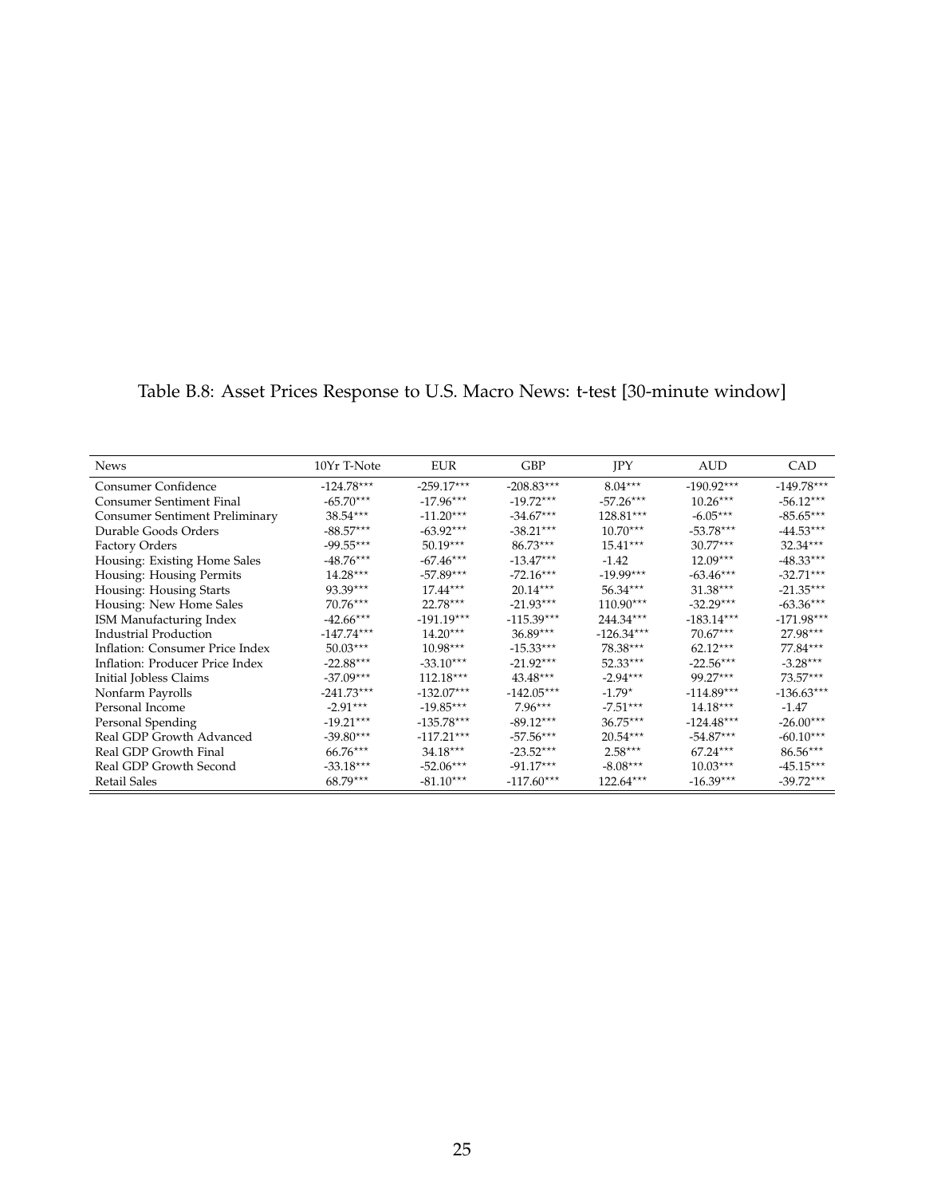Table B.8: Asset Prices Response to U.S. Macro News: t-test [30-minute window]

| News | 10Yr T-Note | EUR | GBP | JPY | AUD | CAD |
|---|---|---|---|---|---|---|
| Consumer Confidence | -124.78*** | -259.17*** | -208.83*** | 8.04*** | -190.92*** | -149.78*** |
| Consumer Sentiment Final | -65.70*** | -17.96*** | -19.72*** | -57.26*** | 10.26*** | -56.12*** |
| Consumer Sentiment Preliminary | 38.54*** | -11.20*** | -34.67*** | 128.81*** | -6.05*** | -85.65*** |
| Durable Goods Orders | -88.57*** | -63.92*** | -38.21*** | 10.70*** | -53.78*** | -44.53*** |
| Factory Orders | -99.55*** | 50.19*** | 86.73*** | 15.41*** | 30.77*** | 32.34*** |
| Housing: Existing Home Sales | -48.76*** | -67.46*** | -13.47*** | -1.42 | 12.09*** | -48.33*** |
| Housing: Housing Permits | 14.28*** | -57.89*** | -72.16*** | -19.99*** | -63.46*** | -32.71*** |
| Housing: Housing Starts | 93.39*** | 17.44*** | 20.14*** | 56.34*** | 31.38*** | -21.35*** |
| Housing: New Home Sales | 70.76*** | 22.78*** | -21.93*** | 110.90*** | -32.29*** | -63.36*** |
| ISM Manufacturing Index | -42.66*** | -191.19*** | -115.39*** | 244.34*** | -183.14*** | -171.98*** |
| Industrial Production | -147.74*** | 14.20*** | 36.89*** | -126.34*** | 70.67*** | 27.98*** |
| Inflation: Consumer Price Index | 50.03*** | 10.98*** | -15.33*** | 78.38*** | 62.12*** | 77.84*** |
| Inflation: Producer Price Index | -22.88*** | -33.10*** | -21.92*** | 52.33*** | -22.56*** | -3.28*** |
| Initial Jobless Claims | -37.09*** | 112.18*** | 43.48*** | -2.94*** | 99.27*** | 73.57*** |
| Nonfarm Payrolls | -241.73*** | -132.07*** | -142.05*** | -1.79* | -114.89*** | -136.63*** |
| Personal Income | -2.91*** | -19.85*** | 7.96*** | -7.51*** | 14.18*** | -1.47 |
| Personal Spending | -19.21*** | -135.78*** | -89.12*** | 36.75*** | -124.48*** | -26.00*** |
| Real GDP Growth Advanced | -39.80*** | -117.21*** | -57.56*** | 20.54*** | -54.87*** | -60.10*** |
| Real GDP Growth Final | 66.76*** | 34.18*** | -23.52*** | 2.58*** | 67.24*** | 86.56*** |
| Real GDP Growth Second | -33.18*** | -52.06*** | -91.17*** | -8.08*** | 10.03*** | -45.15*** |
| Retail Sales | 68.79*** | -81.10*** | -117.60*** | 122.64*** | -16.39*** | -39.72*** |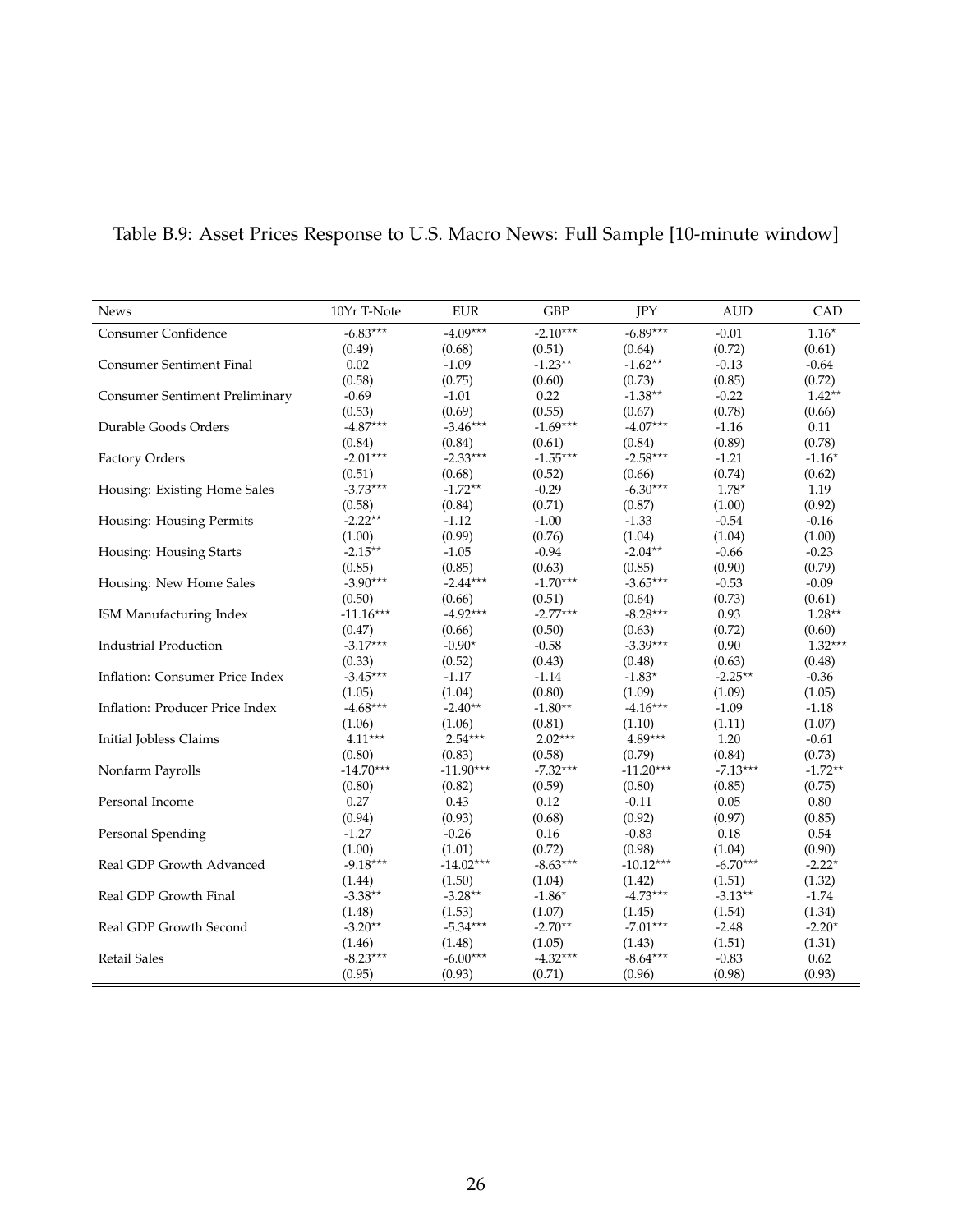Table B.9: Asset Prices Response to U.S. Macro News: Full Sample [10-minute window]

| News | 10Yr T-Note | EUR | GBP | JPY | AUD | CAD |
|---|---|---|---|---|---|---|
| Consumer Confidence | -6.83*** | -4.09*** | -2.10*** | -6.89*** | -0.01 | 1.16* |
| | (0.49) | (0.68) | (0.51) | (0.64) | (0.72) | (0.61) |
| Consumer Sentiment Final | 0.02 | -1.09 | -1.23** | -1.62** | -0.13 | -0.64 |
| | (0.58) | (0.75) | (0.60) | (0.73) | (0.85) | (0.72) |
| Consumer Sentiment Preliminary | -0.69 | -1.01 | 0.22 | -1.38** | -0.22 | 1.42** |
| | (0.53) | (0.69) | (0.55) | (0.67) | (0.78) | (0.66) |
| Durable Goods Orders | -4.87*** | -3.46*** | -1.69*** | -4.07*** | -1.16 | 0.11 |
| | (0.84) | (0.84) | (0.61) | (0.84) | (0.89) | (0.78) |
| Factory Orders | -2.01*** | -2.33*** | -1.55*** | -2.58*** | -1.21 | -1.16* |
| | (0.51) | (0.68) | (0.52) | (0.66) | (0.74) | (0.62) |
| Housing: Existing Home Sales | -3.73*** | -1.72** | -0.29 | -6.30*** | 1.78* | 1.19 |
| | (0.58) | (0.84) | (0.71) | (0.87) | (1.00) | (0.92) |
| Housing: Housing Permits | -2.22** | -1.12 | -1.00 | -1.33 | -0.54 | -0.16 |
| | (1.00) | (0.99) | (0.76) | (1.04) | (1.04) | (1.00) |
| Housing: Housing Starts | -2.15** | -1.05 | -0.94 | -2.04** | -0.66 | -0.23 |
| | (0.85) | (0.85) | (0.63) | (0.85) | (0.90) | (0.79) |
| Housing: New Home Sales | -3.90*** | -2.44*** | -1.70*** | -3.65*** | -0.53 | -0.09 |
| | (0.50) | (0.66) | (0.51) | (0.64) | (0.73) | (0.61) |
| ISM Manufacturing Index | -11.16*** | -4.92*** | -2.77*** | -8.28*** | 0.93 | 1.28** |
| | (0.47) | (0.66) | (0.50) | (0.63) | (0.72) | (0.60) |
| Industrial Production | -3.17*** | -0.90* | -0.58 | -3.39*** | 0.90 | 1.32*** |
| | (0.33) | (0.52) | (0.43) | (0.48) | (0.63) | (0.48) |
| Inflation: Consumer Price Index | -3.45*** | -1.17 | -1.14 | -1.83* | -2.25** | -0.36 |
| | (1.05) | (1.04) | (0.80) | (1.09) | (1.09) | (1.05) |
| Inflation: Producer Price Index | -4.68*** | -2.40** | -1.80** | -4.16*** | -1.09 | -1.18 |
| | (1.06) | (1.06) | (0.81) | (1.10) | (1.11) | (1.07) |
| Initial Jobless Claims | 4.11*** | 2.54*** | 2.02*** | 4.89*** | 1.20 | -0.61 |
| | (0.80) | (0.83) | (0.58) | (0.79) | (0.84) | (0.73) |
| Nonfarm Payrolls | -14.70*** | -11.90*** | -7.32*** | -11.20*** | -7.13*** | -1.72** |
| | (0.80) | (0.82) | (0.59) | (0.80) | (0.85) | (0.75) |
| Personal Income | 0.27 | 0.43 | 0.12 | -0.11 | 0.05 | 0.80 |
| | (0.94) | (0.93) | (0.68) | (0.92) | (0.97) | (0.85) |
| Personal Spending | -1.27 | -0.26 | 0.16 | -0.83 | 0.18 | 0.54 |
| | (1.00) | (1.01) | (0.72) | (0.98) | (1.04) | (0.90) |
| Real GDP Growth Advanced | -9.18*** | -14.02*** | -8.63*** | -10.12*** | -6.70*** | -2.22* |
| | (1.44) | (1.50) | (1.04) | (1.42) | (1.51) | (1.32) |
| Real GDP Growth Final | -3.38** | -3.28** | -1.86* | -4.73*** | -3.13** | -1.74 |
| | (1.48) | (1.53) | (1.07) | (1.45) | (1.54) | (1.34) |
| Real GDP Growth Second | -3.20** | -5.34*** | -2.70** | -7.01*** | -2.48 | -2.20* |
| | (1.46) | (1.48) | (1.05) | (1.43) | (1.51) | (1.31) |
| Retail Sales | -8.23*** | -6.00*** | -4.32*** | -8.64*** | -0.83 | 0.62 |
| | (0.95) | (0.93) | (0.71) | (0.96) | (0.98) | (0.93) |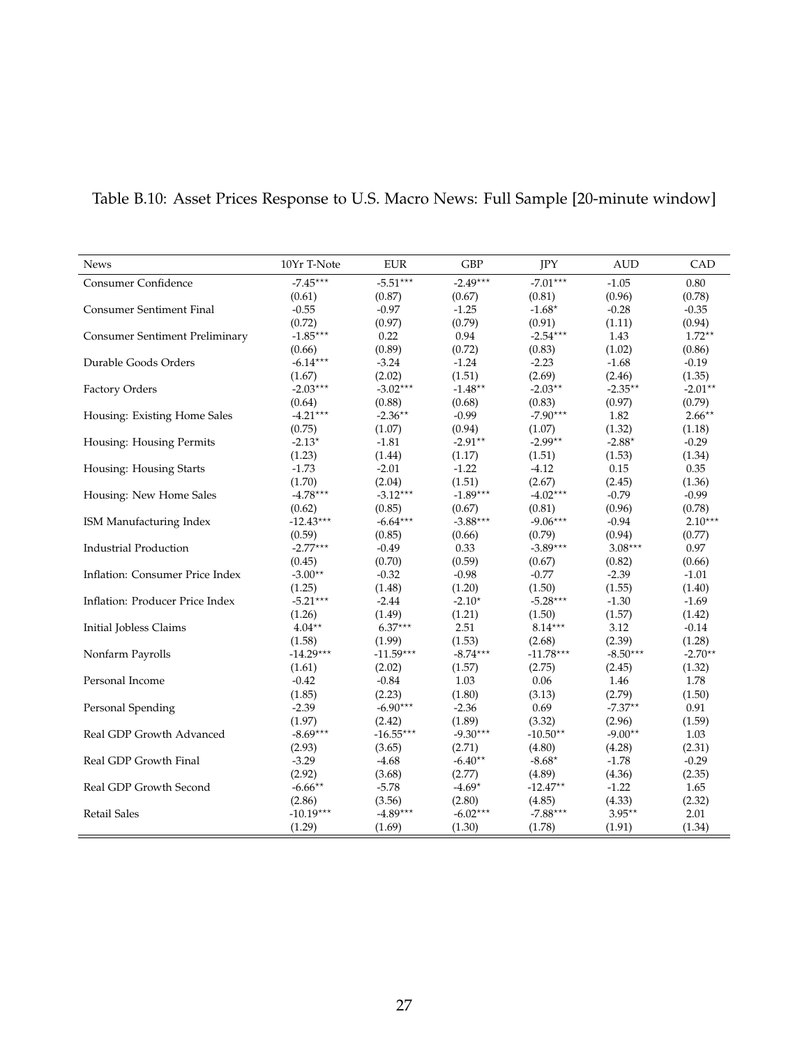Table B.10: Asset Prices Response to U.S. Macro News: Full Sample [20-minute window]

| News | 10Yr T-Note | EUR | GBP | JPY | AUD | CAD |
|---|---|---|---|---|---|---|
| Consumer Confidence | -7.45*** | -5.51*** | -2.49*** | -7.01*** | -1.05 | 0.80 |
| | (0.61) | (0.87) | (0.67) | (0.81) | (0.96) | (0.78) |
| Consumer Sentiment Final | -0.55 | -0.97 | -1.25 | -1.68* | -0.28 | -0.35 |
| | (0.72) | (0.97) | (0.79) | (0.91) | (1.11) | (0.94) |
| Consumer Sentiment Preliminary | -1.85*** | 0.22 | 0.94 | -2.54*** | 1.43 | 1.72** |
| | (0.66) | (0.89) | (0.72) | (0.83) | (1.02) | (0.86) |
| Durable Goods Orders | -6.14*** | -3.24 | -1.24 | -2.23 | -1.68 | -0.19 |
| | (1.67) | (2.02) | (1.51) | (2.69) | (2.46) | (1.35) |
| Factory Orders | -2.03*** | -3.02*** | -1.48** | -2.03** | -2.35** | -2.01** |
| | (0.64) | (0.88) | (0.68) | (0.83) | (0.97) | (0.79) |
| Housing: Existing Home Sales | -4.21*** | -2.36** | -0.99 | -7.90*** | 1.82 | 2.66** |
| | (0.75) | (1.07) | (0.94) | (1.07) | (1.32) | (1.18) |
| Housing: Housing Permits | -2.13* | -1.81 | -2.91** | -2.99** | -2.88* | -0.29 |
| | (1.23) | (1.44) | (1.17) | (1.51) | (1.53) | (1.34) |
| Housing: Housing Starts | -1.73 | -2.01 | -1.22 | -4.12 | 0.15 | 0.35 |
| | (1.70) | (2.04) | (1.51) | (2.67) | (2.45) | (1.36) |
| Housing: New Home Sales | -4.78*** | -3.12*** | -1.89*** | -4.02*** | -0.79 | -0.99 |
| | (0.62) | (0.85) | (0.67) | (0.81) | (0.96) | (0.78) |
| ISM Manufacturing Index | -12.43*** | -6.64*** | -3.88*** | -9.06*** | -0.94 | 2.10*** |
| | (0.59) | (0.85) | (0.66) | (0.79) | (0.94) | (0.77) |
| Industrial Production | -2.77*** | -0.49 | 0.33 | -3.89*** | 3.08*** | 0.97 |
| | (0.45) | (0.70) | (0.59) | (0.67) | (0.82) | (0.66) |
| Inflation: Consumer Price Index | -3.00** | -0.32 | -0.98 | -0.77 | -2.39 | -1.01 |
| | (1.25) | (1.48) | (1.20) | (1.50) | (1.55) | (1.40) |
| Inflation: Producer Price Index | -5.21*** | -2.44 | -2.10* | -5.28*** | -1.30 | -1.69 |
| | (1.26) | (1.49) | (1.21) | (1.50) | (1.57) | (1.42) |
| Initial Jobless Claims | 4.04** | 6.37*** | 2.51 | 8.14*** | 3.12 | -0.14 |
| | (1.58) | (1.99) | (1.53) | (2.68) | (2.39) | (1.28) |
| Nonfarm Payrolls | -14.29*** | -11.59*** | -8.74*** | -11.78*** | -8.50*** | -2.70** |
| | (1.61) | (2.02) | (1.57) | (2.75) | (2.45) | (1.32) |
| Personal Income | -0.42 | -0.84 | 1.03 | 0.06 | 1.46 | 1.78 |
| | (1.85) | (2.23) | (1.80) | (3.13) | (2.79) | (1.50) |
| Personal Spending | -2.39 | -6.90*** | -2.36 | 0.69 | -7.37** | 0.91 |
| | (1.97) | (2.42) | (1.89) | (3.32) | (2.96) | (1.59) |
| Real GDP Growth Advanced | -8.69*** | -16.55*** | -9.30*** | -10.50** | -9.00** | 1.03 |
| | (2.93) | (3.65) | (2.71) | (4.80) | (4.28) | (2.31) |
| Real GDP Growth Final | -3.29 | -4.68 | -6.40** | -8.68* | -1.78 | -0.29 |
| | (2.92) | (3.68) | (2.77) | (4.89) | (4.36) | (2.35) |
| Real GDP Growth Second | -6.66** | -5.78 | -4.69* | -12.47** | -1.22 | 1.65 |
| | (2.86) | (3.56) | (2.80) | (4.85) | (4.33) | (2.32) |
| Retail Sales | -10.19*** | -4.89*** | -6.02*** | -7.88*** | 3.95** | 2.01 |
| | (1.29) | (1.69) | (1.30) | (1.78) | (1.91) | (1.34) |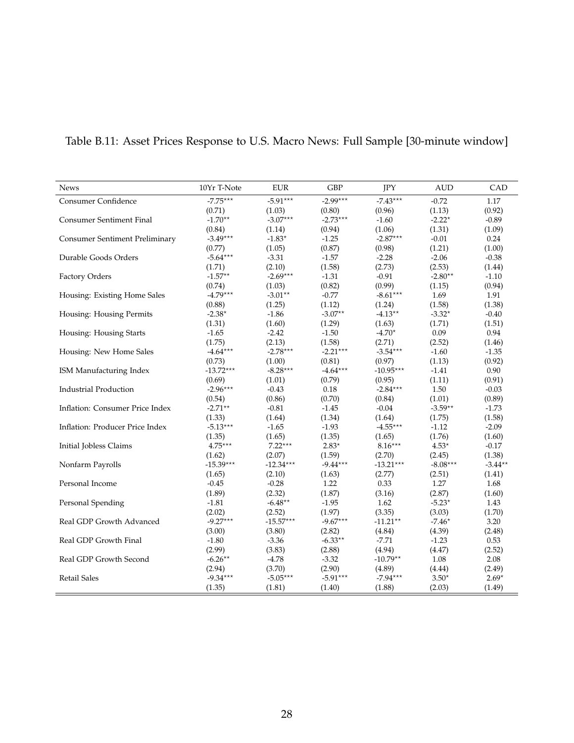Table B.11: Asset Prices Response to U.S. Macro News: Full Sample [30-minute window]

| News | 10Yr T-Note | EUR | GBP | JPY | AUD | CAD |
|---|---|---|---|---|---|---|
| Consumer Confidence | -7.75*** | -5.91*** | -2.99*** | -7.43*** | -0.72 | 1.17 |
| | (0.71) | (1.03) | (0.80) | (0.96) | (1.13) | (0.92) |
| Consumer Sentiment Final | -1.70** | -3.07*** | -2.73*** | -1.60 | -2.22* | -0.89 |
| | (0.84) | (1.14) | (0.94) | (1.06) | (1.31) | (1.09) |
| Consumer Sentiment Preliminary | -3.49*** | -1.83* | -1.25 | -2.87*** | -0.01 | 0.24 |
| | (0.77) | (1.05) | (0.87) | (0.98) | (1.21) | (1.00) |
| Durable Goods Orders | -5.64*** | -3.31 | -1.57 | -2.28 | -2.06 | -0.38 |
| | (1.71) | (2.10) | (1.58) | (2.73) | (2.53) | (1.44) |
| Factory Orders | -1.57** | -2.69*** | -1.31 | -0.91 | -2.80** | -1.10 |
| | (0.74) | (1.03) | (0.82) | (0.99) | (1.15) | (0.94) |
| Housing: Existing Home Sales | -4.79*** | -3.01** | -0.77 | -8.61*** | 1.69 | 1.91 |
| | (0.88) | (1.25) | (1.12) | (1.24) | (1.58) | (1.38) |
| Housing: Housing Permits | -2.38* | -1.86 | -3.07** | -4.13** | -3.32* | -0.40 |
| | (1.31) | (1.60) | (1.29) | (1.63) | (1.71) | (1.51) |
| Housing: Housing Starts | -1.65 | -2.42 | -1.50 | -4.70* | 0.09 | 0.94 |
| | (1.75) | (2.13) | (1.58) | (2.71) | (2.52) | (1.46) |
| Housing: New Home Sales | -4.64*** | -2.78*** | -2.21*** | -3.54*** | -1.60 | -1.35 |
| | (0.73) | (1.00) | (0.81) | (0.97) | (1.13) | (0.92) |
| ISM Manufacturing Index | -13.72*** | -8.28*** | -4.64*** | -10.95*** | -1.41 | 0.90 |
| | (0.69) | (1.01) | (0.79) | (0.95) | (1.11) | (0.91) |
| Industrial Production | -2.96*** | -0.43 | 0.18 | -2.84*** | 1.50 | -0.03 |
| | (0.54) | (0.86) | (0.70) | (0.84) | (1.01) | (0.89) |
| Inflation: Consumer Price Index | -2.71** | -0.81 | -1.45 | -0.04 | -3.59** | -1.73 |
| | (1.33) | (1.64) | (1.34) | (1.64) | (1.75) | (1.58) |
| Inflation: Producer Price Index | -5.13*** | -1.65 | -1.93 | -4.55*** | -1.12 | -2.09 |
| | (1.35) | (1.65) | (1.35) | (1.65) | (1.76) | (1.60) |
| Initial Jobless Claims | 4.75*** | 7.22*** | 2.83* | 8.16*** | 4.53* | -0.17 |
| | (1.62) | (2.07) | (1.59) | (2.70) | (2.45) | (1.38) |
| Nonfarm Payrolls | -15.39*** | -12.34*** | -9.44*** | -13.21*** | -8.08*** | -3.44** |
| | (1.65) | (2.10) | (1.63) | (2.77) | (2.51) | (1.41) |
| Personal Income | -0.45 | -0.28 | 1.22 | 0.33 | 1.27 | 1.68 |
| | (1.89) | (2.32) | (1.87) | (3.16) | (2.87) | (1.60) |
| Personal Spending | -1.81 | -6.48** | -1.95 | 1.62 | -5.23* | 1.43 |
| | (2.02) | (2.52) | (1.97) | (3.35) | (3.03) | (1.70) |
| Real GDP Growth Advanced | -9.27*** | -15.57*** | -9.67*** | -11.21** | -7.46* | 3.20 |
| | (3.00) | (3.80) | (2.82) | (4.84) | (4.39) | (2.48) |
| Real GDP Growth Final | -1.80 | -3.36 | -6.33** | -7.71 | -1.23 | 0.53 |
| | (2.99) | (3.83) | (2.88) | (4.94) | (4.47) | (2.52) |
| Real GDP Growth Second | -6.26** | -4.78 | -3.32 | -10.79** | 1.08 | 2.08 |
| | (2.94) | (3.70) | (2.90) | (4.89) | (4.44) | (2.49) |
| Retail Sales | -9.34*** | -5.05*** | -5.91*** | -7.94*** | 3.50* | 2.69* |
| | (1.35) | (1.81) | (1.40) | (1.88) | (2.03) | (1.49) |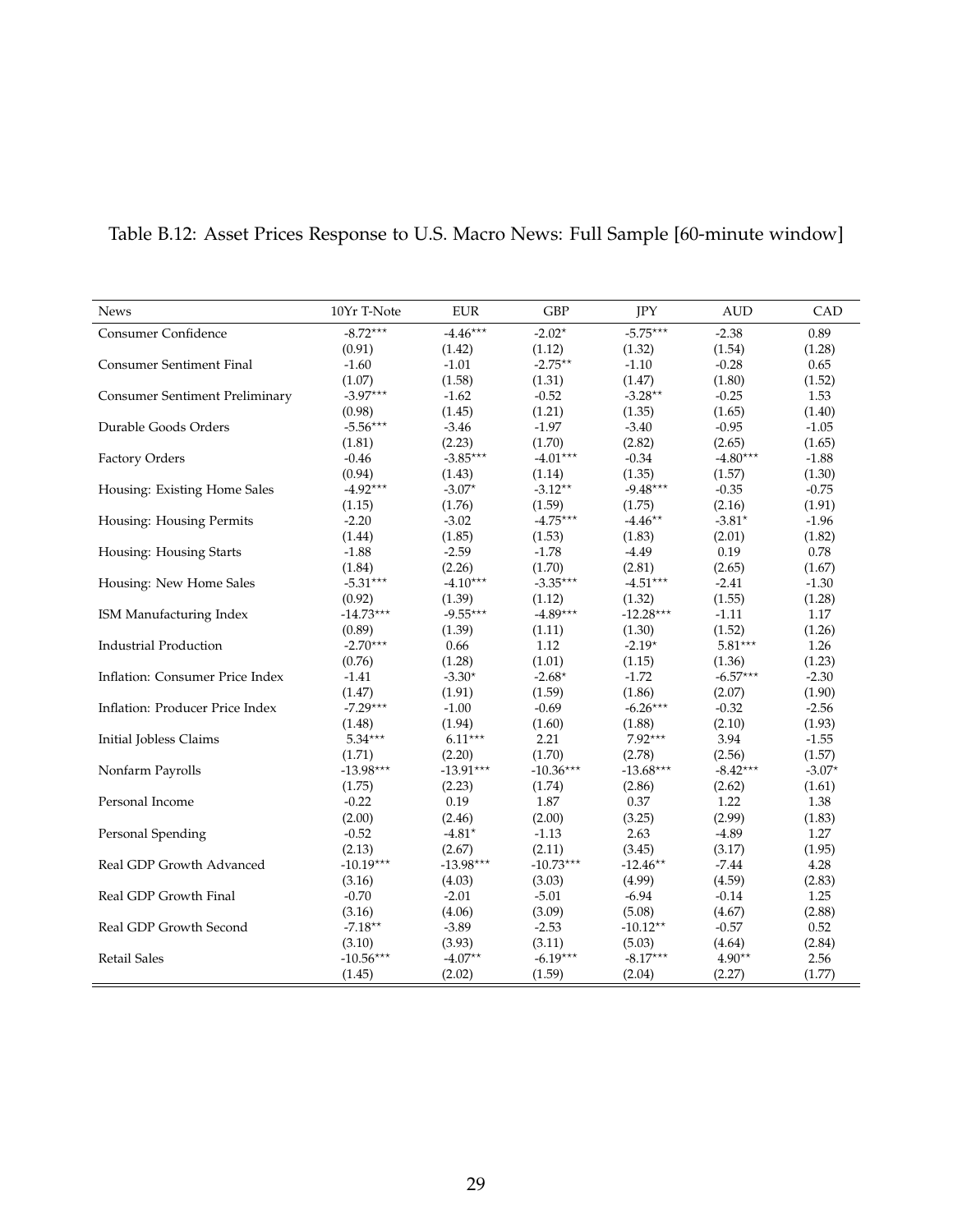Table B.12: Asset Prices Response to U.S. Macro News: Full Sample [60-minute window]

| News | 10Yr T-Note | EUR | GBP | JPY | AUD | CAD |
|---|---|---|---|---|---|---|
| Consumer Confidence | -8.72*** | -4.46*** | -2.02* | -5.75*** | -2.38 | 0.89 |
| | (0.91) | (1.42) | (1.12) | (1.32) | (1.54) | (1.28) |
| Consumer Sentiment Final | -1.60 | -1.01 | -2.75** | -1.10 | -0.28 | 0.65 |
| | (1.07) | (1.58) | (1.31) | (1.47) | (1.80) | (1.52) |
| Consumer Sentiment Preliminary | -3.97*** | -1.62 | -0.52 | -3.28** | -0.25 | 1.53 |
| | (0.98) | (1.45) | (1.21) | (1.35) | (1.65) | (1.40) |
| Durable Goods Orders | -5.56*** | -3.46 | -1.97 | -3.40 | -0.95 | -1.05 |
| | (1.81) | (2.23) | (1.70) | (2.82) | (2.65) | (1.65) |
| Factory Orders | -0.46 | -3.85*** | -4.01*** | -0.34 | -4.80*** | -1.88 |
| | (0.94) | (1.43) | (1.14) | (1.35) | (1.57) | (1.30) |
| Housing: Existing Home Sales | -4.92*** | -3.07* | -3.12** | -9.48*** | -0.35 | -0.75 |
| | (1.15) | (1.76) | (1.59) | (1.75) | (2.16) | (1.91) |
| Housing: Housing Permits | -2.20 | -3.02 | -4.75*** | -4.46** | -3.81* | -1.96 |
| | (1.44) | (1.85) | (1.53) | (1.83) | (2.01) | (1.82) |
| Housing: Housing Starts | -1.88 | -2.59 | -1.78 | -4.49 | 0.19 | 0.78 |
| | (1.84) | (2.26) | (1.70) | (2.81) | (2.65) | (1.67) |
| Housing: New Home Sales | -5.31*** | -4.10*** | -3.35*** | -4.51*** | -2.41 | -1.30 |
| | (0.92) | (1.39) | (1.12) | (1.32) | (1.55) | (1.28) |
| ISM Manufacturing Index | -14.73*** | -9.55*** | -4.89*** | -12.28*** | -1.11 | 1.17 |
| | (0.89) | (1.39) | (1.11) | (1.30) | (1.52) | (1.26) |
| Industrial Production | -2.70*** | 0.66 | 1.12 | -2.19* | 5.81*** | 1.26 |
| | (0.76) | (1.28) | (1.01) | (1.15) | (1.36) | (1.23) |
| Inflation: Consumer Price Index | -1.41 | -3.30* | -2.68* | -1.72 | -6.57*** | -2.30 |
| | (1.47) | (1.91) | (1.59) | (1.86) | (2.07) | (1.90) |
| Inflation: Producer Price Index | -7.29*** | -1.00 | -0.69 | -6.26*** | -0.32 | -2.56 |
| | (1.48) | (1.94) | (1.60) | (1.88) | (2.10) | (1.93) |
| Initial Jobless Claims | 5.34*** | 6.11*** | 2.21 | 7.92*** | 3.94 | -1.55 |
| | (1.71) | (2.20) | (1.70) | (2.78) | (2.56) | (1.57) |
| Nonfarm Payrolls | -13.98*** | -13.91*** | -10.36*** | -13.68*** | -8.42*** | -3.07* |
| | (1.75) | (2.23) | (1.74) | (2.86) | (2.62) | (1.61) |
| Personal Income | -0.22 | 0.19 | 1.87 | 0.37 | 1.22 | 1.38 |
| | (2.00) | (2.46) | (2.00) | (3.25) | (2.99) | (1.83) |
| Personal Spending | -0.52 | -4.81* | -1.13 | 2.63 | -4.89 | 1.27 |
| | (2.13) | (2.67) | (2.11) | (3.45) | (3.17) | (1.95) |
| Real GDP Growth Advanced | -10.19*** | -13.98*** | -10.73*** | -12.46** | -7.44 | 4.28 |
| | (3.16) | (4.03) | (3.03) | (4.99) | (4.59) | (2.83) |
| Real GDP Growth Final | -0.70 | -2.01 | -5.01 | -6.94 | -0.14 | 1.25 |
| | (3.16) | (4.06) | (3.09) | (5.08) | (4.67) | (2.88) |
| Real GDP Growth Second | -7.18** | -3.89 | -2.53 | -10.12** | -0.57 | 0.52 |
| | (3.10) | (3.93) | (3.11) | (5.03) | (4.64) | (2.84) |
| Retail Sales | -10.56*** | -4.07** | -6.19*** | -8.17*** | 4.90** | 2.56 |
| | (1.45) | (2.02) | (1.59) | (2.04) | (2.27) | (1.77) |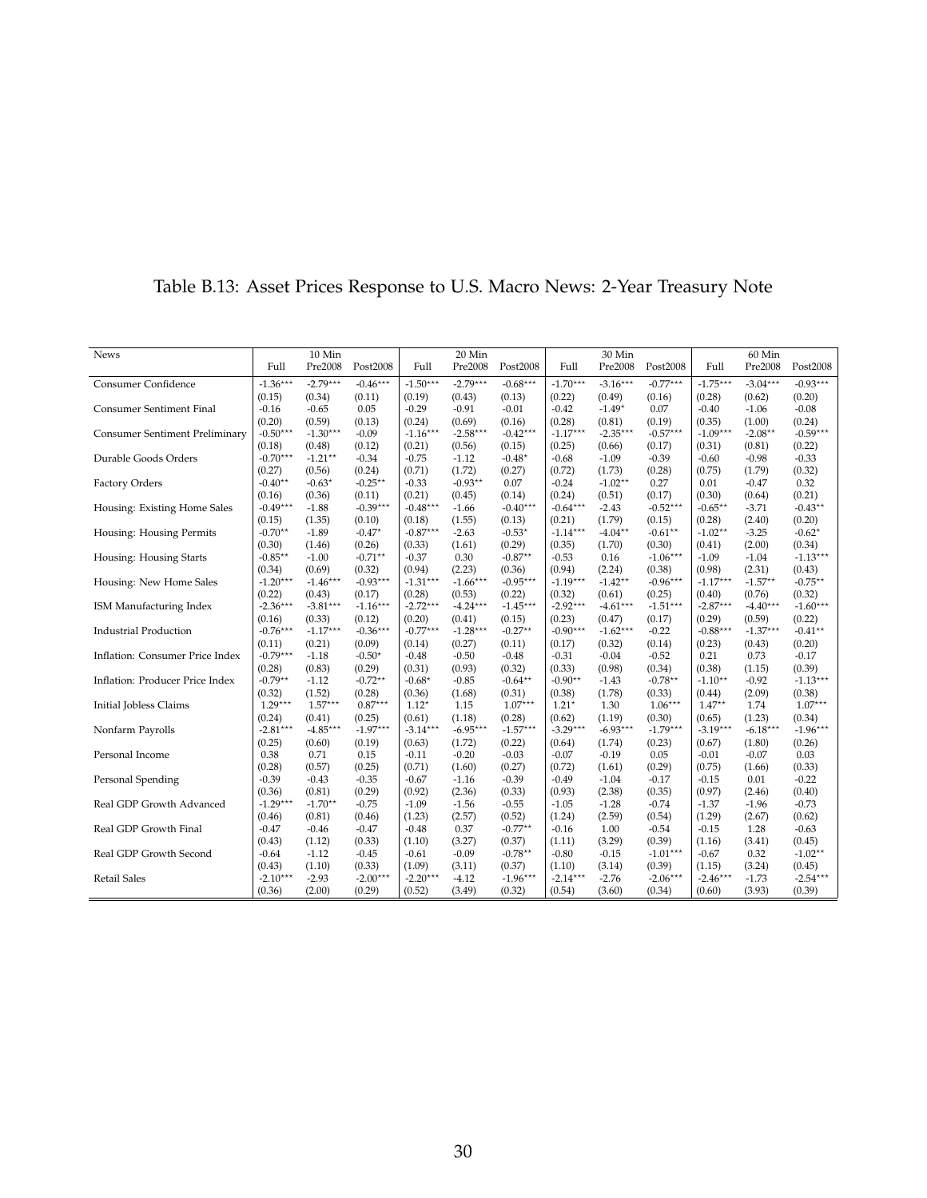# Table B.13: Asset Prices Response to U.S. Macro News: 2-Year Treasury Note

| News | 10 Min | | | 20 Min | | | 30 Min | | | 60 Min | | |
|---|---|---|---|---|---|---|---|---|---|---|---|---|
| | Full | Pre2008 | Post2008 | Full | Pre2008 | Post2008 | Full | Pre2008 | Post2008 | Full | Pre2008 | Post2008 |
| Consumer Confidence | -1.36*** | -2.79*** | -0.46*** | -1.50*** | -2.79*** | -0.68*** | -1.70*** | -3.16*** | -0.77*** | -1.75*** | -3.04*** | -0.93*** |
| | (0.15) | (0.34) | (0.11) | (0.19) | (0.43) | (0.13) | (0.22) | (0.49) | (0.16) | (0.28) | (0.62) | (0.20) |
| Consumer Sentiment Final | -0.16 | -0.65 | 0.05 | -0.29 | -0.91 | -0.01 | -0.42 | -1.49* | 0.07 | -0.40 | -1.06 | -0.08 |
| | (0.20) | (0.59) | (0.13) | (0.24) | (0.69) | (0.16) | (0.28) | (0.81) | (0.19) | (0.35) | (1.00) | (0.24) |
| Consumer Sentiment Preliminary | -0.50*** | -1.30*** | -0.09 | -1.16*** | -2.58*** | -0.42*** | -1.17*** | -2.35*** | -0.57*** | -1.09*** | -2.08** | -0.59*** |
| | (0.18) | (0.48) | (0.12) | (0.21) | (0.56) | (0.15) | (0.25) | (0.66) | (0.17) | (0.31) | (0.81) | (0.22) |
| Durable Goods Orders | -0.70*** | -1.21** | -0.34 | -0.75 | -1.12 | -0.48* | -0.68 | -1.09 | -0.39 | -0.60 | -0.98 | -0.33 |
| | (0.27) | (0.56) | (0.24) | (0.71) | (1.72) | (0.27) | (0.72) | (1.73) | (0.28) | (0.75) | (1.79) | (0.32) |
| Factory Orders | -0.40** | -0.63* | -0.25** | -0.33 | -0.93** | 0.07 | -0.24 | -1.02** | 0.27 | 0.01 | -0.47 | 0.32 |
| | (0.16) | (0.36) | (0.11) | (0.21) | (0.45) | (0.14) | (0.24) | (0.51) | (0.17) | (0.30) | (0.64) | (0.21) |
| Housing: Existing Home Sales | -0.49*** | -1.88 | -0.39*** | -0.48*** | -1.66 | -0.40*** | -0.64*** | -2.43 | -0.52*** | -0.65** | -3.71 | -0.43** |
| | (0.15) | (1.35) | (0.10) | (0.18) | (1.55) | (0.13) | (0.21) | (1.79) | (0.15) | (0.28) | (2.40) | (0.20) |
| Housing: Housing Permits | -0.70** | -1.89 | -0.47* | -0.87*** | -2.63 | -0.53* | -1.14*** | -4.04** | -0.61** | -1.02** | -3.25 | -0.62* |
| | (0.30) | (1.46) | (0.26) | (0.33) | (1.61) | (0.29) | (0.35) | (1.70) | (0.30) | (0.41) | (2.00) | (0.34) |
| Housing: Housing Starts | -0.85** | -1.00 | -0.71** | -0.37 | 0.30 | -0.87** | -0.53 | 0.16 | -1.06*** | -1.09 | -1.04 | -1.13*** |
| | (0.34) | (0.69) | (0.32) | (0.94) | (2.23) | (0.36) | (0.94) | (2.24) | (0.38) | (0.98) | (2.31) | (0.43) |
| Housing: New Home Sales | -1.20*** | -1.46*** | -0.93*** | -1.31*** | -1.66*** | -0.95*** | -1.19*** | -1.42** | -0.96*** | -1.17*** | -1.57** | -0.75** |
| | (0.22) | (0.43) | (0.17) | (0.28) | (0.53) | (0.22) | (0.32) | (0.61) | (0.25) | (0.40) | (0.76) | (0.32) |
| ISM Manufacturing Index | -2.36*** | -3.81*** | -1.16*** | -2.72*** | -4.24*** | -1.45*** | -2.92*** | -4.61*** | -1.51*** | -2.87*** | -4.40*** | -1.60*** |
| | (0.16) | (0.33) | (0.12) | (0.20) | (0.41) | (0.15) | (0.23) | (0.47) | (0.17) | (0.29) | (0.59) | (0.22) |
| Industrial Production | -0.76*** | -1.17*** | -0.36*** | -0.77*** | -1.28*** | -0.27** | -0.90*** | -1.62*** | -0.22 | -0.88*** | -1.37*** | -0.41** |
| | (0.11) | (0.21) | (0.09) | (0.14) | (0.27) | (0.11) | (0.17) | (0.32) | (0.14) | (0.23) | (0.43) | (0.20) |
| Inflation: Consumer Price Index | -0.79*** | -1.18 | -0.50* | -0.48 | -0.50 | -0.48 | -0.31 | -0.04 | -0.52 | 0.21 | 0.73 | -0.17 |
| | (0.28) | (0.83) | (0.29) | (0.31) | (0.93) | (0.32) | (0.33) | (0.98) | (0.34) | (0.38) | (1.15) | (0.39) |
| Inflation: Producer Price Index | -0.79** | -1.12 | -0.72** | -0.68* | -0.85 | -0.64** | -0.90** | -1.43 | -0.78** | -1.10** | -0.92 | -1.13*** |
| | (0.32) | (1.52) | (0.28) | (0.36) | (1.68) | (0.31) | (0.38) | (1.78) | (0.33) | (0.44) | (2.09) | (0.38) |
| Initial Jobless Claims | 1.29*** | 1.57*** | 0.87*** | 1.12* | 1.15 | 1.07*** | 1.21* | 1.30 | 1.06*** | 1.47** | 1.74 | 1.07*** |
| | (0.24) | (0.41) | (0.25) | (0.61) | (1.18) | (0.28) | (0.62) | (1.19) | (0.30) | (0.65) | (1.23) | (0.34) |
| Nonfarm Payrolls | -2.81*** | -4.85*** | -1.97*** | -3.14*** | -6.95*** | -1.57*** | -3.29*** | -6.93*** | -1.79*** | -3.19*** | -6.18*** | -1.96*** |
| | (0.25) | (0.60) | (0.19) | (0.63) | (1.72) | (0.22) | (0.64) | (1.74) | (0.23) | (0.67) | (1.80) | (0.26) |
| Personal Income | 0.38 | 0.71 | 0.15 | -0.11 | -0.20 | -0.03 | -0.07 | -0.19 | 0.05 | -0.01 | -0.07 | 0.03 |
| | (0.28) | (0.57) | (0.25) | (0.71) | (1.60) | (0.27) | (0.72) | (1.61) | (0.29) | (0.75) | (1.66) | (0.33) |
| Personal Spending | -0.39 | -0.43 | -0.35 | -0.67 | -1.16 | -0.39 | -0.49 | -1.04 | -0.17 | -0.15 | 0.01 | -0.22 |
| | (0.36) | (0.81) | (0.29) | (0.92) | (2.36) | (0.33) | (0.93) | (2.38) | (0.35) | (0.97) | (2.46) | (0.40) |
| Real GDP Growth Advanced | -1.29*** | -1.70** | -0.75 | -1.09 | -1.56 | -0.55 | -1.05 | -1.28 | -0.74 | -1.37 | -1.96 | -0.73 |
| | (0.46) | (0.81) | (0.46) | (1.23) | (2.57) | (0.52) | (1.24) | (2.59) | (0.54) | (1.29) | (2.67) | (0.62) |
| Real GDP Growth Final | -0.47 | -0.46 | -0.47 | -0.48 | 0.37 | -0.77** | -0.16 | 1.00 | -0.54 | -0.15 | 1.28 | -0.63 |
| | (0.43) | (1.12) | (0.33) | (1.10) | (3.27) | (0.37) | (1.11) | (3.29) | (0.39) | (1.16) | (3.41) | (0.45) |
| Real GDP Growth Second | -0.64 | -1.12 | -0.45 | -0.61 | -0.09 | -0.78** | -0.80 | -0.15 | -1.01*** | -0.67 | 0.32 | -1.02** |
| | (0.43) | (1.10) | (0.33) | (1.09) | (3.11) | (0.37) | (1.10) | (3.14) | (0.39) | (1.15) | (3.24) | (0.45) |
| Retail Sales | -2.10*** | -2.93 | -2.00*** | -2.20*** | -4.12 | -1.96*** | -2.14*** | -2.76 | -2.06*** | -2.46*** | -1.73 | -2.54*** |
| | (0.36) | (2.00) | (0.29) | (0.52) | (3.49) | (0.32) | (0.54) | (3.60) | (0.34) | (0.60) | (3.93) | (0.39) |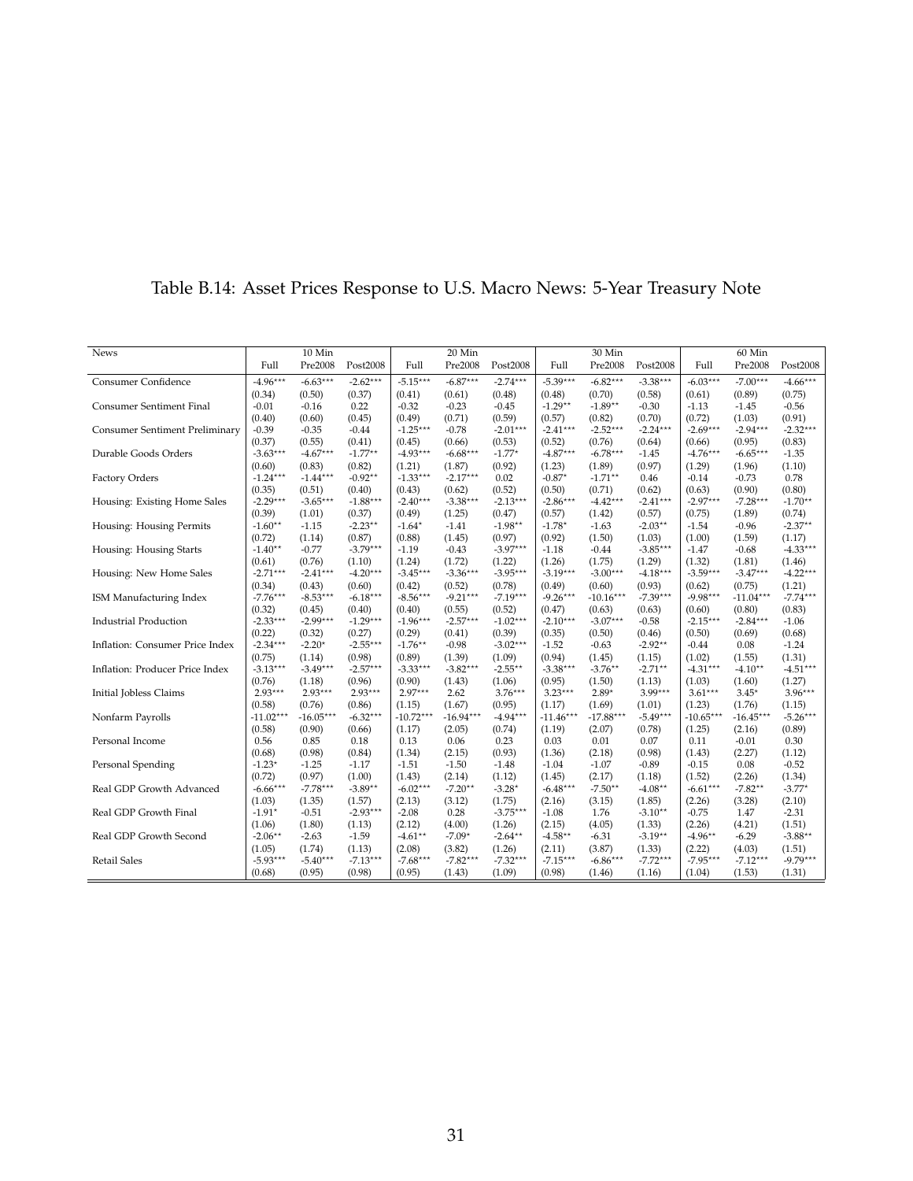# Table B.14: Asset Prices Response to U.S. Macro News: 5-Year Treasury Note

| News | 10 Min | | | 20 Min | | | 30 Min | | | 60 Min | | |
|---|---|---|---|---|---|---|---|---|---|---|---|---|
| | Full | Pre2008 | Post2008 | Full | Pre2008 | Post2008 | Full | Pre2008 | Post2008 | Full | Pre2008 | Post2008 |
| Consumer Confidence | -4.96*** | -6.63*** | -2.62*** | -5.15*** | -6.87*** | -2.74*** | -5.39*** | -6.82*** | -3.38*** | -6.03*** | -7.00*** | -4.66*** |
| | (0.34) | (0.50) | (0.37) | (0.41) | (0.61) | (0.48) | (0.48) | (0.70) | (0.58) | (0.61) | (0.89) | (0.75) |
| Consumer Sentiment Final | -0.01 | -0.16 | 0.22 | -0.32 | -0.23 | -0.45 | -1.29** | -1.89** | -0.30 | -1.13 | -1.45 | -0.56 |
| | (0.40) | (0.60) | (0.45) | (0.49) | (0.71) | (0.59) | (0.57) | (0.82) | (0.70) | (0.72) | (1.03) | (0.91) |
| Consumer Sentiment Preliminary | -0.39 | -0.35 | -0.44 | -1.25*** | -0.78 | -2.01*** | -2.41*** | -2.52*** | -2.24*** | -2.69*** | -2.94*** | -2.32*** |
| | (0.37) | (0.55) | (0.41) | (0.45) | (0.66) | (0.53) | (0.52) | (0.76) | (0.64) | (0.66) | (0.95) | (0.83) |
| Durable Goods Orders | -3.63*** | -4.67*** | -1.77** | -4.93*** | -6.68*** | -1.77* | -4.87*** | -6.78*** | -1.45 | -4.76*** | -6.65*** | -1.35 |
| | (0.60) | (0.83) | (0.82) | (1.21) | (1.87) | (0.92) | (1.23) | (1.89) | (0.97) | (1.29) | (1.96) | (1.10) |
| Factory Orders | -1.24*** | -1.44*** | -0.92** | -1.33*** | -2.17*** | 0.02 | -0.87* | -1.71** | 0.46 | -0.14 | -0.73 | 0.78 |
| | (0.35) | (0.51) | (0.40) | (0.43) | (0.62) | (0.52) | (0.50) | (0.71) | (0.62) | (0.63) | (0.90) | (0.80) |
| Housing: Existing Home Sales | -2.29*** | -3.65*** | -1.88*** | -2.40*** | -3.38*** | -2.13*** | -2.86*** | -4.42*** | -2.41*** | -2.97*** | -7.28*** | -1.70** |
| | (0.39) | (1.01) | (0.37) | (0.49) | (1.25) | (0.47) | (0.57) | (1.42) | (0.57) | (0.75) | (1.89) | (0.74) |
| Housing: Housing Permits | -1.60** | -1.15 | -2.23** | -1.64* | -1.41 | -1.98** | -1.78* | -1.63 | -2.03** | -1.54 | -0.96 | -2.37** |
| | (0.72) | (1.14) | (0.87) | (0.88) | (1.45) | (0.97) | (0.92) | (1.50) | (1.03) | (1.00) | (1.59) | (1.17) |
| Housing: Housing Starts | -1.40** | -0.77 | -3.79*** | -1.19 | -0.43 | -3.97*** | -1.18 | -0.44 | -3.85*** | -1.47 | -0.68 | -4.33*** |
| | (0.61) | (0.76) | (1.10) | (1.24) | (1.72) | (1.22) | (1.26) | (1.75) | (1.29) | (1.32) | (1.81) | (1.46) |
| Housing: New Home Sales | -2.71*** | -2.41*** | -4.20*** | -3.45*** | -3.36*** | -3.95*** | -3.19*** | -3.00*** | -4.18*** | -3.59*** | -3.47*** | -4.22*** |
| | (0.34) | (0.43) | (0.60) | (0.42) | (0.52) | (0.78) | (0.49) | (0.60) | (0.93) | (0.62) | (0.75) | (1.21) |
| ISM Manufacturing Index | -7.76*** | -8.53*** | -6.18*** | -8.56*** | -9.21*** | -7.19*** | -9.26*** | -10.16*** | -7.39*** | -9.98*** | -11.04*** | -7.74*** |
| | (0.32) | (0.45) | (0.40) | (0.40) | (0.55) | (0.52) | (0.47) | (0.63) | (0.63) | (0.60) | (0.80) | (0.83) |
| Industrial Production | -2.33*** | -2.99*** | -1.29*** | -1.96*** | -2.57*** | -1.02*** | -2.10*** | -3.07*** | -0.58 | -2.15*** | -2.84*** | -1.06 |
| | (0.22) | (0.32) | (0.27) | (0.29) | (0.41) | (0.39) | (0.35) | (0.50) | (0.46) | (0.50) | (0.69) | (0.68) |
| Inflation: Consumer Price Index | -2.34*** | -2.20* | -2.55*** | -1.76** | -0.98 | -3.02*** | -1.52 | -0.63 | -2.92** | -0.44 | 0.08 | -1.24 |
| | (0.75) | (1.14) | (0.98) | (0.89) | (1.39) | (1.09) | (0.94) | (1.45) | (1.15) | (1.02) | (1.55) | (1.31) |
| Inflation: Producer Price Index | -3.13*** | -3.49*** | -2.57*** | -3.33*** | -3.82*** | -2.55** | -3.38*** | -3.76** | -2.71** | -4.31*** | -4.10** | -4.51*** |
| | (0.76) | (1.18) | (0.96) | (0.90) | (1.43) | (1.06) | (0.95) | (1.50) | (1.13) | (1.03) | (1.60) | (1.27) |
| Initial Jobless Claims | 2.93*** | 2.93*** | 2.93*** | 2.97*** | 2.62 | 3.76*** | 3.23*** | 2.89* | 3.99*** | 3.61*** | 3.45* | 3.96*** |
| | (0.58) | (0.76) | (0.86) | (1.15) | (1.67) | (0.95) | (1.17) | (1.69) | (1.01) | (1.23) | (1.76) | (1.15) |
| Nonfarm Payrolls | -11.02*** | -16.05*** | -6.32*** | -10.72*** | -16.94*** | -4.94*** | -11.46*** | -17.88*** | -5.49*** | -10.65*** | -16.45*** | -5.26*** |
| | (0.58) | (0.90) | (0.66) | (1.17) | (2.05) | (0.74) | (1.19) | (2.07) | (0.78) | (1.25) | (2.16) | (0.89) |
| Personal Income | 0.56 | 0.85 | 0.18 | 0.13 | 0.06 | 0.23 | 0.03 | 0.01 | 0.07 | 0.11 | -0.01 | 0.30 |
| | (0.68) | (0.98) | (0.84) | (1.34) | (2.15) | (0.93) | (1.36) | (2.18) | (0.98) | (1.43) | (2.27) | (1.12) |
| Personal Spending | -1.23* | -1.25 | -1.17 | -1.51 | -1.50 | -1.48 | -1.04 | -1.07 | -0.89 | -0.15 | 0.08 | -0.52 |
| | (0.72) | (0.97) | (1.00) | (1.43) | (2.14) | (1.12) | (1.45) | (2.17) | (1.18) | (1.52) | (2.26) | (1.34) |
| Real GDP Growth Advanced | -6.66*** | -7.78*** | -3.89** | -6.02*** | -7.20** | -3.28* | -6.48*** | -7.50** | -4.08** | -6.61*** | -7.82** | -3.77* |
| | (1.03) | (1.35) | (1.57) | (2.13) | (3.12) | (1.75) | (2.16) | (3.15) | (1.85) | (2.26) | (3.28) | (2.10) |
| Real GDP Growth Final | -1.91* | -0.51 | -2.93*** | -2.08 | 0.28 | -3.75*** | -1.08 | 1.76 | -3.10** | -0.75 | 1.47 | -2.31 |
| | (1.06) | (1.80) | (1.13) | (2.12) | (4.00) | (1.26) | (2.15) | (4.05) | (1.33) | (2.26) | (4.21) | (1.51) |
| Real GDP Growth Second | -2.06** | -2.63 | -1.59 | -4.61** | -7.09* | -2.64** | -4.58** | -6.31 | -3.19** | -4.96** | -6.29 | -3.88** |
| | (1.05) | (1.74) | (1.13) | (2.08) | (3.82) | (1.26) | (2.11) | (3.87) | (1.33) | (2.22) | (4.03) | (1.51) |
| Retail Sales | -5.93*** | -5.40*** | -7.13*** | -7.68*** | -7.82*** | -7.32*** | -7.15*** | -6.86*** | -7.72*** | -7.95*** | -7.12*** | -9.79*** |
| | (0.68) | (0.95) | (0.98) | (0.95) | (1.43) | (1.09) | (0.98) | (1.46) | (1.16) | (1.04) | (1.53) | (1.31) |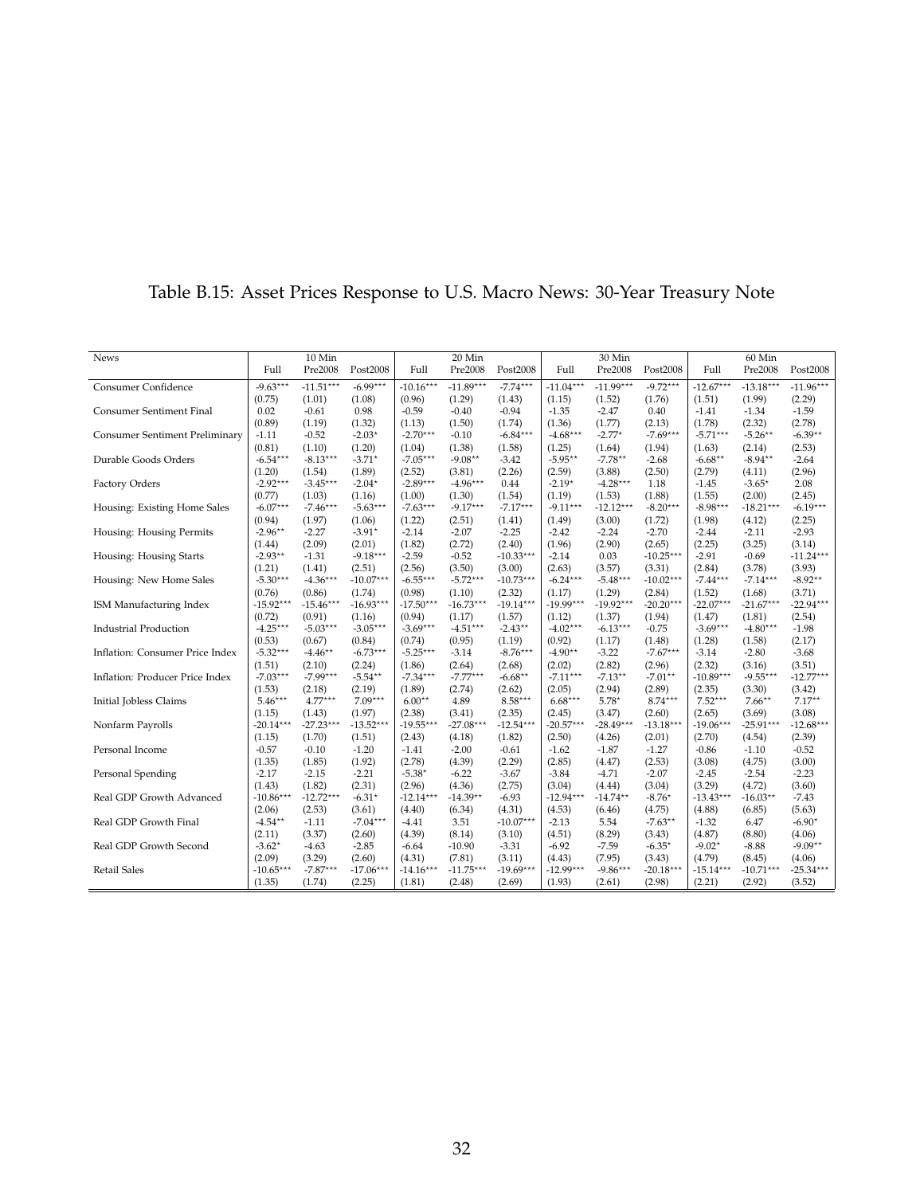Table B.15: Asset Prices Response to U.S. Macro News: 30-Year Treasury Note

| News | 10 Min | | | 20 Min | | | 30 Min | | | 60 Min | | |
|---|---|---|---|---|---|---|---|---|---|---|---|---|
| | Full | Pre2008 | Post2008 | Full | Pre2008 | Post2008 | Full | Pre2008 | Post2008 | Full | Pre2008 | Post2008 |
| Consumer Confidence | -9.63*** | -11.51*** | -6.99*** | -10.16*** | -11.89*** | -7.74*** | -11.04*** | -11.99*** | -9.72*** | -12.67*** | -13.18*** | -11.96*** |
| | (0.75) | (1.01) | (1.08) | (0.96) | (1.29) | (1.43) | (1.15) | (1.52) | (1.76) | (1.51) | (1.99) | (2.29) |
| Consumer Sentiment Final | 0.02 | -0.61 | 0.98 | -0.59 | -0.40 | -0.94 | -1.35 | -2.47 | 0.40 | -1.41 | -1.34 | -1.59 |
| | (0.89) | (1.19) | (1.32) | (1.13) | (1.50) | (1.74) | (1.36) | (1.77) | (2.13) | (1.78) | (2.32) | (2.78) |
| Consumer Sentiment Preliminary | -1.11 | -0.52 | -2.03* | -2.70*** | -0.10 | -6.84*** | -4.68*** | -2.77* | -7.69*** | -5.71*** | -5.26** | -6.39** |
| | (0.81) | (1.10) | (1.20) | (1.04) | (1.38) | (1.58) | (1.25) | (1.64) | (1.94) | (1.63) | (2.14) | (2.53) |
| Durable Goods Orders | -6.54*** | -8.13*** | -3.71* | -7.05*** | -9.08** | -3.42 | -5.95** | -7.78** | -2.68 | -6.68** | -8.94** | -2.64 |
| | (1.20) | (1.54) | (1.89) | (2.52) | (3.81) | (2.26) | (2.59) | (3.88) | (2.50) | (2.79) | (4.11) | (2.96) |
| Factory Orders | -2.92*** | -3.45*** | -2.04* | -2.89*** | -4.96*** | 0.44 | -2.19* | -4.28*** | 1.18 | -1.45 | -3.65* | 2.08 |
| | (0.77) | (1.03) | (1.16) | (1.00) | (1.30) | (1.54) | (1.19) | (1.53) | (1.88) | (1.55) | (2.00) | (2.45) |
| Housing: Existing Home Sales | -6.07*** | -7.46*** | -5.63*** | -7.63*** | -9.17*** | -7.17*** | -9.11*** | -12.12*** | -8.20*** | -8.98*** | -18.21*** | -6.19*** |
| | (0.94) | (1.97) | (1.06) | (1.22) | (2.51) | (1.41) | (1.49) | (3.00) | (1.72) | (1.98) | (4.12) | (2.25) |
| Housing: Housing Permits | -2.96** | -2.27 | -3.91* | -2.14 | -2.07 | -2.25 | -2.42 | -2.24 | -2.70 | -2.44 | -2.11 | -2.93 |
| | (1.44) | (2.09) | (2.01) | (1.82) | (2.72) | (2.40) | (1.96) | (2.90) | (2.65) | (2.25) | (3.25) | (3.14) |
| Housing: Housing Starts | -2.93** | -1.31 | -9.18*** | -2.59 | -0.52 | -10.33*** | -2.14 | 0.03 | -10.25*** | -2.91 | -0.69 | -11.24*** |
| | (1.21) | (1.41) | (2.51) | (2.56) | (3.50) | (3.00) | (2.63) | (3.57) | (3.31) | (2.84) | (3.78) | (3.93) |
| Housing: New Home Sales | -5.30*** | -4.36*** | -10.07*** | -6.55*** | -5.72*** | -10.73*** | -6.24*** | -5.48*** | -10.02*** | -7.44*** | -7.14*** | -8.92** |
| | (0.76) | (0.86) | (1.74) | (0.98) | (1.10) | (2.32) | (1.17) | (1.29) | (2.84) | (1.52) | (1.68) | (3.71) |
| ISM Manufacturing Index | -15.92*** | -15.46*** | -16.93*** | -17.50*** | -16.73*** | -19.14*** | -19.99*** | -19.92*** | -20.20*** | -22.07*** | -21.67*** | -22.94*** |
| | (0.72) | (0.91) | (1.16) | (0.94) | (1.17) | (1.57) | (1.12) | (1.37) | (1.94) | (1.47) | (1.81) | (2.54) |
| Industrial Production | -4.25*** | -5.03*** | -3.05*** | -3.69*** | -4.51*** | -2.43** | -4.02*** | -6.13*** | -0.75 | -3.69*** | -4.80*** | -1.98 |
| | (0.53) | (0.67) | (0.84) | (0.74) | (0.95) | (1.19) | (0.92) | (1.17) | (1.48) | (1.28) | (1.58) | (2.17) |
| Inflation: Consumer Price Index | -5.32*** | -4.46** | -6.73*** | -5.25*** | -3.14 | -8.76*** | -4.90** | -3.22 | -7.67*** | -3.14 | -2.80 | -3.68 |
| | (1.51) | (2.10) | (2.24) | (1.86) | (2.64) | (2.68) | (2.02) | (2.82) | (2.96) | (2.32) | (3.16) | (3.51) |
| Inflation: Producer Price Index | -7.03*** | -7.99*** | -5.54** | -7.34*** | -7.77*** | -6.68** | -7.11*** | -7.13** | -7.01** | -10.89*** | -9.55*** | -12.77*** |
| | (1.53) | (2.18) | (2.19) | (1.89) | (2.74) | (2.62) | (2.05) | (2.94) | (2.89) | (2.35) | (3.30) | (3.42) |
| Initial Jobless Claims | 5.46*** | 4.77*** | 7.09*** | 6.00** | 4.89 | 8.58*** | 6.68*** | 5.78* | 8.74*** | 7.52*** | 7.66** | 7.17** |
| | (1.15) | (1.43) | (1.97) | (2.38) | (3.41) | (2.35) | (2.45) | (3.47) | (2.60) | (2.65) | (3.69) | (3.08) |
| Nonfarm Payrolls | -20.14*** | -27.23*** | -13.52*** | -19.55*** | -27.08*** | -12.54*** | -20.57*** | -28.49*** | -13.18*** | -19.06*** | -25.91*** | -12.68*** |
| | (1.15) | (1.70) | (1.51) | (2.43) | (4.18) | (1.82) | (2.50) | (4.26) | (2.01) | (2.70) | (4.54) | (2.39) |
| Personal Income | -0.57 | -0.10 | -1.20 | -1.41 | -2.00 | -0.61 | -1.62 | -1.87 | -1.27 | -0.86 | -1.10 | -0.52 |
| | (1.35) | (1.85) | (1.92) | (2.78) | (4.39) | (2.29) | (2.85) | (4.47) | (2.53) | (3.08) | (4.75) | (3.00) |
| Personal Spending | -2.17 | -2.15 | -2.21 | -5.38* | -6.22 | -3.67 | -3.84 | -4.71 | -2.07 | -2.45 | -2.54 | -2.23 |
| | (1.43) | (1.82) | (2.31) | (2.96) | (4.36) | (2.75) | (3.04) | (4.44) | (3.04) | (3.29) | (4.72) | (3.60) |
| Real GDP Growth Advanced | -10.86*** | -12.72*** | -6.31* | -12.14*** | -14.39** | -6.93 | -12.94*** | -14.74** | -8.76* | -13.43*** | -16.03** | -7.43 |
| | (2.06) | (2.53) | (3.61) | (4.40) | (6.34) | (4.31) | (4.53) | (6.46) | (4.75) | (4.88) | (6.85) | (5.63) |
| Real GDP Growth Final | -4.54** | -1.11 | -7.04*** | -4.41 | 3.51 | -10.07*** | -2.13 | 5.54 | -7.63** | -1.32 | 6.47 | -6.90* |
| | (2.11) | (3.37) | (2.60) | (4.39) | (8.14) | (3.10) | (4.51) | (8.29) | (3.43) | (4.87) | (8.80) | (4.06) |
| Real GDP Growth Second | -3.62* | -4.63 | -2.85 | -6.64 | -10.90 | -3.31 | -6.92 | -7.59 | -6.35* | -9.02* | -8.88 | -9.09** |
| | (2.09) | (3.29) | (2.60) | (4.31) | (7.81) | (3.11) | (4.43) | (7.95) | (3.43) | (4.79) | (8.45) | (4.06) |
| Retail Sales | -10.65*** | -7.87*** | -17.06*** | -14.16*** | -11.75*** | -19.69*** | -12.99*** | -9.86*** | -20.18*** | -15.14*** | -10.71*** | -25.34*** |
| | (1.35) | (1.74) | (2.25) | (1.81) | (2.48) | (2.69) | (1.93) | (2.61) | (2.98) | (2.21) | (2.92) | (3.52) |